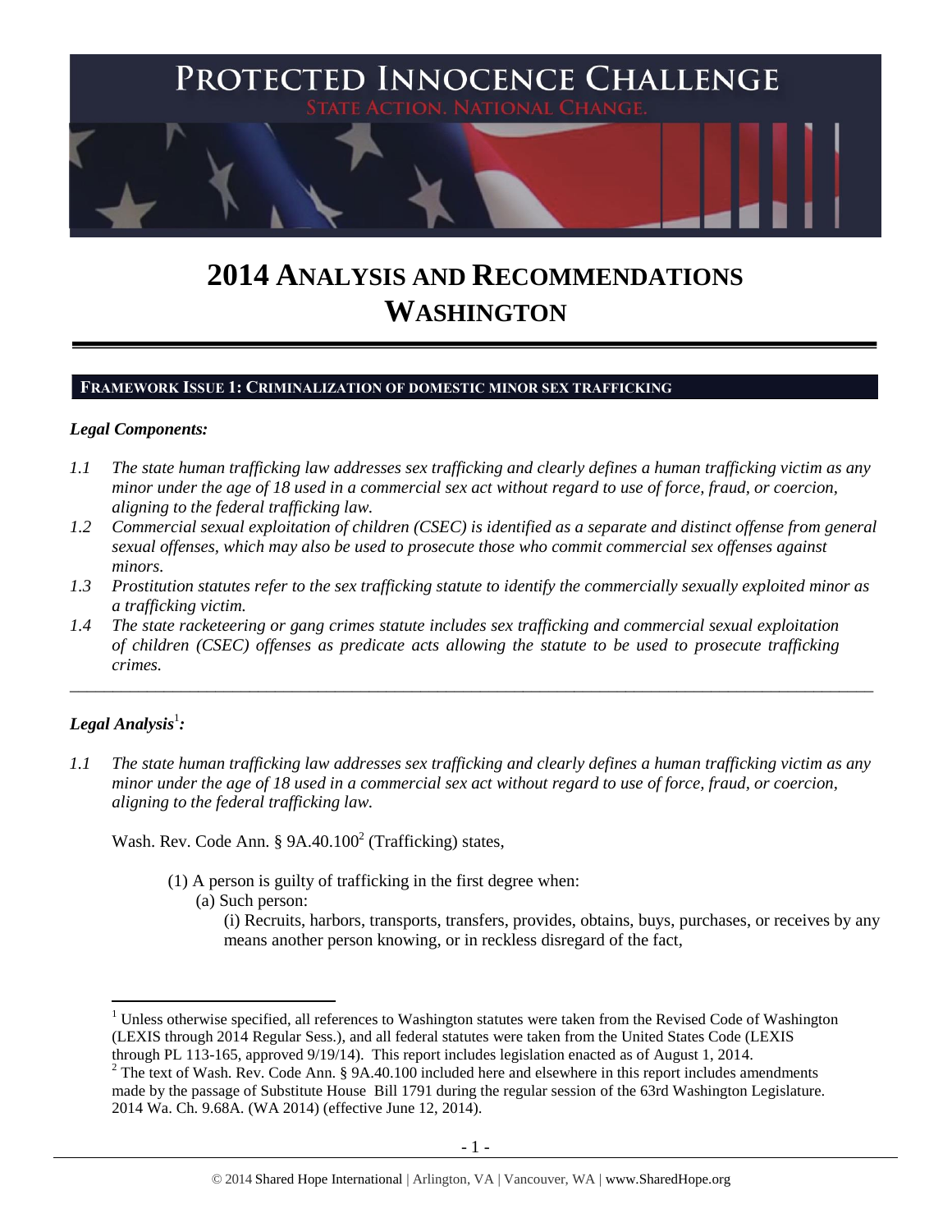# PROTECTED INNOCENCE CHALLENGE

STATE ACTION. NATIONAL CHANGE.

# 2014 ANALYSIS AND RECOMMENDATIONS WASHINGTON

## FRAMEWORK ISSUE 1: CRIMINALIZATION OF DOMESTIC MINOR SEX TRAFFICKING

### *Legal Components:*

*1.1 The state human trafficking law addresses sex trafficking and clearly defines a human trafficking victim as any minor under the age of 18 used in a commercial sex act without regard to use of force, fraud, or coercion, aligning to the federal trafficking law.*

*1.2 Commercial sexual exploitation of children (CSEC) is identified as a separate and distinct offense from general sexual offenses, which may also be used to prosecute those who commit commercial sex offenses against minors.*

*1.3 Prostitution statutes refer to the sex trafficking statute to identify the commercially sexually exploited minor as a trafficking victim.*

*1.4 The state racketeering or gang crimes statute includes sex trafficking and commercial sexual exploitation of children (CSEC) offenses as predicate acts allowing the statute to be used to prosecute trafficking crimes.*

---

### *Legal Analysis*[1]*:*

*1.1 The state human trafficking law addresses sex trafficking and clearly defines a human trafficking victim as any minor under the age of 18 used in a commercial sex act without regard to use of force, fraud, or coercion, aligning to the federal trafficking law.*

Wash. Rev. Code Ann. § 9A.40.100[2] (Trafficking) states,

> (1) A person is guilty of trafficking in the first degree when:
>
> (a) Such person:
>
> (i) Recruits, harbors, transports, transfers, provides, obtains, buys, purchases, or receives by any means another person knowing, or in reckless disregard of the fact,

---

[1] Unless otherwise specified, all references to Washington statutes were taken from the Revised Code of Washington (LEXIS through 2014 Regular Sess.), and all federal statutes were taken from the United States Code (LEXIS through PL 113-165, approved 9/19/14). This report includes legislation enacted as of August 1, 2014.

[2] The text of Wash. Rev. Code Ann. § 9A.40.100 included here and elsewhere in this report includes amendments made by the passage of Substitute House Bill 1791 during the regular session of the 63rd Washington Legislature. 2014 Wa. Ch. 9.68A. (WA 2014) (effective June 12, 2014).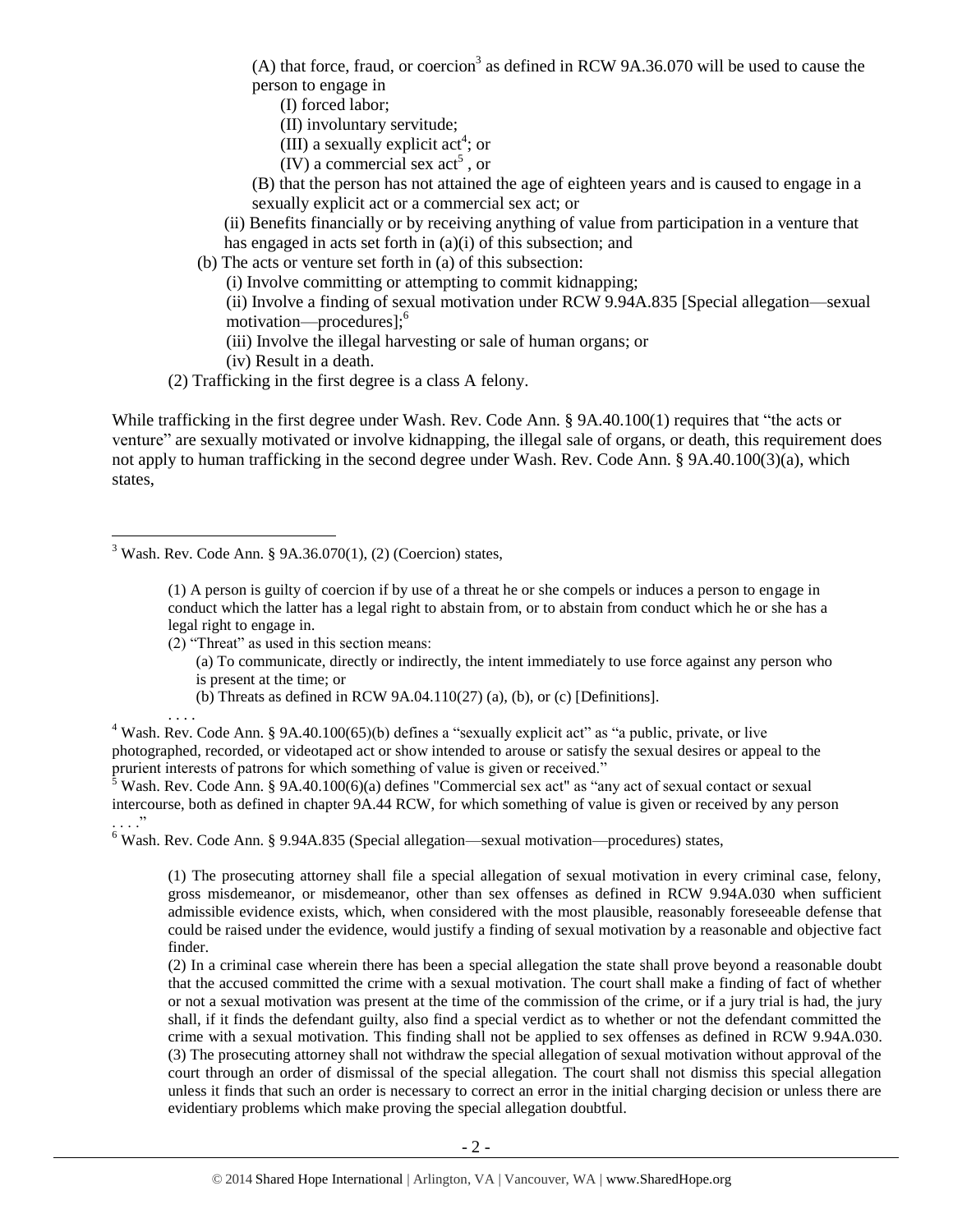(A) that force, fraud, or coercion[3] as defined in RCW 9A.36.070 will be used to cause the person to engage in

(I) forced labor;

(II) involuntary servitude;

(III) a sexually explicit act[4]; or

(IV) a commercial sex act[5] , or

(B) that the person has not attained the age of eighteen years and is caused to engage in a sexually explicit act or a commercial sex act; or

(ii) Benefits financially or by receiving anything of value from participation in a venture that has engaged in acts set forth in (a)(i) of this subsection; and

(b) The acts or venture set forth in (a) of this subsection:

(i) Involve committing or attempting to commit kidnapping;

(ii) Involve a finding of sexual motivation under RCW 9.94A.835 [Special allegation—sexual motivation—procedures];[6]

(iii) Involve the illegal harvesting or sale of human organs; or

(iv) Result in a death.

(2) Trafficking in the first degree is a class A felony.

While trafficking in the first degree under Wash. Rev. Code Ann. § 9A.40.100(1) requires that "the acts or venture" are sexually motivated or involve kidnapping, the illegal sale of organs, or death, this requirement does not apply to human trafficking in the second degree under Wash. Rev. Code Ann. § 9A.40.100(3)(a), which states,

---

[3] Wash. Rev. Code Ann. § 9A.36.070(1), (2) (Coercion) states,

> (1) A person is guilty of coercion if by use of a threat he or she compels or induces a person to engage in conduct which the latter has a legal right to abstain from, or to abstain from conduct which he or she has a legal right to engage in.
>
> (2) "Threat" as used in this section means:
>
> (a) To communicate, directly or indirectly, the intent immediately to use force against any person who is present at the time; or
>
> (b) Threats as defined in RCW 9A.04.110(27) (a), (b), or (c) [Definitions].
>
> . . . .

[4] Wash. Rev. Code Ann. § 9A.40.100(65)(b) defines a "sexually explicit act" as "a public, private, or live photographed, recorded, or videotaped act or show intended to arouse or satisfy the sexual desires or appeal to the prurient interests of patrons for which something of value is given or received."

[5] Wash. Rev. Code Ann. § 9A.40.100(6)(a) defines "Commercial sex act" as "any act of sexual contact or sexual intercourse, both as defined in chapter 9A.44 RCW, for which something of value is given or received by any person . . . ."

[6] Wash. Rev. Code Ann. § 9.94A.835 (Special allegation—sexual motivation—procedures) states,

> (1) The prosecuting attorney shall file a special allegation of sexual motivation in every criminal case, felony, gross misdemeanor, or misdemeanor, other than sex offenses as defined in RCW 9.94A.030 when sufficient admissible evidence exists, which, when considered with the most plausible, reasonably foreseeable defense that could be raised under the evidence, would justify a finding of sexual motivation by a reasonable and objective fact finder.
>
> (2) In a criminal case wherein there has been a special allegation the state shall prove beyond a reasonable doubt that the accused committed the crime with a sexual motivation. The court shall make a finding of fact of whether or not a sexual motivation was present at the time of the commission of the crime, or if a jury trial is had, the jury shall, if it finds the defendant guilty, also find a special verdict as to whether or not the defendant committed the crime with a sexual motivation. This finding shall not be applied to sex offenses as defined in RCW 9.94A.030.
>
> (3) The prosecuting attorney shall not withdraw the special allegation of sexual motivation without approval of the court through an order of dismissal of the special allegation. The court shall not dismiss this special allegation unless it finds that such an order is necessary to correct an error in the initial charging decision or unless there are evidentiary problems which make proving the special allegation doubtful.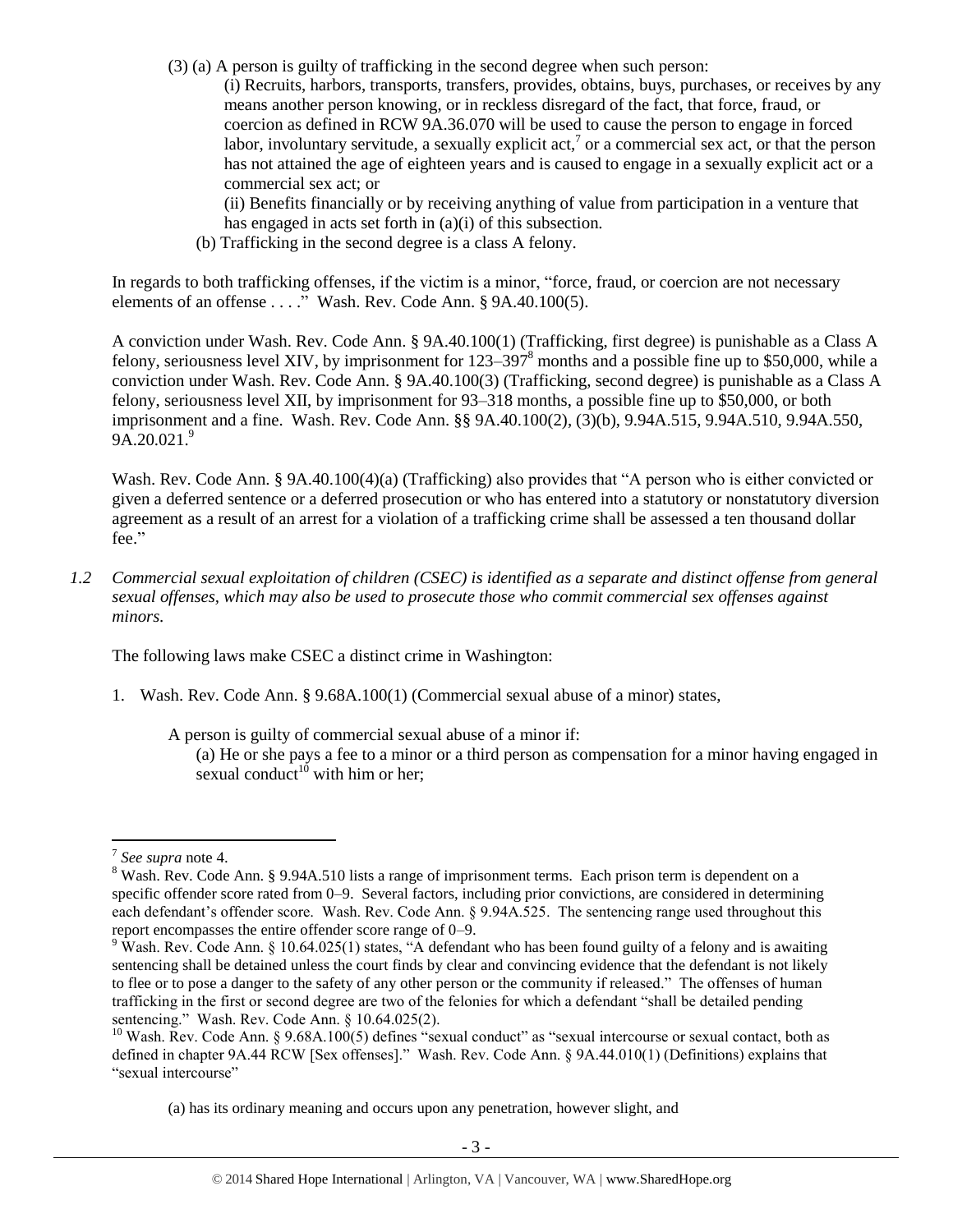(3) (a) A person is guilty of trafficking in the second degree when such person:

(i) Recruits, harbors, transports, transfers, provides, obtains, buys, purchases, or receives by any means another person knowing, or in reckless disregard of the fact, that force, fraud, or coercion as defined in RCW 9A.36.070 will be used to cause the person to engage in forced labor, involuntary servitude, a sexually explicit act,[7] or a commercial sex act, or that the person has not attained the age of eighteen years and is caused to engage in a sexually explicit act or a commercial sex act; or

(ii) Benefits financially or by receiving anything of value from participation in a venture that has engaged in acts set forth in (a)(i) of this subsection.

(b) Trafficking in the second degree is a class A felony.

In regards to both trafficking offenses, if the victim is a minor, "force, fraud, or coercion are not necessary elements of an offense . . . ." Wash. Rev. Code Ann. § 9A.40.100(5).

A conviction under Wash. Rev. Code Ann. § 9A.40.100(1) (Trafficking, first degree) is punishable as a Class A felony, seriousness level XIV, by imprisonment for 123–397[8] months and a possible fine up to $50,000, while a conviction under Wash. Rev. Code Ann. § 9A.40.100(3) (Trafficking, second degree) is punishable as a Class A felony, seriousness level XII, by imprisonment for 93–318 months, a possible fine up to $50,000, or both imprisonment and a fine. Wash. Rev. Code Ann. §§ 9A.40.100(2), (3)(b), 9.94A.515, 9.94A.510, 9.94A.550, 9A.20.021.[9]

Wash. Rev. Code Ann. § 9A.40.100(4)(a) (Trafficking) also provides that "A person who is either convicted or given a deferred sentence or a deferred prosecution or who has entered into a statutory or nonstatutory diversion agreement as a result of an arrest for a violation of a trafficking crime shall be assessed a ten thousand dollar fee."

*1.2 Commercial sexual exploitation of children (CSEC) is identified as a separate and distinct offense from general sexual offenses, which may also be used to prosecute those who commit commercial sex offenses against minors.*

The following laws make CSEC a distinct crime in Washington:

1. Wash. Rev. Code Ann. § 9.68A.100(1) (Commercial sexual abuse of a minor) states,

   A person is guilty of commercial sexual abuse of a minor if:

   (a) He or she pays a fee to a minor or a third person as compensation for a minor having engaged in sexual conduct[10] with him or her;

---

[7] *See supra* note 4.

[8] Wash. Rev. Code Ann. § 9.94A.510 lists a range of imprisonment terms. Each prison term is dependent on a specific offender score rated from 0–9. Several factors, including prior convictions, are considered in determining each defendant's offender score. Wash. Rev. Code Ann. § 9.94A.525. The sentencing range used throughout this report encompasses the entire offender score range of 0–9.

[9] Wash. Rev. Code Ann. § 10.64.025(1) states, "A defendant who has been found guilty of a felony and is awaiting sentencing shall be detained unless the court finds by clear and convincing evidence that the defendant is not likely to flee or to pose a danger to the safety of any other person or the community if released." The offenses of human trafficking in the first or second degree are two of the felonies for which a defendant "shall be detailed pending sentencing." Wash. Rev. Code Ann. § 10.64.025(2).

[10] Wash. Rev. Code Ann. § 9.68A.100(5) defines "sexual conduct" as "sexual intercourse or sexual contact, both as defined in chapter 9A.44 RCW [Sex offenses]." Wash. Rev. Code Ann. § 9A.44.010(1) (Definitions) explains that "sexual intercourse"

(a) has its ordinary meaning and occurs upon any penetration, however slight, and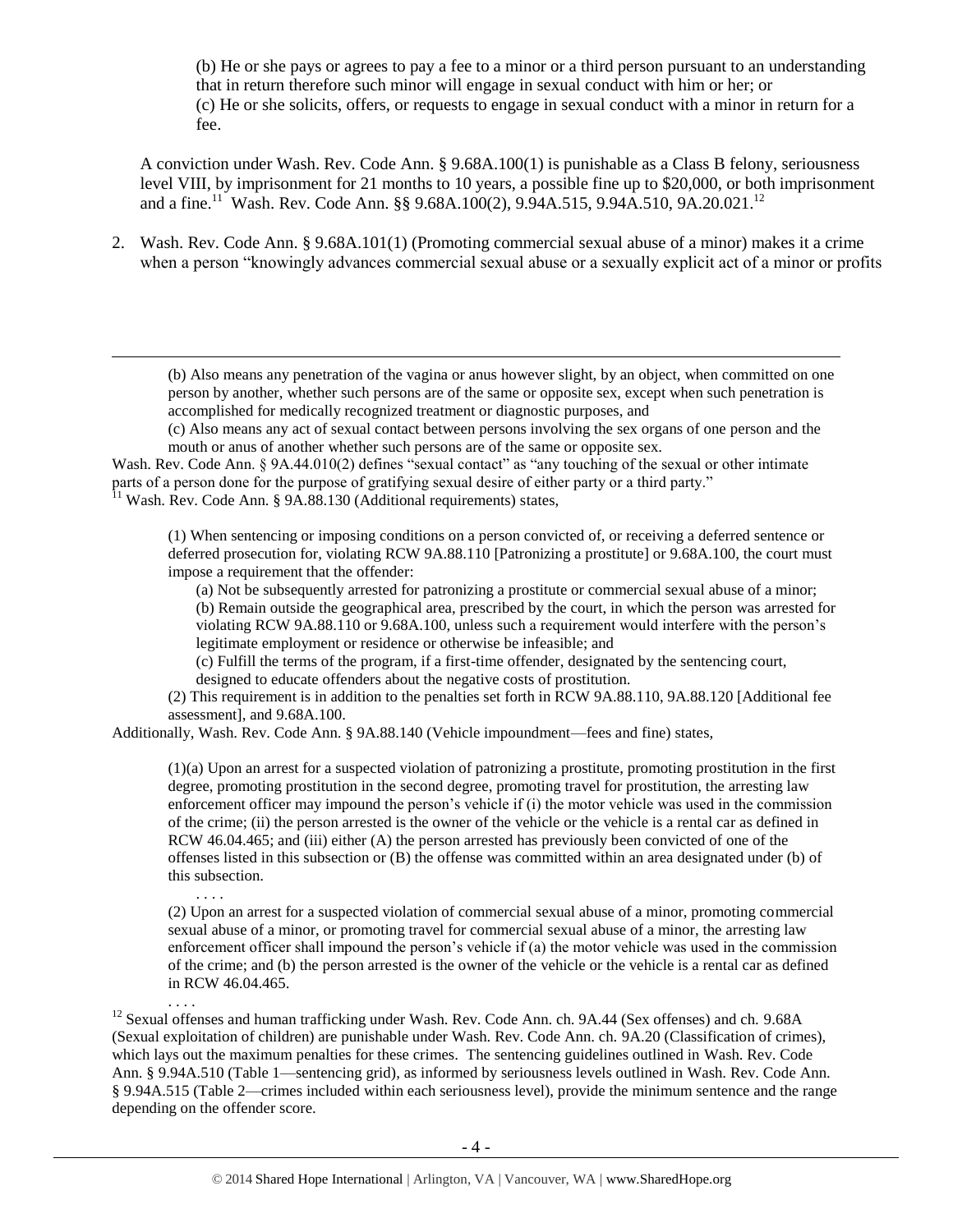> (b) He or she pays or agrees to pay a fee to a minor or a third person pursuant to an understanding that in return therefore such minor will engage in sexual conduct with him or her; or
> (c) He or she solicits, offers, or requests to engage in sexual conduct with a minor in return for a fee.

A conviction under Wash. Rev. Code Ann. § 9.68A.100(1) is punishable as a Class B felony, seriousness level VIII, by imprisonment for 21 months to 10 years, a possible fine up to $20,000, or both imprisonment and a fine.[11] Wash. Rev. Code Ann. §§ 9.68A.100(2), 9.94A.515, 9.94A.510, 9A.20.021.[12]

2. Wash. Rev. Code Ann. § 9.68A.101(1) (Promoting commercial sexual abuse of a minor) makes it a crime when a person "knowingly advances commercial sexual abuse or a sexually explicit act of a minor or profits

---

> (b) Also means any penetration of the vagina or anus however slight, by an object, when committed on one person by another, whether such persons are of the same or opposite sex, except when such penetration is accomplished for medically recognized treatment or diagnostic purposes, and
> (c) Also means any act of sexual contact between persons involving the sex organs of one person and the mouth or anus of another whether such persons are of the same or opposite sex.

Wash. Rev. Code Ann. § 9A.44.010(2) defines "sexual contact" as "any touching of the sexual or other intimate parts of a person done for the purpose of gratifying sexual desire of either party or a third party."

[11] Wash. Rev. Code Ann. § 9A.88.130 (Additional requirements) states,

> (1) When sentencing or imposing conditions on a person convicted of, or receiving a deferred sentence or deferred prosecution for, violating RCW 9A.88.110 [Patronizing a prostitute] or 9.68A.100, the court must impose a requirement that the offender:
> (a) Not be subsequently arrested for patronizing a prostitute or commercial sexual abuse of a minor;
> (b) Remain outside the geographical area, prescribed by the court, in which the person was arrested for violating RCW 9A.88.110 or 9.68A.100, unless such a requirement would interfere with the person's legitimate employment or residence or otherwise be infeasible; and
> (c) Fulfill the terms of the program, if a first-time offender, designated by the sentencing court, designed to educate offenders about the negative costs of prostitution.
> (2) This requirement is in addition to the penalties set forth in RCW 9A.88.110, 9A.88.120 [Additional fee assessment], and 9.68A.100.

Additionally, Wash. Rev. Code Ann. § 9A.88.140 (Vehicle impoundment—fees and fine) states,

> (1)(a) Upon an arrest for a suspected violation of patronizing a prostitute, promoting prostitution in the first degree, promoting prostitution in the second degree, promoting travel for prostitution, the arresting law enforcement officer may impound the person's vehicle if (i) the motor vehicle was used in the commission of the crime; (ii) the person arrested is the owner of the vehicle or the vehicle is a rental car as defined in RCW 46.04.465; and (iii) either (A) the person arrested has previously been convicted of one of the offenses listed in this subsection or (B) the offense was committed within an area designated under (b) of this subsection.
> . . . .
> (2) Upon an arrest for a suspected violation of commercial sexual abuse of a minor, promoting commercial sexual abuse of a minor, or promoting travel for commercial sexual abuse of a minor, the arresting law enforcement officer shall impound the person's vehicle if (a) the motor vehicle was used in the commission of the crime; and (b) the person arrested is the owner of the vehicle or the vehicle is a rental car as defined in RCW 46.04.465.
> . . . .

[12] Sexual offenses and human trafficking under Wash. Rev. Code Ann. ch. 9A.44 (Sex offenses) and ch. 9.68A (Sexual exploitation of children) are punishable under Wash. Rev. Code Ann. ch. 9A.20 (Classification of crimes), which lays out the maximum penalties for these crimes. The sentencing guidelines outlined in Wash. Rev. Code Ann. § 9.94A.510 (Table 1—sentencing grid), as informed by seriousness levels outlined in Wash. Rev. Code Ann. § 9.94A.515 (Table 2—crimes included within each seriousness level), provide the minimum sentence and the range depending on the offender score.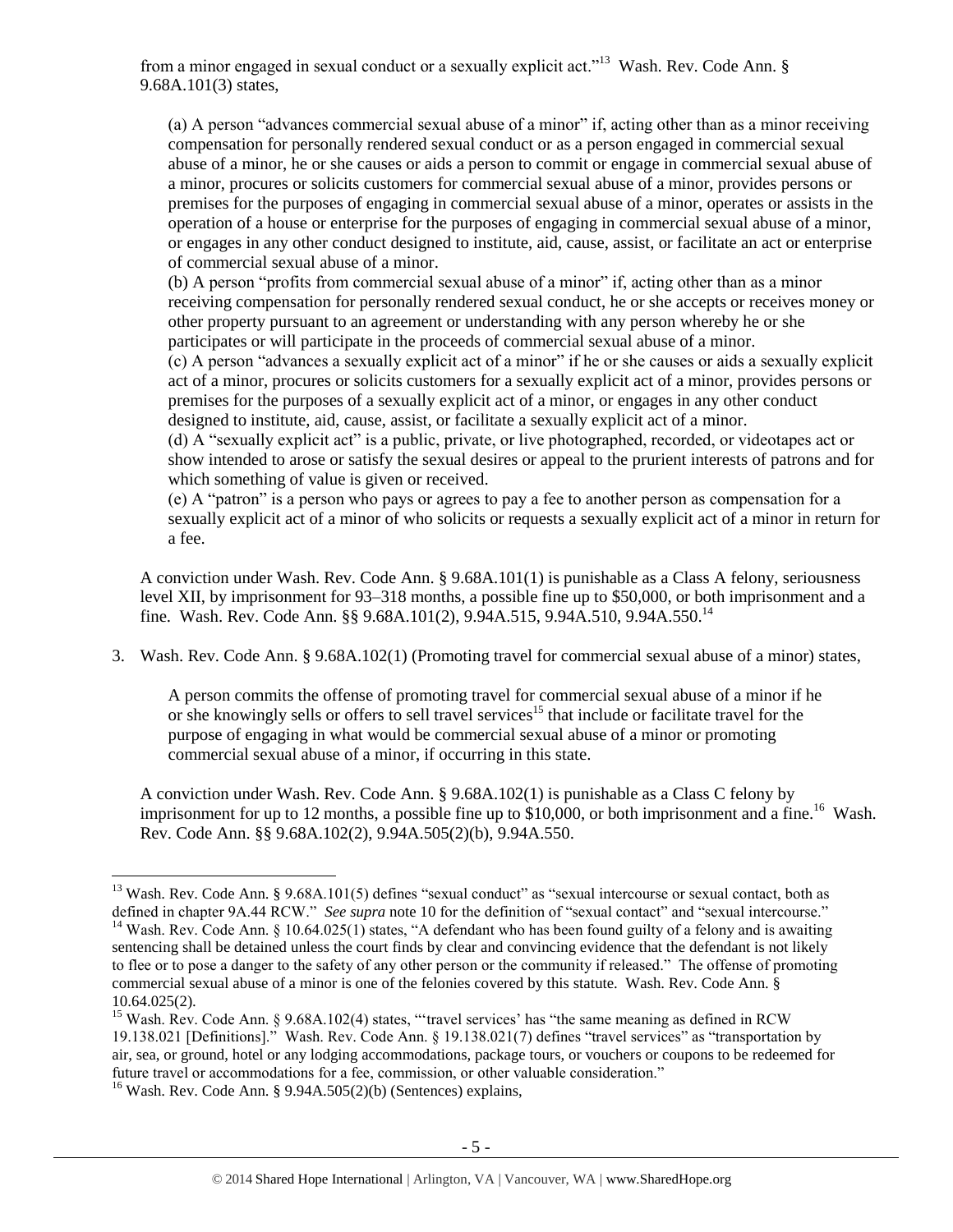from a minor engaged in sexual conduct or a sexually explicit act."[13] Wash. Rev. Code Ann. § 9.68A.101(3) states,

> (a) A person "advances commercial sexual abuse of a minor" if, acting other than as a minor receiving compensation for personally rendered sexual conduct or as a person engaged in commercial sexual abuse of a minor, he or she causes or aids a person to commit or engage in commercial sexual abuse of a minor, procures or solicits customers for commercial sexual abuse of a minor, provides persons or premises for the purposes of engaging in commercial sexual abuse of a minor, operates or assists in the operation of a house or enterprise for the purposes of engaging in commercial sexual abuse of a minor, or engages in any other conduct designed to institute, aid, cause, assist, or facilitate an act or enterprise of commercial sexual abuse of a minor.
> (b) A person "profits from commercial sexual abuse of a minor" if, acting other than as a minor receiving compensation for personally rendered sexual conduct, he or she accepts or receives money or other property pursuant to an agreement or understanding with any person whereby he or she participates or will participate in the proceeds of commercial sexual abuse of a minor.
> (c) A person "advances a sexually explicit act of a minor" if he or she causes or aids a sexually explicit act of a minor, procures or solicits customers for a sexually explicit act of a minor, provides persons or premises for the purposes of a sexually explicit act of a minor, or engages in any other conduct designed to institute, aid, cause, assist, or facilitate a sexually explicit act of a minor.
> (d) A "sexually explicit act" is a public, private, or live photographed, recorded, or videotapes act or show intended to arose or satisfy the sexual desires or appeal to the prurient interests of patrons and for which something of value is given or received.
> (e) A "patron" is a person who pays or agrees to pay a fee to another person as compensation for a sexually explicit act of a minor of who solicits or requests a sexually explicit act of a minor in return for a fee.

A conviction under Wash. Rev. Code Ann. § 9.68A.101(1) is punishable as a Class A felony, seriousness level XII, by imprisonment for 93–318 months, a possible fine up to $50,000, or both imprisonment and a fine. Wash. Rev. Code Ann. §§ 9.68A.101(2), 9.94A.515, 9.94A.510, 9.94A.550.[14]

3. Wash. Rev. Code Ann. § 9.68A.102(1) (Promoting travel for commercial sexual abuse of a minor) states,

> A person commits the offense of promoting travel for commercial sexual abuse of a minor if he or she knowingly sells or offers to sell travel services[15] that include or facilitate travel for the purpose of engaging in what would be commercial sexual abuse of a minor or promoting commercial sexual abuse of a minor, if occurring in this state.

A conviction under Wash. Rev. Code Ann. § 9.68A.102(1) is punishable as a Class C felony by imprisonment for up to 12 months, a possible fine up to $10,000, or both imprisonment and a fine.[16] Wash. Rev. Code Ann. §§ 9.68A.102(2), 9.94A.505(2)(b), 9.94A.550.

---

[13] Wash. Rev. Code Ann. § 9.68A.101(5) defines "sexual conduct" as "sexual intercourse or sexual contact, both as defined in chapter 9A.44 RCW." *See supra* note 10 for the definition of "sexual contact" and "sexual intercourse."

[14] Wash. Rev. Code Ann. § 10.64.025(1) states, "A defendant who has been found guilty of a felony and is awaiting sentencing shall be detained unless the court finds by clear and convincing evidence that the defendant is not likely to flee or to pose a danger to the safety of any other person or the community if released." The offense of promoting commercial sexual abuse of a minor is one of the felonies covered by this statute. Wash. Rev. Code Ann. § 10.64.025(2).

[15] Wash. Rev. Code Ann. § 9.68A.102(4) states, "'travel services' has "the same meaning as defined in RCW 19.138.021 [Definitions]." Wash. Rev. Code Ann. § 19.138.021(7) defines "travel services" as "transportation by air, sea, or ground, hotel or any lodging accommodations, package tours, or vouchers or coupons to be redeemed for future travel or accommodations for a fee, commission, or other valuable consideration."

[16] Wash. Rev. Code Ann. § 9.94A.505(2)(b) (Sentences) explains,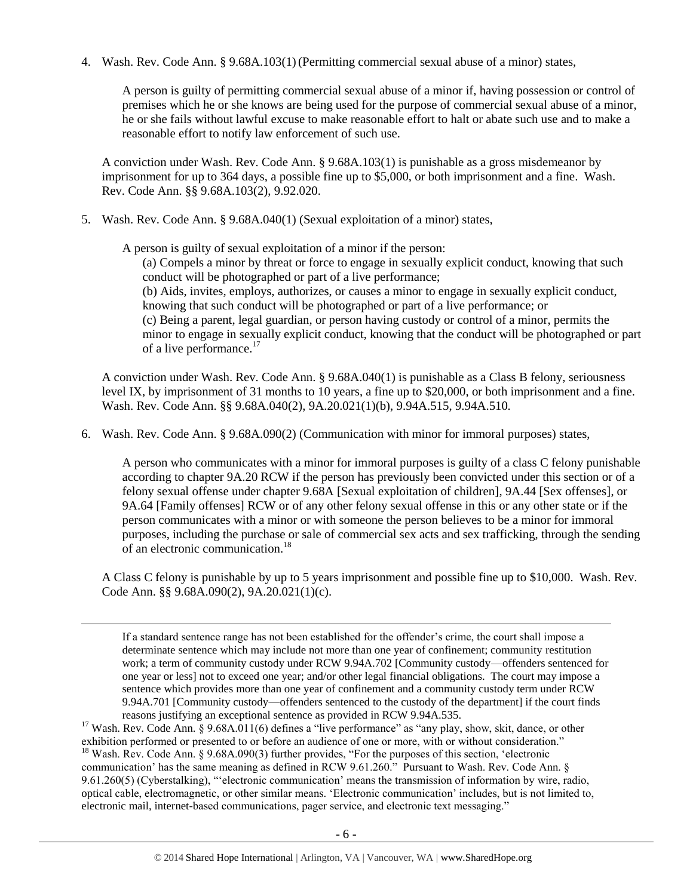4. Wash. Rev. Code Ann. § 9.68A.103(1) (Permitting commercial sexual abuse of a minor) states,

   A person is guilty of permitting commercial sexual abuse of a minor if, having possession or control of premises which he or she knows are being used for the purpose of commercial sexual abuse of a minor, he or she fails without lawful excuse to make reasonable effort to halt or abate such use and to make a reasonable effort to notify law enforcement of such use.

   A conviction under Wash. Rev. Code Ann. § 9.68A.103(1) is punishable as a gross misdemeanor by imprisonment for up to 364 days, a possible fine up to $5,000, or both imprisonment and a fine. Wash. Rev. Code Ann. §§ 9.68A.103(2), 9.92.020.

5. Wash. Rev. Code Ann. § 9.68A.040(1) (Sexual exploitation of a minor) states,

   A person is guilty of sexual exploitation of a minor if the person:
   (a) Compels a minor by threat or force to engage in sexually explicit conduct, knowing that such conduct will be photographed or part of a live performance;
   (b) Aids, invites, employs, authorizes, or causes a minor to engage in sexually explicit conduct, knowing that such conduct will be photographed or part of a live performance; or
   (c) Being a parent, legal guardian, or person having custody or control of a minor, permits the minor to engage in sexually explicit conduct, knowing that the conduct will be photographed or part of a live performance.[17]

   A conviction under Wash. Rev. Code Ann. § 9.68A.040(1) is punishable as a Class B felony, seriousness level IX, by imprisonment of 31 months to 10 years, a fine up to $20,000, or both imprisonment and a fine. Wash. Rev. Code Ann. §§ 9.68A.040(2), 9A.20.021(1)(b), 9.94A.515, 9.94A.510.

6. Wash. Rev. Code Ann. § 9.68A.090(2) (Communication with minor for immoral purposes) states,

   A person who communicates with a minor for immoral purposes is guilty of a class C felony punishable according to chapter 9A.20 RCW if the person has previously been convicted under this section or of a felony sexual offense under chapter 9.68A [Sexual exploitation of children], 9A.44 [Sex offenses], or 9A.64 [Family offenses] RCW or of any other felony sexual offense in this or any other state or if the person communicates with a minor or with someone the person believes to be a minor for immoral purposes, including the purchase or sale of commercial sex acts and sex trafficking, through the sending of an electronic communication.[18]

   A Class C felony is punishable by up to 5 years imprisonment and possible fine up to $10,000. Wash. Rev. Code Ann. §§ 9.68A.090(2), 9A.20.021(1)(c).

---

If a standard sentence range has not been established for the offender's crime, the court shall impose a determinate sentence which may include not more than one year of confinement; community restitution work; a term of community custody under RCW 9.94A.702 [Community custody—offenders sentenced for one year or less] not to exceed one year; and/or other legal financial obligations. The court may impose a sentence which provides more than one year of confinement and a community custody term under RCW 9.94A.701 [Community custody—offenders sentenced to the custody of the department] if the court finds reasons justifying an exceptional sentence as provided in RCW 9.94A.535.

[17] Wash. Rev. Code Ann. § 9.68A.011(6) defines a "live performance" as "any play, show, skit, dance, or other exhibition performed or presented to or before an audience of one or more, with or without consideration."

[18] Wash. Rev. Code Ann. § 9.68A.090(3) further provides, "For the purposes of this section, 'electronic communication' has the same meaning as defined in RCW 9.61.260." Pursuant to Wash. Rev. Code Ann. § 9.61.260(5) (Cyberstalking), "'electronic communication' means the transmission of information by wire, radio, optical cable, electromagnetic, or other similar means. 'Electronic communication' includes, but is not limited to, electronic mail, internet-based communications, pager service, and electronic text messaging."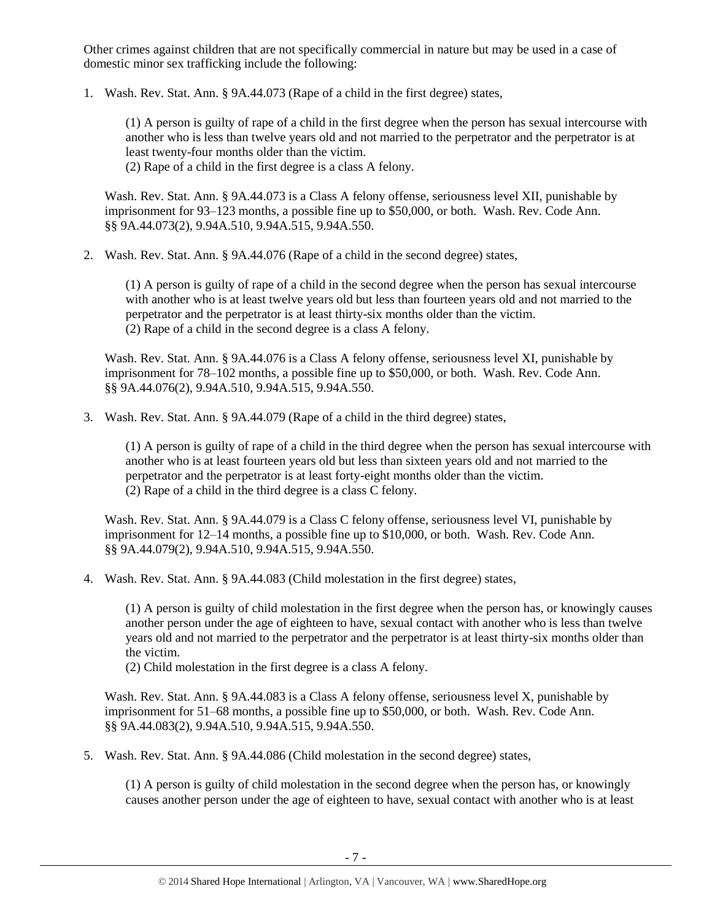Other crimes against children that are not specifically commercial in nature but may be used in a case of domestic minor sex trafficking include the following:

1. Wash. Rev. Stat. Ann. § 9A.44.073 (Rape of a child in the first degree) states,

   > (1) A person is guilty of rape of a child in the first degree when the person has sexual intercourse with another who is less than twelve years old and not married to the perpetrator and the perpetrator is at least twenty-four months older than the victim.
   > (2) Rape of a child in the first degree is a class A felony.

   Wash. Rev. Stat. Ann. § 9A.44.073 is a Class A felony offense, seriousness level XII, punishable by imprisonment for 93–123 months, a possible fine up to $50,000, or both. Wash. Rev. Code Ann. §§ 9A.44.073(2), 9.94A.510, 9.94A.515, 9.94A.550.

2. Wash. Rev. Stat. Ann. § 9A.44.076 (Rape of a child in the second degree) states,

   > (1) A person is guilty of rape of a child in the second degree when the person has sexual intercourse with another who is at least twelve years old but less than fourteen years old and not married to the perpetrator and the perpetrator is at least thirty-six months older than the victim.
   > (2) Rape of a child in the second degree is a class A felony.

   Wash. Rev. Stat. Ann. § 9A.44.076 is a Class A felony offense, seriousness level XI, punishable by imprisonment for 78–102 months, a possible fine up to $50,000, or both. Wash. Rev. Code Ann. §§ 9A.44.076(2), 9.94A.510, 9.94A.515, 9.94A.550.

3. Wash. Rev. Stat. Ann. § 9A.44.079 (Rape of a child in the third degree) states,

   > (1) A person is guilty of rape of a child in the third degree when the person has sexual intercourse with another who is at least fourteen years old but less than sixteen years old and not married to the perpetrator and the perpetrator is at least forty-eight months older than the victim.
   > (2) Rape of a child in the third degree is a class C felony.

   Wash. Rev. Stat. Ann. § 9A.44.079 is a Class C felony offense, seriousness level VI, punishable by imprisonment for 12–14 months, a possible fine up to $10,000, or both. Wash. Rev. Code Ann. §§ 9A.44.079(2), 9.94A.510, 9.94A.515, 9.94A.550.

4. Wash. Rev. Stat. Ann. § 9A.44.083 (Child molestation in the first degree) states,

   > (1) A person is guilty of child molestation in the first degree when the person has, or knowingly causes another person under the age of eighteen to have, sexual contact with another who is less than twelve years old and not married to the perpetrator and the perpetrator is at least thirty-six months older than the victim.
   > (2) Child molestation in the first degree is a class A felony.

   Wash. Rev. Stat. Ann. § 9A.44.083 is a Class A felony offense, seriousness level X, punishable by imprisonment for 51–68 months, a possible fine up to $50,000, or both. Wash. Rev. Code Ann. §§ 9A.44.083(2), 9.94A.510, 9.94A.515, 9.94A.550.

5. Wash. Rev. Stat. Ann. § 9A.44.086 (Child molestation in the second degree) states,

   > (1) A person is guilty of child molestation in the second degree when the person has, or knowingly causes another person under the age of eighteen to have, sexual contact with another who is at least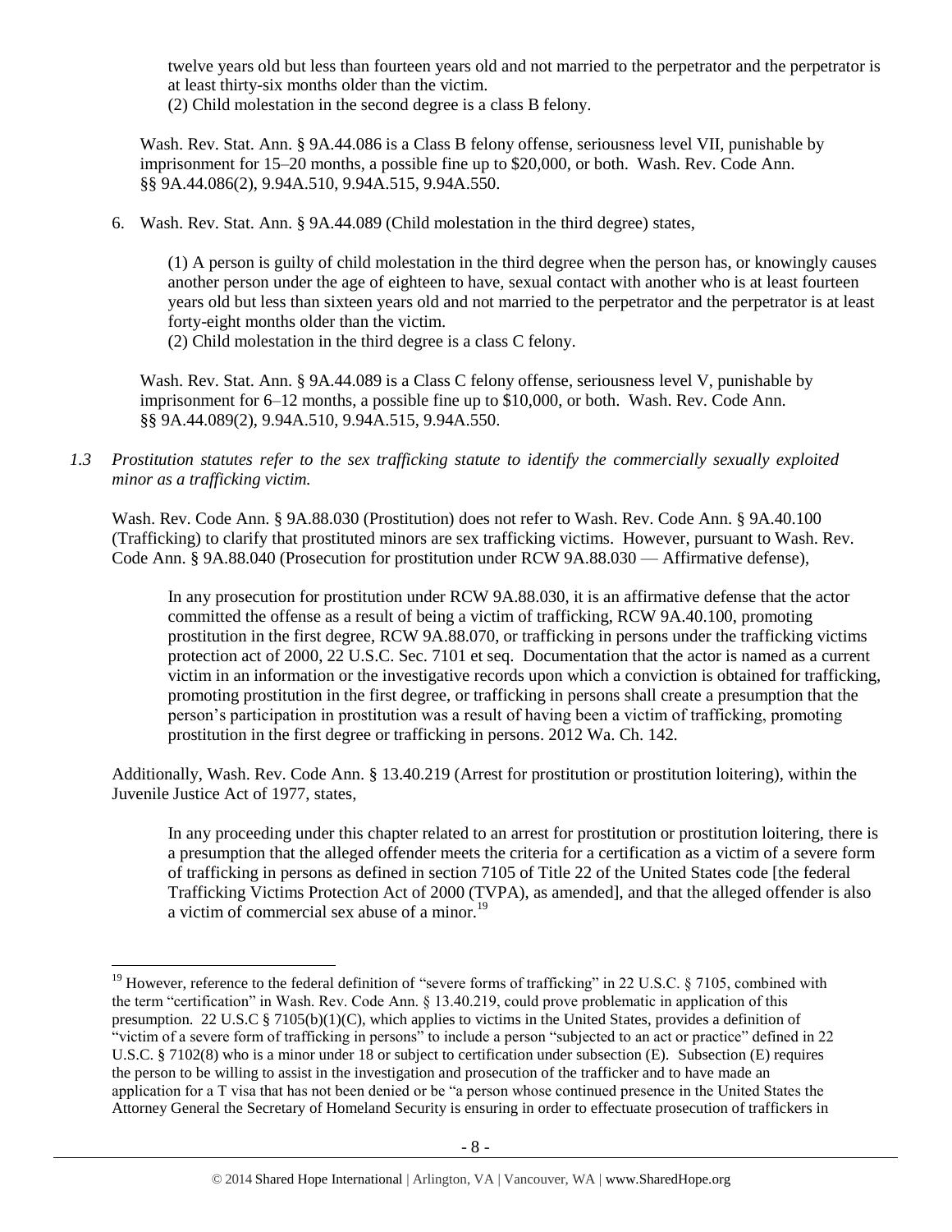twelve years old but less than fourteen years old and not married to the perpetrator and the perpetrator is at least thirty-six months older than the victim.
(2) Child molestation in the second degree is a class B felony.

Wash. Rev. Stat. Ann. § 9A.44.086 is a Class B felony offense, seriousness level VII, punishable by imprisonment for 15–20 months, a possible fine up to $20,000, or both. Wash. Rev. Code Ann. §§ 9A.44.086(2), 9.94A.510, 9.94A.515, 9.94A.550.

6. Wash. Rev. Stat. Ann. § 9A.44.089 (Child molestation in the third degree) states,

   (1) A person is guilty of child molestation in the third degree when the person has, or knowingly causes another person under the age of eighteen to have, sexual contact with another who is at least fourteen years old but less than sixteen years old and not married to the perpetrator and the perpetrator is at least forty-eight months older than the victim.
   (2) Child molestation in the third degree is a class C felony.

   Wash. Rev. Stat. Ann. § 9A.44.089 is a Class C felony offense, seriousness level V, punishable by imprisonment for 6–12 months, a possible fine up to $10,000, or both. Wash. Rev. Code Ann. §§ 9A.44.089(2), 9.94A.510, 9.94A.515, 9.94A.550.

*1.3 Prostitution statutes refer to the sex trafficking statute to identify the commercially sexually exploited minor as a trafficking victim.*

Wash. Rev. Code Ann. § 9A.88.030 (Prostitution) does not refer to Wash. Rev. Code Ann. § 9A.40.100 (Trafficking) to clarify that prostituted minors are sex trafficking victims. However, pursuant to Wash. Rev. Code Ann. § 9A.88.040 (Prosecution for prostitution under RCW 9A.88.030 — Affirmative defense),

> In any prosecution for prostitution under RCW 9A.88.030, it is an affirmative defense that the actor committed the offense as a result of being a victim of trafficking, RCW 9A.40.100, promoting prostitution in the first degree, RCW 9A.88.070, or trafficking in persons under the trafficking victims protection act of 2000, 22 U.S.C. Sec. 7101 et seq. Documentation that the actor is named as a current victim in an information or the investigative records upon which a conviction is obtained for trafficking, promoting prostitution in the first degree, or trafficking in persons shall create a presumption that the person's participation in prostitution was a result of having been a victim of trafficking, promoting prostitution in the first degree or trafficking in persons. 2012 Wa. Ch. 142.

Additionally, Wash. Rev. Code Ann. § 13.40.219 (Arrest for prostitution or prostitution loitering), within the Juvenile Justice Act of 1977, states,

> In any proceeding under this chapter related to an arrest for prostitution or prostitution loitering, there is a presumption that the alleged offender meets the criteria for a certification as a victim of a severe form of trafficking in persons as defined in section 7105 of Title 22 of the United States code [the federal Trafficking Victims Protection Act of 2000 (TVPA), as amended], and that the alleged offender is also a victim of commercial sex abuse of a minor.[19]

---

[19] However, reference to the federal definition of "severe forms of trafficking" in 22 U.S.C. § 7105, combined with the term "certification" in Wash. Rev. Code Ann. § 13.40.219, could prove problematic in application of this presumption. 22 U.S.C § 7105(b)(1)(C), which applies to victims in the United States, provides a definition of "victim of a severe form of trafficking in persons" to include a person "subjected to an act or practice" defined in 22 U.S.C. § 7102(8) who is a minor under 18 or subject to certification under subsection (E). Subsection (E) requires the person to be willing to assist in the investigation and prosecution of the trafficker and to have made an application for a T visa that has not been denied or be "a person whose continued presence in the United States the Attorney General the Secretary of Homeland Security is ensuring in order to effectuate prosecution of traffickers in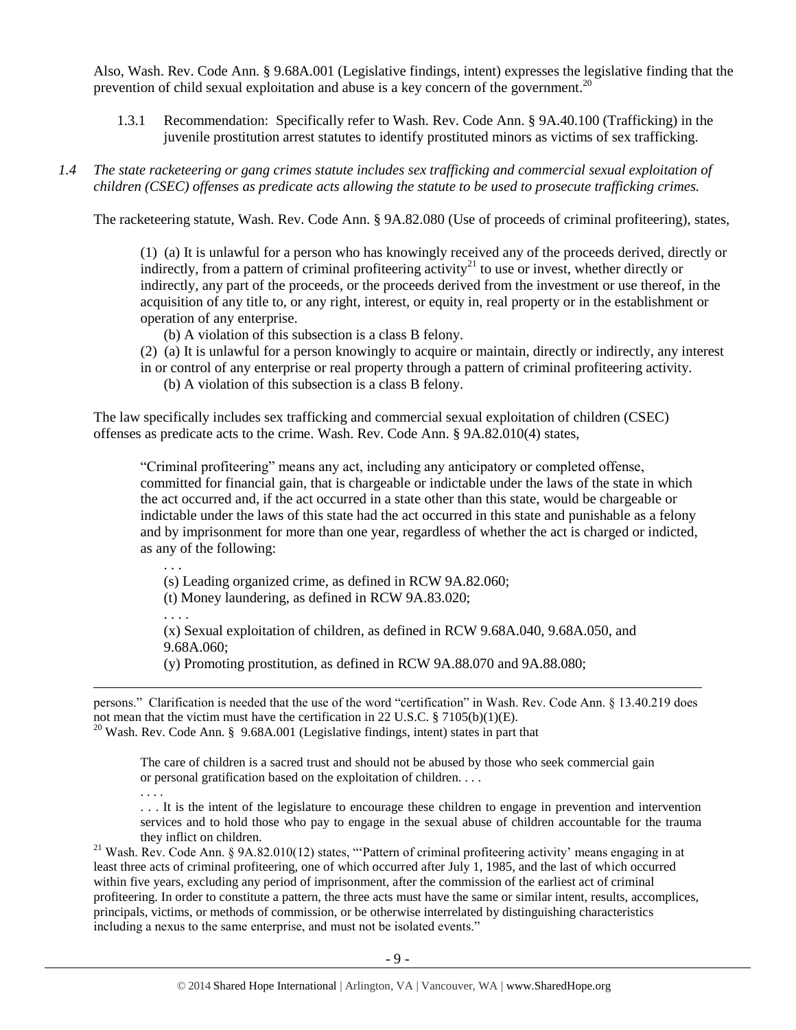Also, Wash. Rev. Code Ann. § 9.68A.001 (Legislative findings, intent) expresses the legislative finding that the prevention of child sexual exploitation and abuse is a key concern of the government.[20]

1.3.1 Recommendation: Specifically refer to Wash. Rev. Code Ann. § 9A.40.100 (Trafficking) in the juvenile prostitution arrest statutes to identify prostituted minors as victims of sex trafficking.

*1.4 The state racketeering or gang crimes statute includes sex trafficking and commercial sexual exploitation of children (CSEC) offenses as predicate acts allowing the statute to be used to prosecute trafficking crimes.*

The racketeering statute, Wash. Rev. Code Ann. § 9A.82.080 (Use of proceeds of criminal profiteering), states,

> (1) (a) It is unlawful for a person who has knowingly received any of the proceeds derived, directly or indirectly, from a pattern of criminal profiteering activity[21] to use or invest, whether directly or indirectly, any part of the proceeds, or the proceeds derived from the investment or use thereof, in the acquisition of any title to, or any right, interest, or equity in, real property or in the establishment or operation of any enterprise.
>
> (b) A violation of this subsection is a class B felony.
>
> (2) (a) It is unlawful for a person knowingly to acquire or maintain, directly or indirectly, any interest in or control of any enterprise or real property through a pattern of criminal profiteering activity.
>
> (b) A violation of this subsection is a class B felony.

The law specifically includes sex trafficking and commercial sexual exploitation of children (CSEC) offenses as predicate acts to the crime. Wash. Rev. Code Ann. § 9A.82.010(4) states,

> "Criminal profiteering" means any act, including any anticipatory or completed offense, committed for financial gain, that is chargeable or indictable under the laws of the state in which the act occurred and, if the act occurred in a state other than this state, would be chargeable or indictable under the laws of this state had the act occurred in this state and punishable as a felony and by imprisonment for more than one year, regardless of whether the act is charged or indicted, as any of the following:
>
> . . .
>
> (s) Leading organized crime, as defined in RCW 9A.82.060;
>
> (t) Money laundering, as defined in RCW 9A.83.020;
>
> . . . .
>
> (x) Sexual exploitation of children, as defined in RCW 9.68A.040, 9.68A.050, and 9.68A.060;
>
> (y) Promoting prostitution, as defined in RCW 9A.88.070 and 9A.88.080;

---

persons." Clarification is needed that the use of the word "certification" in Wash. Rev. Code Ann. § 13.40.219 does not mean that the victim must have the certification in 22 U.S.C. § 7105(b)(1)(E).

[20] Wash. Rev. Code Ann. § 9.68A.001 (Legislative findings, intent) states in part that

> The care of children is a sacred trust and should not be abused by those who seek commercial gain or personal gratification based on the exploitation of children. . . .
>
> . . . .
>
> . . . It is the intent of the legislature to encourage these children to engage in prevention and intervention services and to hold those who pay to engage in the sexual abuse of children accountable for the trauma they inflict on children.

[21] Wash. Rev. Code Ann. § 9A.82.010(12) states, "'Pattern of criminal profiteering activity' means engaging in at least three acts of criminal profiteering, one of which occurred after July 1, 1985, and the last of which occurred within five years, excluding any period of imprisonment, after the commission of the earliest act of criminal profiteering. In order to constitute a pattern, the three acts must have the same or similar intent, results, accomplices, principals, victims, or methods of commission, or be otherwise interrelated by distinguishing characteristics including a nexus to the same enterprise, and must not be isolated events."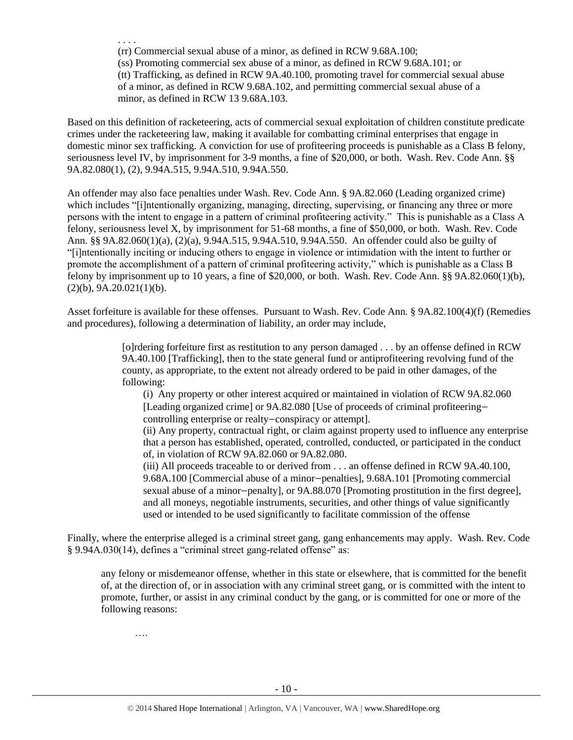. . . .

(rr) Commercial sexual abuse of a minor, as defined in RCW 9.68A.100;
(ss) Promoting commercial sex abuse of a minor, as defined in RCW 9.68A.101; or
(tt) Trafficking, as defined in RCW 9A.40.100, promoting travel for commercial sexual abuse of a minor, as defined in RCW 9.68A.102, and permitting commercial sexual abuse of a minor, as defined in RCW 13 9.68A.103.

Based on this definition of racketeering, acts of commercial sexual exploitation of children constitute predicate crimes under the racketeering law, making it available for combatting criminal enterprises that engage in domestic minor sex trafficking. A conviction for use of profiteering proceeds is punishable as a Class B felony, seriousness level IV, by imprisonment for 3-9 months, a fine of $20,000, or both. Wash. Rev. Code Ann. §§ 9A.82.080(1), (2), 9.94A.515, 9.94A.510, 9.94A.550.

An offender may also face penalties under Wash. Rev. Code Ann. § 9A.82.060 (Leading organized crime) which includes "[i]ntentionally organizing, managing, directing, supervising, or financing any three or more persons with the intent to engage in a pattern of criminal profiteering activity." This is punishable as a Class A felony, seriousness level X, by imprisonment for 51-68 months, a fine of $50,000, or both. Wash. Rev. Code Ann. §§ 9A.82.060(1)(a), (2)(a), 9.94A.515, 9.94A.510, 9.94A.550. An offender could also be guilty of "[i]ntentionally inciting or inducing others to engage in violence or intimidation with the intent to further or promote the accomplishment of a pattern of criminal profiteering activity," which is punishable as a Class B felony by imprisonment up to 10 years, a fine of $20,000, or both. Wash. Rev. Code Ann. §§ 9A.82.060(1)(b), (2)(b), 9A.20.021(1)(b).

Asset forfeiture is available for these offenses. Pursuant to Wash. Rev. Code Ann. § 9A.82.100(4)(f) (Remedies and procedures), following a determination of liability, an order may include,

> [o]rdering forfeiture first as restitution to any person damaged . . . by an offense defined in RCW 9A.40.100 [Trafficking], then to the state general fund or antiprofiteering revolving fund of the county, as appropriate, to the extent not already ordered to be paid in other damages, of the following:
>
> (i) Any property or other interest acquired or maintained in violation of RCW 9A.82.060 [Leading organized crime] or 9A.82.080 [Use of proceeds of criminal profiteering−controlling enterprise or realty−conspiracy or attempt].
>
> (ii) Any property, contractual right, or claim against property used to influence any enterprise that a person has established, operated, controlled, conducted, or participated in the conduct of, in violation of RCW 9A.82.060 or 9A.82.080.
>
> (iii) All proceeds traceable to or derived from . . . an offense defined in RCW 9A.40.100, 9.68A.100 [Commercial abuse of a minor−penalties], 9.68A.101 [Promoting commercial sexual abuse of a minor−penalty], or 9A.88.070 [Promoting prostitution in the first degree], and all moneys, negotiable instruments, securities, and other things of value significantly used or intended to be used significantly to facilitate commission of the offense

Finally, where the enterprise alleged is a criminal street gang, gang enhancements may apply. Wash. Rev. Code § 9.94A.030(14), defines a "criminal street gang-related offense" as:

> any felony or misdemeanor offense, whether in this state or elsewhere, that is committed for the benefit of, at the direction of, or in association with any criminal street gang, or is committed with the intent to promote, further, or assist in any criminal conduct by the gang, or is committed for one or more of the following reasons:
>
> ….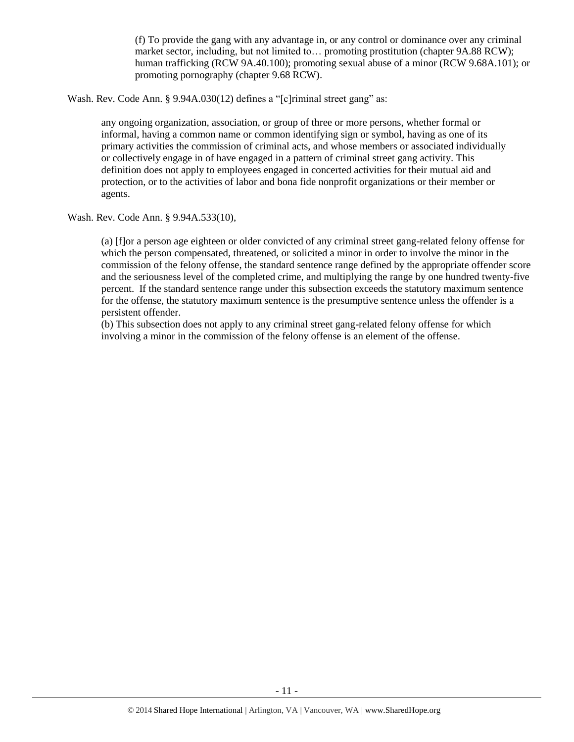> (f) To provide the gang with any advantage in, or any control or dominance over any criminal market sector, including, but not limited to… promoting prostitution (chapter 9A.88 RCW); human trafficking (RCW 9A.40.100); promoting sexual abuse of a minor (RCW 9.68A.101); or promoting pornography (chapter 9.68 RCW).

Wash. Rev. Code Ann. § 9.94A.030(12) defines a "[c]riminal street gang" as:

> any ongoing organization, association, or group of three or more persons, whether formal or informal, having a common name or common identifying sign or symbol, having as one of its primary activities the commission of criminal acts, and whose members or associated individually or collectively engage in of have engaged in a pattern of criminal street gang activity. This definition does not apply to employees engaged in concerted activities for their mutual aid and protection, or to the activities of labor and bona fide nonprofit organizations or their member or agents.

Wash. Rev. Code Ann. § 9.94A.533(10),

> (a) [f]or a person age eighteen or older convicted of any criminal street gang-related felony offense for which the person compensated, threatened, or solicited a minor in order to involve the minor in the commission of the felony offense, the standard sentence range defined by the appropriate offender score and the seriousness level of the completed crime, and multiplying the range by one hundred twenty-five percent. If the standard sentence range under this subsection exceeds the statutory maximum sentence for the offense, the statutory maximum sentence is the presumptive sentence unless the offender is a persistent offender.
> (b) This subsection does not apply to any criminal street gang-related felony offense for which involving a minor in the commission of the felony offense is an element of the offense.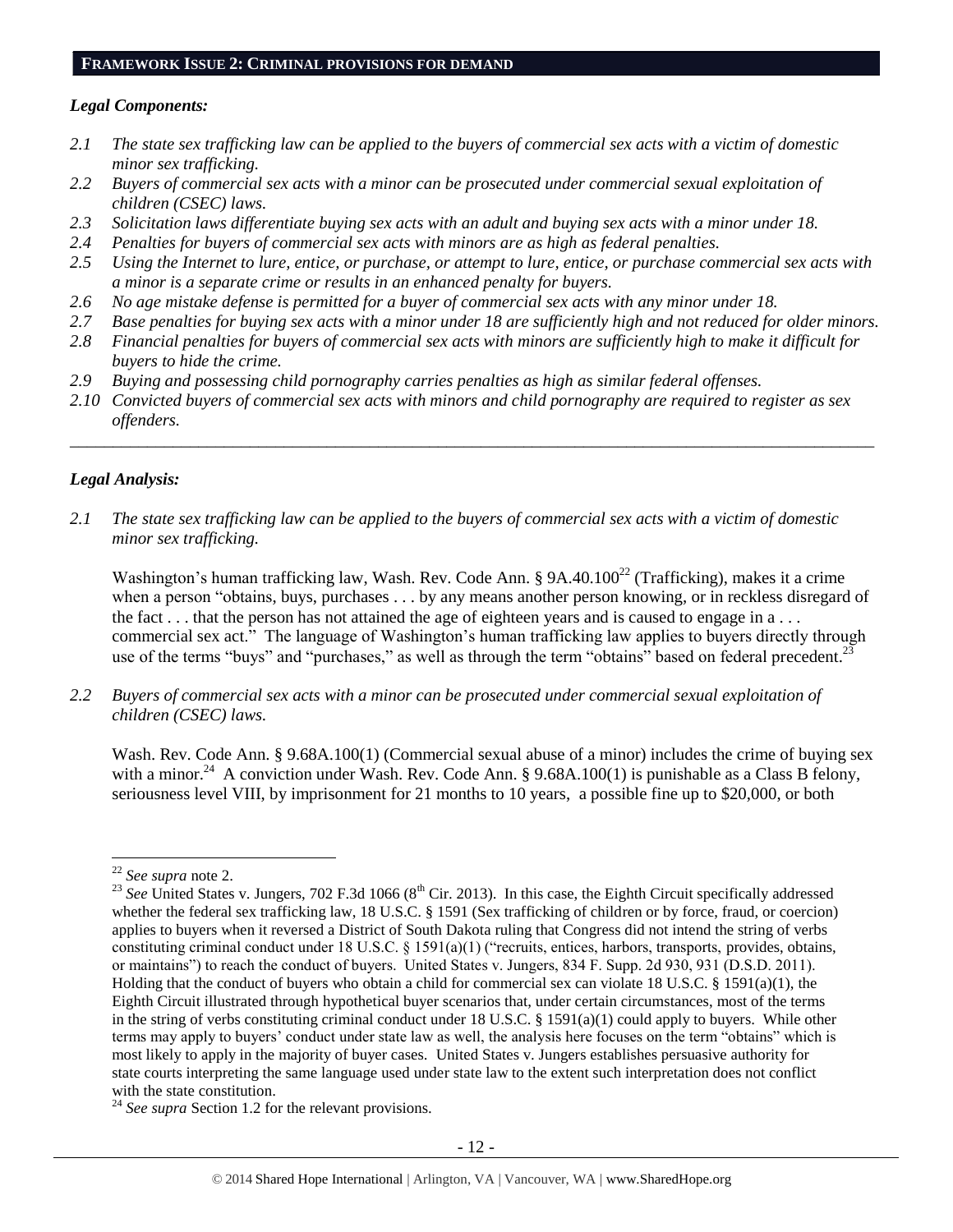## FRAMEWORK ISSUE 2: CRIMINAL PROVISIONS FOR DEMAND

### *Legal Components:*

*2.1 The state sex trafficking law can be applied to the buyers of commercial sex acts with a victim of domestic minor sex trafficking.*

*2.2 Buyers of commercial sex acts with a minor can be prosecuted under commercial sexual exploitation of children (CSEC) laws.*

*2.3 Solicitation laws differentiate buying sex acts with an adult and buying sex acts with a minor under 18.*

*2.4 Penalties for buyers of commercial sex acts with minors are as high as federal penalties.*

*2.5 Using the Internet to lure, entice, or purchase, or attempt to lure, entice, or purchase commercial sex acts with a minor is a separate crime or results in an enhanced penalty for buyers.*

*2.6 No age mistake defense is permitted for a buyer of commercial sex acts with any minor under 18.*

*2.7 Base penalties for buying sex acts with a minor under 18 are sufficiently high and not reduced for older minors.*

*2.8 Financial penalties for buyers of commercial sex acts with minors are sufficiently high to make it difficult for buyers to hide the crime.*

*2.9 Buying and possessing child pornography carries penalties as high as similar federal offenses.*

*2.10 Convicted buyers of commercial sex acts with minors and child pornography are required to register as sex offenders.*

---

### *Legal Analysis:*

*2.1 The state sex trafficking law can be applied to the buyers of commercial sex acts with a victim of domestic minor sex trafficking.*

Washington's human trafficking law, Wash. Rev. Code Ann. § 9A.40.100[22] (Trafficking), makes it a crime when a person "obtains, buys, purchases . . . by any means another person knowing, or in reckless disregard of the fact . . . that the person has not attained the age of eighteen years and is caused to engage in a . . . commercial sex act." The language of Washington's human trafficking law applies to buyers directly through use of the terms "buys" and "purchases," as well as through the term "obtains" based on federal precedent.[23]

*2.2 Buyers of commercial sex acts with a minor can be prosecuted under commercial sexual exploitation of children (CSEC) laws.*

Wash. Rev. Code Ann. § 9.68A.100(1) (Commercial sexual abuse of a minor) includes the crime of buying sex with a minor.[24] A conviction under Wash. Rev. Code Ann. § 9.68A.100(1) is punishable as a Class B felony, seriousness level VIII, by imprisonment for 21 months to 10 years, a possible fine up to $20,000, or both

---

[22] *See supra* note 2.

[23] *See* United States v. Jungers, 702 F.3d 1066 (8th Cir. 2013). In this case, the Eighth Circuit specifically addressed whether the federal sex trafficking law, 18 U.S.C. § 1591 (Sex trafficking of children or by force, fraud, or coercion) applies to buyers when it reversed a District of South Dakota ruling that Congress did not intend the string of verbs constituting criminal conduct under 18 U.S.C. § 1591(a)(1) ("recruits, entices, harbors, transports, provides, obtains, or maintains") to reach the conduct of buyers. United States v. Jungers, 834 F. Supp. 2d 930, 931 (D.S.D. 2011). Holding that the conduct of buyers who obtain a child for commercial sex can violate 18 U.S.C. § 1591(a)(1), the Eighth Circuit illustrated through hypothetical buyer scenarios that, under certain circumstances, most of the terms in the string of verbs constituting criminal conduct under 18 U.S.C. § 1591(a)(1) could apply to buyers. While other terms may apply to buyers' conduct under state law as well, the analysis here focuses on the term "obtains" which is most likely to apply in the majority of buyer cases. United States v. Jungers establishes persuasive authority for state courts interpreting the same language used under state law to the extent such interpretation does not conflict with the state constitution.

[24] *See supra* Section 1.2 for the relevant provisions.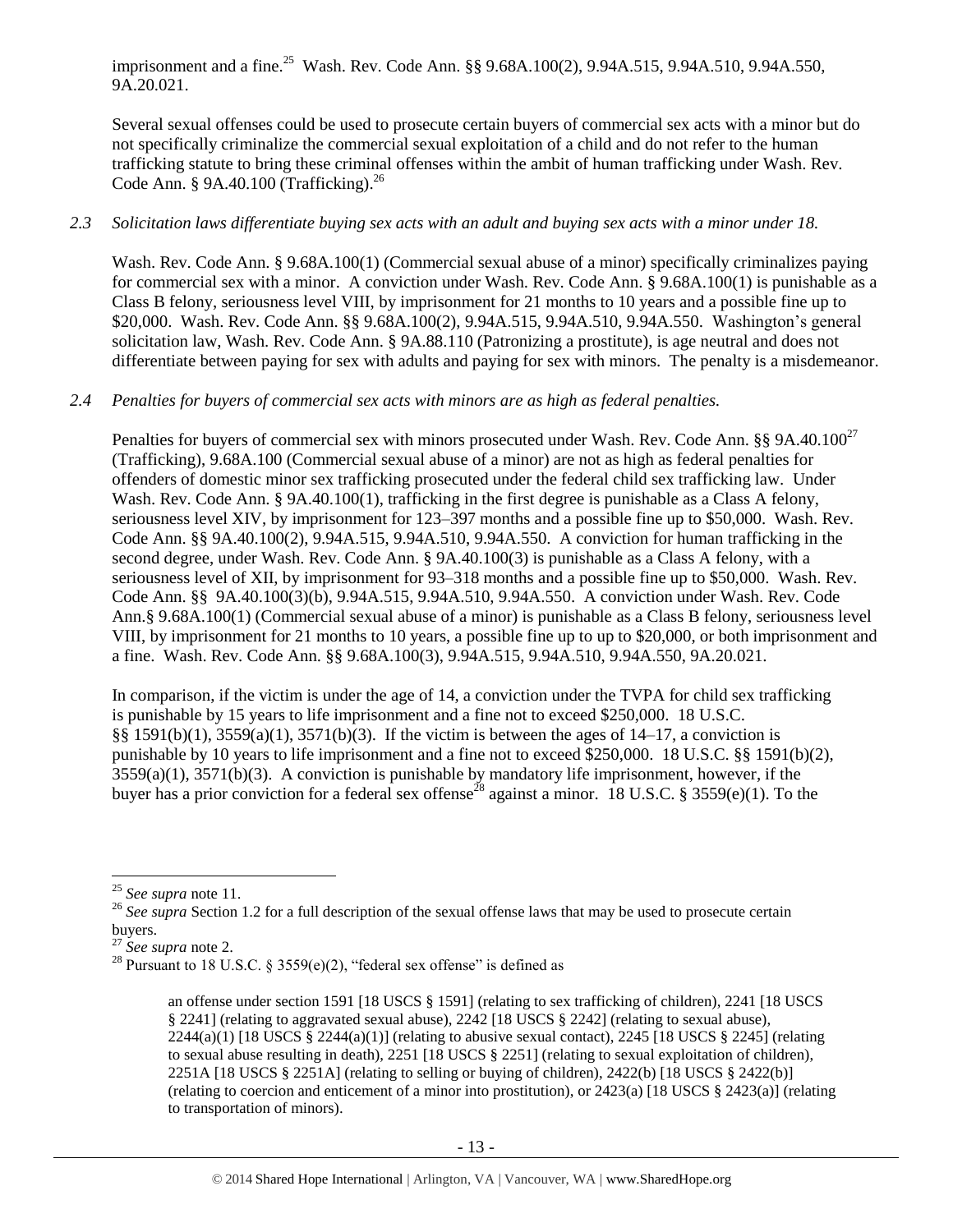imprisonment and a fine.[25] Wash. Rev. Code Ann. §§ 9.68A.100(2), 9.94A.515, 9.94A.510, 9.94A.550, 9A.20.021.

Several sexual offenses could be used to prosecute certain buyers of commercial sex acts with a minor but do not specifically criminalize the commercial sexual exploitation of a child and do not refer to the human trafficking statute to bring these criminal offenses within the ambit of human trafficking under Wash. Rev. Code Ann. § 9A.40.100 (Trafficking).[26]

*2.3 Solicitation laws differentiate buying sex acts with an adult and buying sex acts with a minor under 18.*

Wash. Rev. Code Ann. § 9.68A.100(1) (Commercial sexual abuse of a minor) specifically criminalizes paying for commercial sex with a minor. A conviction under Wash. Rev. Code Ann. § 9.68A.100(1) is punishable as a Class B felony, seriousness level VIII, by imprisonment for 21 months to 10 years and a possible fine up to $20,000. Wash. Rev. Code Ann. §§ 9.68A.100(2), 9.94A.515, 9.94A.510, 9.94A.550. Washington's general solicitation law, Wash. Rev. Code Ann. § 9A.88.110 (Patronizing a prostitute), is age neutral and does not differentiate between paying for sex with adults and paying for sex with minors. The penalty is a misdemeanor.

*2.4 Penalties for buyers of commercial sex acts with minors are as high as federal penalties.*

Penalties for buyers of commercial sex with minors prosecuted under Wash. Rev. Code Ann. §§ 9A.40.100[27] (Trafficking), 9.68A.100 (Commercial sexual abuse of a minor) are not as high as federal penalties for offenders of domestic minor sex trafficking prosecuted under the federal child sex trafficking law. Under Wash. Rev. Code Ann. § 9A.40.100(1), trafficking in the first degree is punishable as a Class A felony, seriousness level XIV, by imprisonment for 123–397 months and a possible fine up to $50,000. Wash. Rev. Code Ann. §§ 9A.40.100(2), 9.94A.515, 9.94A.510, 9.94A.550. A conviction for human trafficking in the second degree, under Wash. Rev. Code Ann. § 9A.40.100(3) is punishable as a Class A felony, with a seriousness level of XII, by imprisonment for 93–318 months and a possible fine up to $50,000. Wash. Rev. Code Ann. §§ 9A.40.100(3)(b), 9.94A.515, 9.94A.510, 9.94A.550. A conviction under Wash. Rev. Code Ann.§ 9.68A.100(1) (Commercial sexual abuse of a minor) is punishable as a Class B felony, seriousness level VIII, by imprisonment for 21 months to 10 years, a possible fine up to up to $20,000, or both imprisonment and a fine. Wash. Rev. Code Ann. §§ 9.68A.100(3), 9.94A.515, 9.94A.510, 9.94A.550, 9A.20.021.

In comparison, if the victim is under the age of 14, a conviction under the TVPA for child sex trafficking is punishable by 15 years to life imprisonment and a fine not to exceed $250,000. 18 U.S.C. §§ 1591(b)(1), 3559(a)(1), 3571(b)(3). If the victim is between the ages of 14–17, a conviction is punishable by 10 years to life imprisonment and a fine not to exceed $250,000. 18 U.S.C. §§ 1591(b)(2), 3559(a)(1), 3571(b)(3). A conviction is punishable by mandatory life imprisonment, however, if the buyer has a prior conviction for a federal sex offense[28] against a minor. 18 U.S.C. § 3559(e)(1). To the

---

[25] *See supra* note 11.

[26] *See supra* Section 1.2 for a full description of the sexual offense laws that may be used to prosecute certain buyers.

[27] *See supra* note 2.

[28] Pursuant to 18 U.S.C. § 3559(e)(2), "federal sex offense" is defined as

> an offense under section 1591 [18 USCS § 1591] (relating to sex trafficking of children), 2241 [18 USCS § 2241] (relating to aggravated sexual abuse), 2242 [18 USCS § 2242] (relating to sexual abuse), 2244(a)(1) [18 USCS § 2244(a)(1)] (relating to abusive sexual contact), 2245 [18 USCS § 2245] (relating to sexual abuse resulting in death), 2251 [18 USCS § 2251] (relating to sexual exploitation of children), 2251A [18 USCS § 2251A] (relating to selling or buying of children), 2422(b) [18 USCS § 2422(b)] (relating to coercion and enticement of a minor into prostitution), or 2423(a) [18 USCS § 2423(a)] (relating to transportation of minors).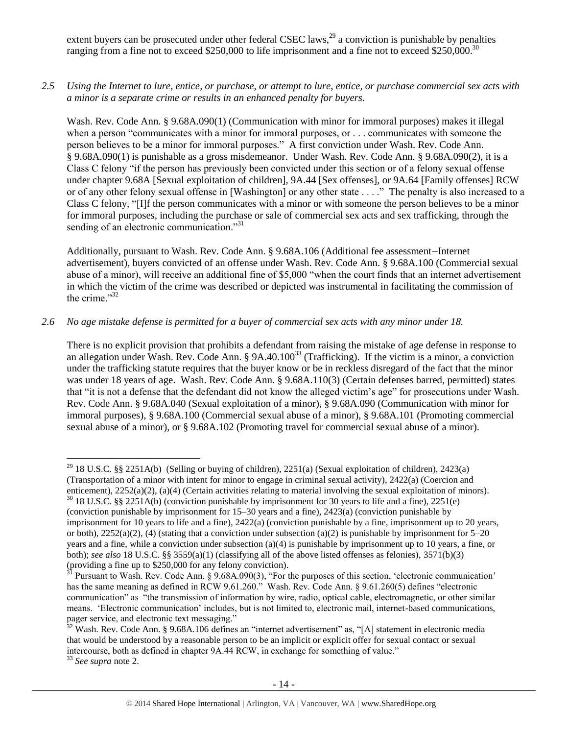extent buyers can be prosecuted under other federal CSEC laws,[29] a conviction is punishable by penalties ranging from a fine not to exceed \$250,000 to life imprisonment and a fine not to exceed \$250,000.[30]

*2.5 Using the Internet to lure, entice, or purchase, or attempt to lure, entice, or purchase commercial sex acts with a minor is a separate crime or results in an enhanced penalty for buyers.*

Wash. Rev. Code Ann. § 9.68A.090(1) (Communication with minor for immoral purposes) makes it illegal when a person "communicates with a minor for immoral purposes, or . . . communicates with someone the person believes to be a minor for immoral purposes." A first conviction under Wash. Rev. Code Ann. § 9.68A.090(1) is punishable as a gross misdemeanor. Under Wash. Rev. Code Ann. § 9.68A.090(2), it is a Class C felony "if the person has previously been convicted under this section or of a felony sexual offense under chapter 9.68A [Sexual exploitation of children], 9A.44 [Sex offenses], or 9A.64 [Family offenses] RCW or of any other felony sexual offense in [Washington] or any other state . . . ." The penalty is also increased to a Class C felony, "[I]f the person communicates with a minor or with someone the person believes to be a minor for immoral purposes, including the purchase or sale of commercial sex acts and sex trafficking, through the sending of an electronic communication."[31]

Additionally, pursuant to Wash. Rev. Code Ann. § 9.68A.106 (Additional fee assessment−Internet advertisement), buyers convicted of an offense under Wash. Rev. Code Ann. § 9.68A.100 (Commercial sexual abuse of a minor), will receive an additional fine of \$5,000 "when the court finds that an internet advertisement in which the victim of the crime was described or depicted was instrumental in facilitating the commission of the crime."[32]

*2.6 No age mistake defense is permitted for a buyer of commercial sex acts with any minor under 18.*

There is no explicit provision that prohibits a defendant from raising the mistake of age defense in response to an allegation under Wash. Rev. Code Ann. § 9A.40.100[33] (Trafficking). If the victim is a minor, a conviction under the trafficking statute requires that the buyer know or be in reckless disregard of the fact that the minor was under 18 years of age. Wash. Rev. Code Ann. § 9.68A.110(3) (Certain defenses barred, permitted) states that "it is not a defense that the defendant did not know the alleged victim's age" for prosecutions under Wash. Rev. Code Ann. § 9.68A.040 (Sexual exploitation of a minor), § 9.68A.090 (Communication with minor for immoral purposes), § 9.68A.100 (Commercial sexual abuse of a minor), § 9.68A.101 (Promoting commercial sexual abuse of a minor), or § 9.68A.102 (Promoting travel for commercial sexual abuse of a minor).

---

[29] 18 U.S.C. §§ 2251A(b) (Selling or buying of children), 2251(a) (Sexual exploitation of children), 2423(a) (Transportation of a minor with intent for minor to engage in criminal sexual activity), 2422(a) (Coercion and enticement), 2252(a)(2), (a)(4) (Certain activities relating to material involving the sexual exploitation of minors).

[30] 18 U.S.C. §§ 2251A(b) (conviction punishable by imprisonment for 30 years to life and a fine), 2251(e) (conviction punishable by imprisonment for 15–30 years and a fine), 2423(a) (conviction punishable by imprisonment for 10 years to life and a fine), 2422(a) (conviction punishable by a fine, imprisonment up to 20 years, or both), 2252(a)(2), (4) (stating that a conviction under subsection (a)(2) is punishable by imprisonment for 5–20 years and a fine, while a conviction under subsection (a)(4) is punishable by imprisonment up to 10 years, a fine, or both); *see also* 18 U.S.C. §§ 3559(a)(1) (classifying all of the above listed offenses as felonies), 3571(b)(3) (providing a fine up to \$250,000 for any felony conviction).

[31] Pursuant to Wash. Rev. Code Ann. § 9.68A.090(3), "For the purposes of this section, 'electronic communication' has the same meaning as defined in RCW 9.61.260." Wash. Rev. Code Ann. § 9.61.260(5) defines "electronic communication" as "the transmission of information by wire, radio, optical cable, electromagnetic, or other similar means. 'Electronic communication' includes, but is not limited to, electronic mail, internet-based communications, pager service, and electronic text messaging."

[32] Wash. Rev. Code Ann. § 9.68A.106 defines an "internet advertisement" as, "[A] statement in electronic media that would be understood by a reasonable person to be an implicit or explicit offer for sexual contact or sexual intercourse, both as defined in chapter 9A.44 RCW, in exchange for something of value."

[33] *See supra* note 2.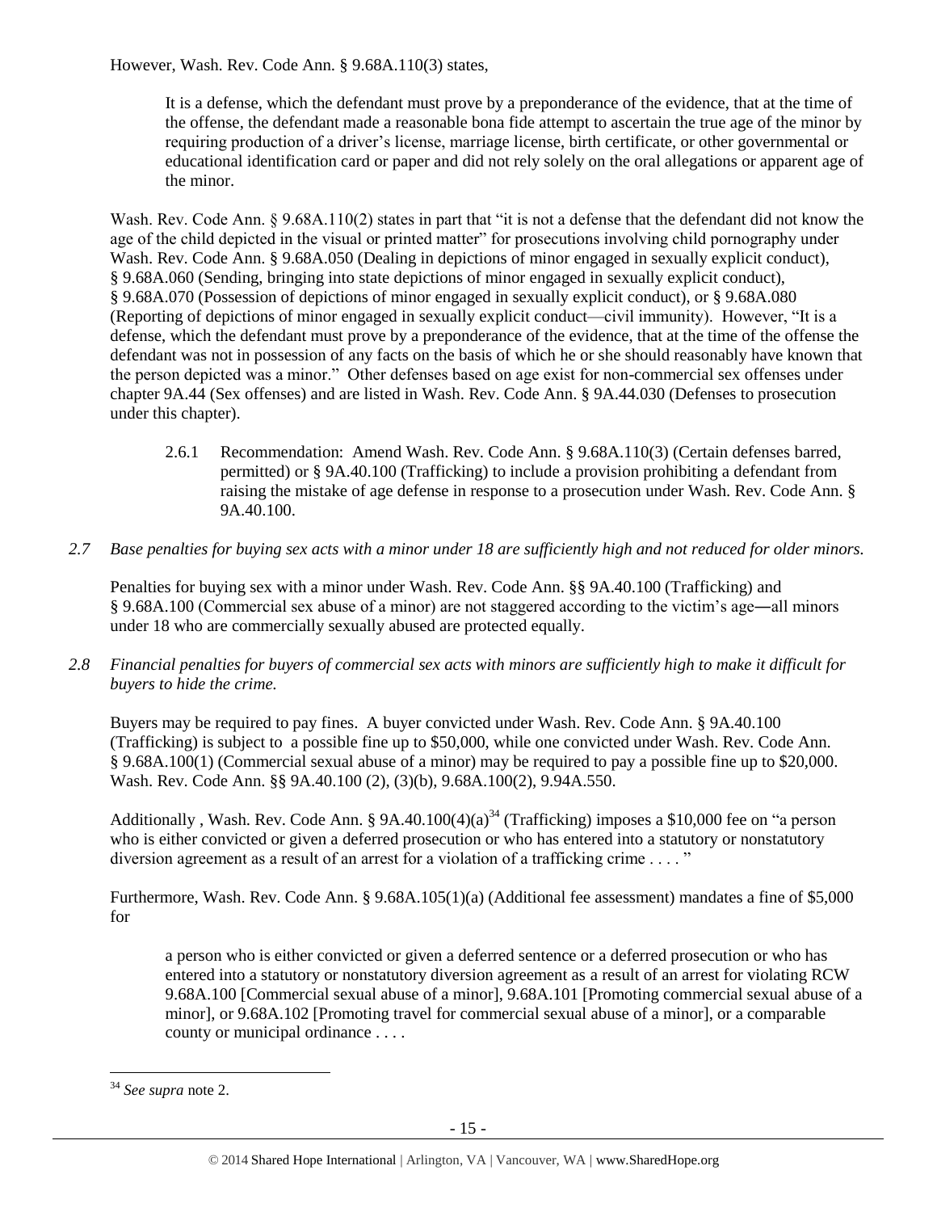However, Wash. Rev. Code Ann. § 9.68A.110(3) states,

> It is a defense, which the defendant must prove by a preponderance of the evidence, that at the time of the offense, the defendant made a reasonable bona fide attempt to ascertain the true age of the minor by requiring production of a driver's license, marriage license, birth certificate, or other governmental or educational identification card or paper and did not rely solely on the oral allegations or apparent age of the minor.

Wash. Rev. Code Ann. § 9.68A.110(2) states in part that "it is not a defense that the defendant did not know the age of the child depicted in the visual or printed matter" for prosecutions involving child pornography under Wash. Rev. Code Ann. § 9.68A.050 (Dealing in depictions of minor engaged in sexually explicit conduct), § 9.68A.060 (Sending, bringing into state depictions of minor engaged in sexually explicit conduct), § 9.68A.070 (Possession of depictions of minor engaged in sexually explicit conduct), or § 9.68A.080 (Reporting of depictions of minor engaged in sexually explicit conduct—civil immunity). However, "It is a defense, which the defendant must prove by a preponderance of the evidence, that at the time of the offense the defendant was not in possession of any facts on the basis of which he or she should reasonably have known that the person depicted was a minor." Other defenses based on age exist for non-commercial sex offenses under chapter 9A.44 (Sex offenses) and are listed in Wash. Rev. Code Ann. § 9A.44.030 (Defenses to prosecution under this chapter).

> 2.6.1 Recommendation: Amend Wash. Rev. Code Ann. § 9.68A.110(3) (Certain defenses barred, permitted) or § 9A.40.100 (Trafficking) to include a provision prohibiting a defendant from raising the mistake of age defense in response to a prosecution under Wash. Rev. Code Ann. § 9A.40.100.

*2.7 Base penalties for buying sex acts with a minor under 18 are sufficiently high and not reduced for older minors.*

Penalties for buying sex with a minor under Wash. Rev. Code Ann. §§ 9A.40.100 (Trafficking) and § 9.68A.100 (Commercial sex abuse of a minor) are not staggered according to the victim's age—all minors under 18 who are commercially sexually abused are protected equally.

*2.8 Financial penalties for buyers of commercial sex acts with minors are sufficiently high to make it difficult for buyers to hide the crime.*

Buyers may be required to pay fines. A buyer convicted under Wash. Rev. Code Ann. § 9A.40.100 (Trafficking) is subject to a possible fine up to $50,000, while one convicted under Wash. Rev. Code Ann. § 9.68A.100(1) (Commercial sexual abuse of a minor) may be required to pay a possible fine up to $20,000. Wash. Rev. Code Ann. §§ 9A.40.100 (2), (3)(b), 9.68A.100(2), 9.94A.550.

Additionally , Wash. Rev. Code Ann. § 9A.40.100(4)(a)[34] (Trafficking) imposes a $10,000 fee on "a person who is either convicted or given a deferred prosecution or who has entered into a statutory or nonstatutory diversion agreement as a result of an arrest for a violation of a trafficking crime . . . . "

Furthermore, Wash. Rev. Code Ann. § 9.68A.105(1)(a) (Additional fee assessment) mandates a fine of $5,000 for

> a person who is either convicted or given a deferred sentence or a deferred prosecution or who has entered into a statutory or nonstatutory diversion agreement as a result of an arrest for violating RCW 9.68A.100 [Commercial sexual abuse of a minor], 9.68A.101 [Promoting commercial sexual abuse of a minor], or 9.68A.102 [Promoting travel for commercial sexual abuse of a minor], or a comparable county or municipal ordinance . . . .

---

[34] *See supra* note 2.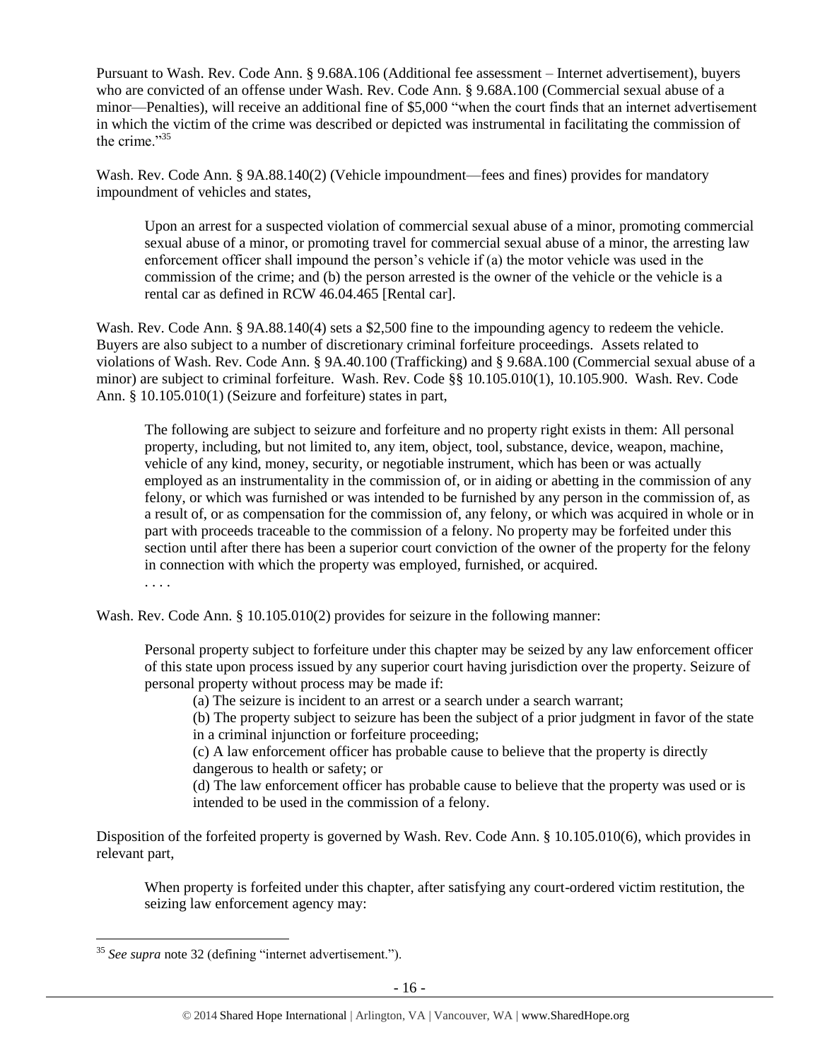Pursuant to Wash. Rev. Code Ann. § 9.68A.106 (Additional fee assessment – Internet advertisement), buyers who are convicted of an offense under Wash. Rev. Code Ann. § 9.68A.100 (Commercial sexual abuse of a minor—Penalties), will receive an additional fine of $5,000 "when the court finds that an internet advertisement in which the victim of the crime was described or depicted was instrumental in facilitating the commission of the crime."[35]

Wash. Rev. Code Ann. § 9A.88.140(2) (Vehicle impoundment—fees and fines) provides for mandatory impoundment of vehicles and states,

> Upon an arrest for a suspected violation of commercial sexual abuse of a minor, promoting commercial sexual abuse of a minor, or promoting travel for commercial sexual abuse of a minor, the arresting law enforcement officer shall impound the person's vehicle if (a) the motor vehicle was used in the commission of the crime; and (b) the person arrested is the owner of the vehicle or the vehicle is a rental car as defined in RCW 46.04.465 [Rental car].

Wash. Rev. Code Ann. § 9A.88.140(4) sets a $2,500 fine to the impounding agency to redeem the vehicle. Buyers are also subject to a number of discretionary criminal forfeiture proceedings. Assets related to violations of Wash. Rev. Code Ann. § 9A.40.100 (Trafficking) and § 9.68A.100 (Commercial sexual abuse of a minor) are subject to criminal forfeiture. Wash. Rev. Code §§ 10.105.010(1), 10.105.900. Wash. Rev. Code Ann. § 10.105.010(1) (Seizure and forfeiture) states in part,

> The following are subject to seizure and forfeiture and no property right exists in them: All personal property, including, but not limited to, any item, object, tool, substance, device, weapon, machine, vehicle of any kind, money, security, or negotiable instrument, which has been or was actually employed as an instrumentality in the commission of, or in aiding or abetting in the commission of any felony, or which was furnished or was intended to be furnished by any person in the commission of, as a result of, or as compensation for the commission of, any felony, or which was acquired in whole or in part with proceeds traceable to the commission of a felony. No property may be forfeited under this section until after there has been a superior court conviction of the owner of the property for the felony in connection with which the property was employed, furnished, or acquired.
>
> . . . .

Wash. Rev. Code Ann. § 10.105.010(2) provides for seizure in the following manner:

> Personal property subject to forfeiture under this chapter may be seized by any law enforcement officer of this state upon process issued by any superior court having jurisdiction over the property. Seizure of personal property without process may be made if:
>
> (a) The seizure is incident to an arrest or a search under a search warrant;
>
> (b) The property subject to seizure has been the subject of a prior judgment in favor of the state in a criminal injunction or forfeiture proceeding;
>
> (c) A law enforcement officer has probable cause to believe that the property is directly dangerous to health or safety; or
>
> (d) The law enforcement officer has probable cause to believe that the property was used or is intended to be used in the commission of a felony.

Disposition of the forfeited property is governed by Wash. Rev. Code Ann. § 10.105.010(6), which provides in relevant part,

> When property is forfeited under this chapter, after satisfying any court-ordered victim restitution, the seizing law enforcement agency may:

---

[35] *See supra* note 32 (defining "internet advertisement.").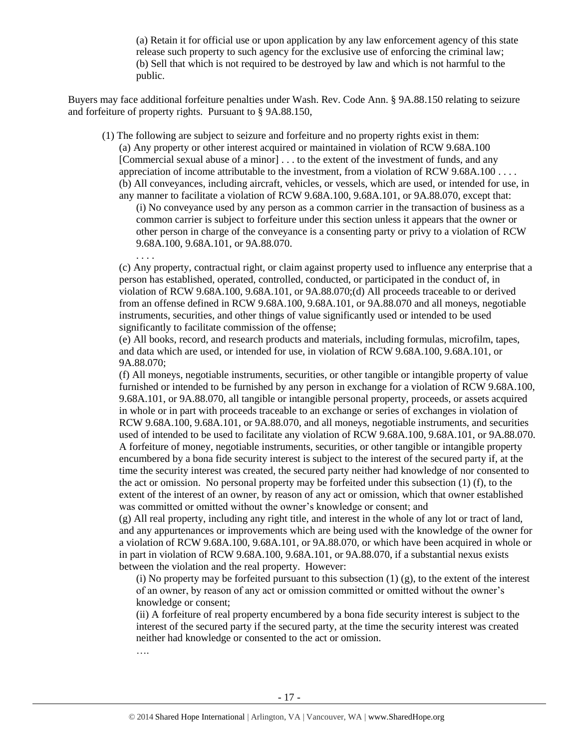(a) Retain it for official use or upon application by any law enforcement agency of this state release such property to such agency for the exclusive use of enforcing the criminal law;
(b) Sell that which is not required to be destroyed by law and which is not harmful to the public.

Buyers may face additional forfeiture penalties under Wash. Rev. Code Ann. § 9A.88.150 relating to seizure and forfeiture of property rights. Pursuant to § 9A.88.150,

> (1) The following are subject to seizure and forfeiture and no property rights exist in them:
>
> (a) Any property or other interest acquired or maintained in violation of RCW 9.68A.100 [Commercial sexual abuse of a minor] . . . to the extent of the investment of funds, and any appreciation of income attributable to the investment, from a violation of RCW 9.68A.100 . . . .
>
> (b) All conveyances, including aircraft, vehicles, or vessels, which are used, or intended for use, in any manner to facilitate a violation of RCW 9.68A.100, 9.68A.101, or 9A.88.070, except that:
>
> (i) No conveyance used by any person as a common carrier in the transaction of business as a common carrier is subject to forfeiture under this section unless it appears that the owner or other person in charge of the conveyance is a consenting party or privy to a violation of RCW 9.68A.100, 9.68A.101, or 9A.88.070.
>
> . . . .
>
> (c) Any property, contractual right, or claim against property used to influence any enterprise that a person has established, operated, controlled, conducted, or participated in the conduct of, in violation of RCW 9.68A.100, 9.68A.101, or 9A.88.070;(d) All proceeds traceable to or derived from an offense defined in RCW 9.68A.100, 9.68A.101, or 9A.88.070 and all moneys, negotiable instruments, securities, and other things of value significantly used or intended to be used significantly to facilitate commission of the offense;
>
> (e) All books, record, and research products and materials, including formulas, microfilm, tapes, and data which are used, or intended for use, in violation of RCW 9.68A.100, 9.68A.101, or 9A.88.070;
>
> (f) All moneys, negotiable instruments, securities, or other tangible or intangible property of value furnished or intended to be furnished by any person in exchange for a violation of RCW 9.68A.100, 9.68A.101, or 9A.88.070, all tangible or intangible personal property, proceeds, or assets acquired in whole or in part with proceeds traceable to an exchange or series of exchanges in violation of RCW 9.68A.100, 9.68A.101, or 9A.88.070, and all moneys, negotiable instruments, and securities used of intended to be used to facilitate any violation of RCW 9.68A.100, 9.68A.101, or 9A.88.070. A forfeiture of money, negotiable instruments, securities, or other tangible or intangible property encumbered by a bona fide security interest is subject to the interest of the secured party if, at the time the security interest was created, the secured party neither had knowledge of nor consented to the act or omission. No personal property may be forfeited under this subsection (1) (f), to the extent of the interest of an owner, by reason of any act or omission, which that owner established was committed or omitted without the owner's knowledge or consent; and
>
> (g) All real property, including any right title, and interest in the whole of any lot or tract of land, and any appurtenances or improvements which are being used with the knowledge of the owner for a violation of RCW 9.68A.100, 9.68A.101, or 9A.88.070, or which have been acquired in whole or in part in violation of RCW 9.68A.100, 9.68A.101, or 9A.88.070, if a substantial nexus exists between the violation and the real property. However:
>
> (i) No property may be forfeited pursuant to this subsection (1) (g), to the extent of the interest of an owner, by reason of any act or omission committed or omitted without the owner's knowledge or consent;
>
> (ii) A forfeiture of real property encumbered by a bona fide security interest is subject to the interest of the secured party if the secured party, at the time the security interest was created neither had knowledge or consented to the act or omission.
>
> ….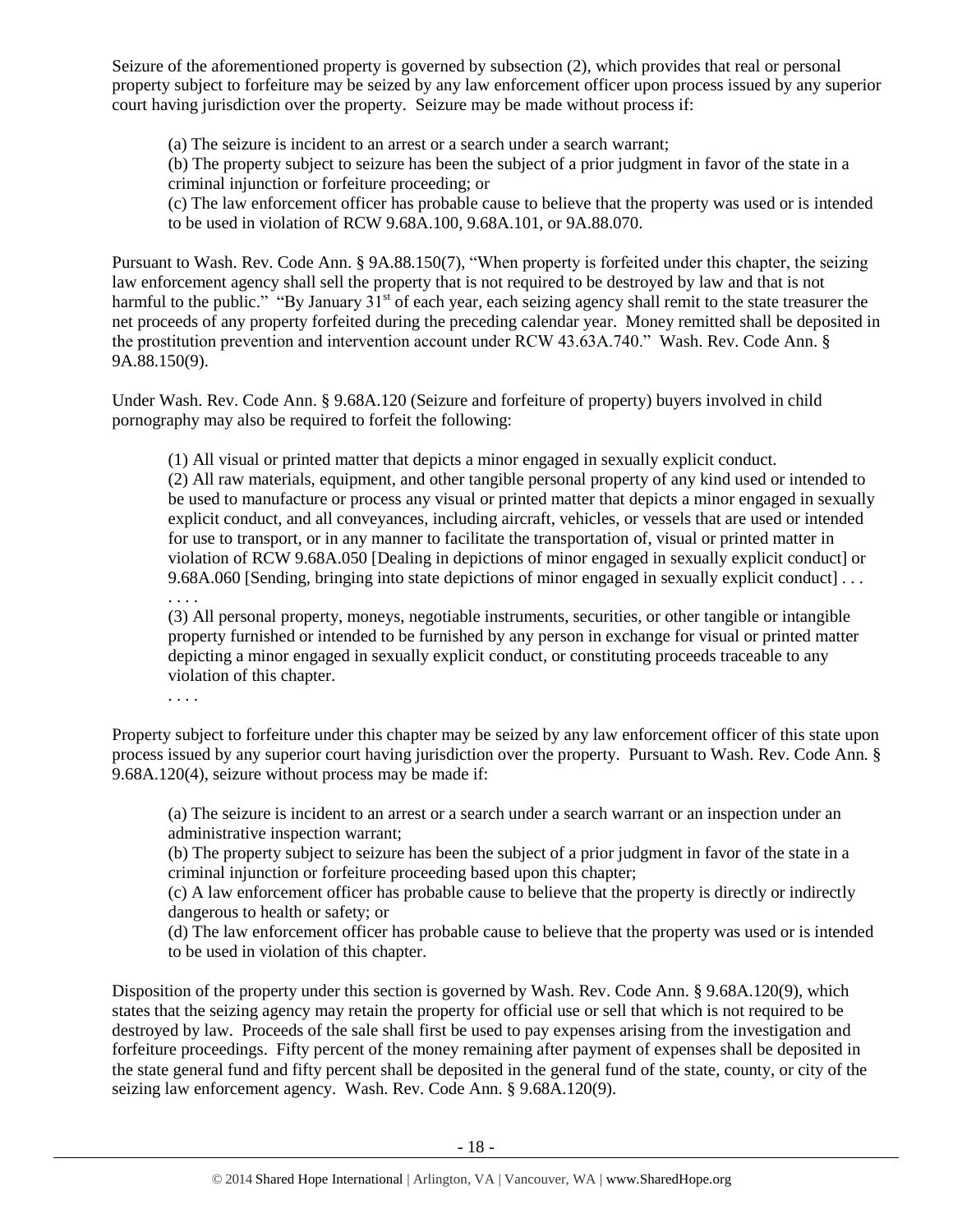Seizure of the aforementioned property is governed by subsection (2), which provides that real or personal property subject to forfeiture may be seized by any law enforcement officer upon process issued by any superior court having jurisdiction over the property. Seizure may be made without process if:

> (a) The seizure is incident to an arrest or a search under a search warrant;
> (b) The property subject to seizure has been the subject of a prior judgment in favor of the state in a criminal injunction or forfeiture proceeding; or
> (c) The law enforcement officer has probable cause to believe that the property was used or is intended to be used in violation of RCW 9.68A.100, 9.68A.101, or 9A.88.070.

Pursuant to Wash. Rev. Code Ann. § 9A.88.150(7), "When property is forfeited under this chapter, the seizing law enforcement agency shall sell the property that is not required to be destroyed by law and that is not harmful to the public." "By January 31st of each year, each seizing agency shall remit to the state treasurer the net proceeds of any property forfeited during the preceding calendar year. Money remitted shall be deposited in the prostitution prevention and intervention account under RCW 43.63A.740." Wash. Rev. Code Ann. § 9A.88.150(9).

Under Wash. Rev. Code Ann. § 9.68A.120 (Seizure and forfeiture of property) buyers involved in child pornography may also be required to forfeit the following:

> (1) All visual or printed matter that depicts a minor engaged in sexually explicit conduct.
> (2) All raw materials, equipment, and other tangible personal property of any kind used or intended to be used to manufacture or process any visual or printed matter that depicts a minor engaged in sexually explicit conduct, and all conveyances, including aircraft, vehicles, or vessels that are used or intended for use to transport, or in any manner to facilitate the transportation of, visual or printed matter in violation of RCW 9.68A.050 [Dealing in depictions of minor engaged in sexually explicit conduct] or 9.68A.060 [Sending, bringing into state depictions of minor engaged in sexually explicit conduct] . . . . . . .
> (3) All personal property, moneys, negotiable instruments, securities, or other tangible or intangible property furnished or intended to be furnished by any person in exchange for visual or printed matter depicting a minor engaged in sexually explicit conduct, or constituting proceeds traceable to any violation of this chapter.
> . . . .

Property subject to forfeiture under this chapter may be seized by any law enforcement officer of this state upon process issued by any superior court having jurisdiction over the property. Pursuant to Wash. Rev. Code Ann. § 9.68A.120(4), seizure without process may be made if:

> (a) The seizure is incident to an arrest or a search under a search warrant or an inspection under an administrative inspection warrant;
> (b) The property subject to seizure has been the subject of a prior judgment in favor of the state in a criminal injunction or forfeiture proceeding based upon this chapter;
> (c) A law enforcement officer has probable cause to believe that the property is directly or indirectly dangerous to health or safety; or
> (d) The law enforcement officer has probable cause to believe that the property was used or is intended to be used in violation of this chapter.

Disposition of the property under this section is governed by Wash. Rev. Code Ann. § 9.68A.120(9), which states that the seizing agency may retain the property for official use or sell that which is not required to be destroyed by law. Proceeds of the sale shall first be used to pay expenses arising from the investigation and forfeiture proceedings. Fifty percent of the money remaining after payment of expenses shall be deposited in the state general fund and fifty percent shall be deposited in the general fund of the state, county, or city of the seizing law enforcement agency. Wash. Rev. Code Ann. § 9.68A.120(9).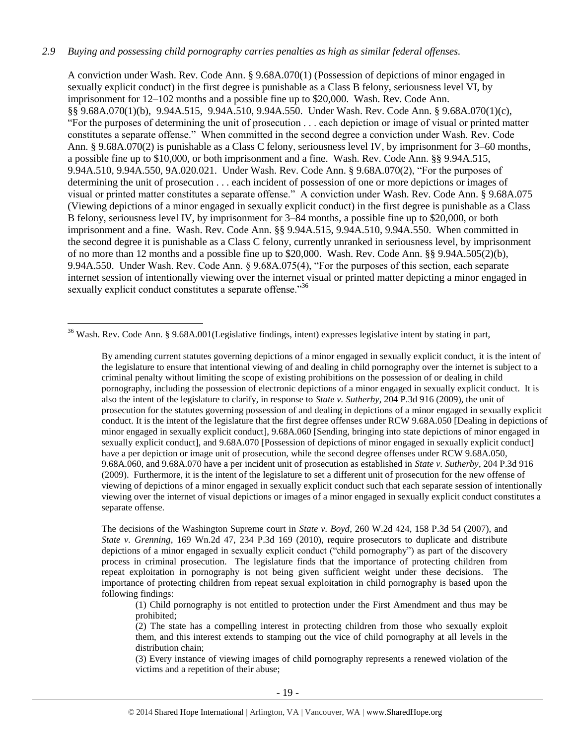## *2.9 Buying and possessing child pornography carries penalties as high as similar federal offenses.*

A conviction under Wash. Rev. Code Ann. § 9.68A.070(1) (Possession of depictions of minor engaged in sexually explicit conduct) in the first degree is punishable as a Class B felony, seriousness level VI, by imprisonment for 12–102 months and a possible fine up to $20,000. Wash. Rev. Code Ann. §§ 9.68A.070(1)(b), 9.94A.515, 9.94A.510, 9.94A.550. Under Wash. Rev. Code Ann. § 9.68A.070(1)(c), "For the purposes of determining the unit of prosecution . . . each depiction or image of visual or printed matter constitutes a separate offense." When committed in the second degree a conviction under Wash. Rev. Code Ann. § 9.68A.070(2) is punishable as a Class C felony, seriousness level IV, by imprisonment for 3–60 months, a possible fine up to $10,000, or both imprisonment and a fine. Wash. Rev. Code Ann. §§ 9.94A.515, 9.94A.510, 9.94A.550, 9A.020.021. Under Wash. Rev. Code Ann. § 9.68A.070(2), "For the purposes of determining the unit of prosecution . . . each incident of possession of one or more depictions or images of visual or printed matter constitutes a separate offense." A conviction under Wash. Rev. Code Ann. § 9.68A.075 (Viewing depictions of a minor engaged in sexually explicit conduct) in the first degree is punishable as a Class B felony, seriousness level IV, by imprisonment for 3–84 months, a possible fine up to $20,000, or both imprisonment and a fine. Wash. Rev. Code Ann. §§ 9.94A.515, 9.94A.510, 9.94A.550. When committed in the second degree it is punishable as a Class C felony, currently unranked in seriousness level, by imprisonment of no more than 12 months and a possible fine up to $20,000. Wash. Rev. Code Ann. §§ 9.94A.505(2)(b), 9.94A.550. Under Wash. Rev. Code Ann. § 9.68A.075(4), "For the purposes of this section, each separate internet session of intentionally viewing over the internet visual or printed matter depicting a minor engaged in sexually explicit conduct constitutes a separate offense."[36]

---

[36] Wash. Rev. Code Ann. § 9.68A.001(Legislative findings, intent) expresses legislative intent by stating in part,

> By amending current statutes governing depictions of a minor engaged in sexually explicit conduct, it is the intent of the legislature to ensure that intentional viewing of and dealing in child pornography over the internet is subject to a criminal penalty without limiting the scope of existing prohibitions on the possession of or dealing in child pornography, including the possession of electronic depictions of a minor engaged in sexually explicit conduct. It is also the intent of the legislature to clarify, in response to *State v. Sutherby*, 204 P.3d 916 (2009), the unit of prosecution for the statutes governing possession of and dealing in depictions of a minor engaged in sexually explicit conduct. It is the intent of the legislature that the first degree offenses under RCW 9.68A.050 [Dealing in depictions of minor engaged in sexually explicit conduct], 9.68A.060 [Sending, bringing into state depictions of minor engaged in sexually explicit conduct], and 9.68A.070 [Possession of depictions of minor engaged in sexually explicit conduct] have a per depiction or image unit of prosecution, while the second degree offenses under RCW 9.68A.050, 9.68A.060, and 9.68A.070 have a per incident unit of prosecution as established in *State v. Sutherby*, 204 P.3d 916 (2009). Furthermore, it is the intent of the legislature to set a different unit of prosecution for the new offense of viewing of depictions of a minor engaged in sexually explicit conduct such that each separate session of intentionally viewing over the internet of visual depictions or images of a minor engaged in sexually explicit conduct constitutes a separate offense.
>
> The decisions of the Washington Supreme court in *State v. Boyd*, 260 W.2d 424, 158 P.3d 54 (2007), and *State v. Grenning*, 169 Wn.2d 47, 234 P.3d 169 (2010), require prosecutors to duplicate and distribute depictions of a minor engaged in sexually explicit conduct ("child pornography") as part of the discovery process in criminal prosecution. The legislature finds that the importance of protecting children from repeat exploitation in pornography is not being given sufficient weight under these decisions. The importance of protecting children from repeat sexual exploitation in child pornography is based upon the following findings:
>
> (1) Child pornography is not entitled to protection under the First Amendment and thus may be prohibited;
>
> (2) The state has a compelling interest in protecting children from those who sexually exploit them, and this interest extends to stamping out the vice of child pornography at all levels in the distribution chain;
>
> (3) Every instance of viewing images of child pornography represents a renewed violation of the victims and a repetition of their abuse;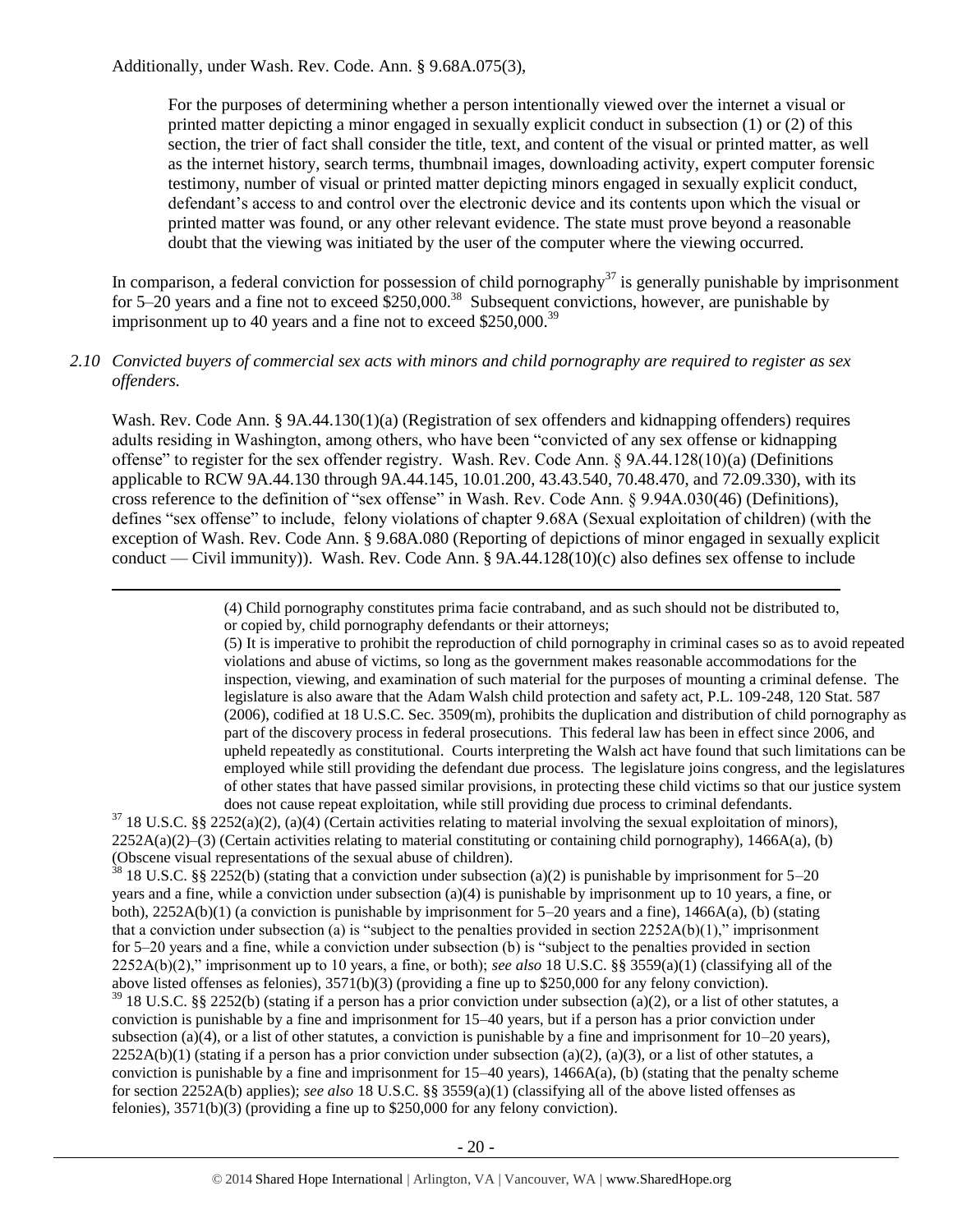Additionally, under Wash. Rev. Code. Ann. § 9.68A.075(3),

> For the purposes of determining whether a person intentionally viewed over the internet a visual or printed matter depicting a minor engaged in sexually explicit conduct in subsection (1) or (2) of this section, the trier of fact shall consider the title, text, and content of the visual or printed matter, as well as the internet history, search terms, thumbnail images, downloading activity, expert computer forensic testimony, number of visual or printed matter depicting minors engaged in sexually explicit conduct, defendant's access to and control over the electronic device and its contents upon which the visual or printed matter was found, or any other relevant evidence. The state must prove beyond a reasonable doubt that the viewing was initiated by the user of the computer where the viewing occurred.

In comparison, a federal conviction for possession of child pornography[37] is generally punishable by imprisonment for 5–20 years and a fine not to exceed $250,000.[38] Subsequent convictions, however, are punishable by imprisonment up to 40 years and a fine not to exceed $250,000.[39]

*2.10 Convicted buyers of commercial sex acts with minors and child pornography are required to register as sex offenders.*

Wash. Rev. Code Ann. § 9A.44.130(1)(a) (Registration of sex offenders and kidnapping offenders) requires adults residing in Washington, among others, who have been "convicted of any sex offense or kidnapping offense" to register for the sex offender registry. Wash. Rev. Code Ann. § 9A.44.128(10)(a) (Definitions applicable to RCW 9A.44.130 through 9A.44.145, 10.01.200, 43.43.540, 70.48.470, and 72.09.330), with its cross reference to the definition of "sex offense" in Wash. Rev. Code Ann. § 9.94A.030(46) (Definitions), defines "sex offense" to include, felony violations of chapter 9.68A (Sexual exploitation of children) (with the exception of Wash. Rev. Code Ann. § 9.68A.080 (Reporting of depictions of minor engaged in sexually explicit conduct — Civil immunity)). Wash. Rev. Code Ann. § 9A.44.128(10)(c) also defines sex offense to include

---

> (4) Child pornography constitutes prima facie contraband, and as such should not be distributed to, or copied by, child pornography defendants or their attorneys;
>
> (5) It is imperative to prohibit the reproduction of child pornography in criminal cases so as to avoid repeated violations and abuse of victims, so long as the government makes reasonable accommodations for the inspection, viewing, and examination of such material for the purposes of mounting a criminal defense. The legislature is also aware that the Adam Walsh child protection and safety act, P.L. 109-248, 120 Stat. 587 (2006), codified at 18 U.S.C. Sec. 3509(m), prohibits the duplication and distribution of child pornography as part of the discovery process in federal prosecutions. This federal law has been in effect since 2006, and upheld repeatedly as constitutional. Courts interpreting the Walsh act have found that such limitations can be employed while still providing the defendant due process. The legislature joins congress, and the legislatures of other states that have passed similar provisions, in protecting these child victims so that our justice system does not cause repeat exploitation, while still providing due process to criminal defendants.

[37] 18 U.S.C. §§ 2252(a)(2), (a)(4) (Certain activities relating to material involving the sexual exploitation of minors), 2252A(a)(2)–(3) (Certain activities relating to material constituting or containing child pornography), 1466A(a), (b) (Obscene visual representations of the sexual abuse of children).

[38] 18 U.S.C. §§ 2252(b) (stating that a conviction under subsection (a)(2) is punishable by imprisonment for 5–20 years and a fine, while a conviction under subsection (a)(4) is punishable by imprisonment up to 10 years, a fine, or both), 2252A(b)(1) (a conviction is punishable by imprisonment for 5–20 years and a fine), 1466A(a), (b) (stating that a conviction under subsection (a) is "subject to the penalties provided in section 2252A(b)(1)," imprisonment for 5–20 years and a fine, while a conviction under subsection (b) is "subject to the penalties provided in section 2252A(b)(2)," imprisonment up to 10 years, a fine, or both); *see also* 18 U.S.C. §§ 3559(a)(1) (classifying all of the above listed offenses as felonies), 3571(b)(3) (providing a fine up to $250,000 for any felony conviction).

[39] 18 U.S.C. §§ 2252(b) (stating if a person has a prior conviction under subsection (a)(2), or a list of other statutes, a conviction is punishable by a fine and imprisonment for 15–40 years, but if a person has a prior conviction under subsection (a)(4), or a list of other statutes, a conviction is punishable by a fine and imprisonment for 10–20 years), 2252A(b)(1) (stating if a person has a prior conviction under subsection (a)(2), (a)(3), or a list of other statutes, a conviction is punishable by a fine and imprisonment for 15–40 years), 1466A(a), (b) (stating that the penalty scheme for section 2252A(b) applies); *see also* 18 U.S.C. §§ 3559(a)(1) (classifying all of the above listed offenses as felonies), 3571(b)(3) (providing a fine up to $250,000 for any felony conviction).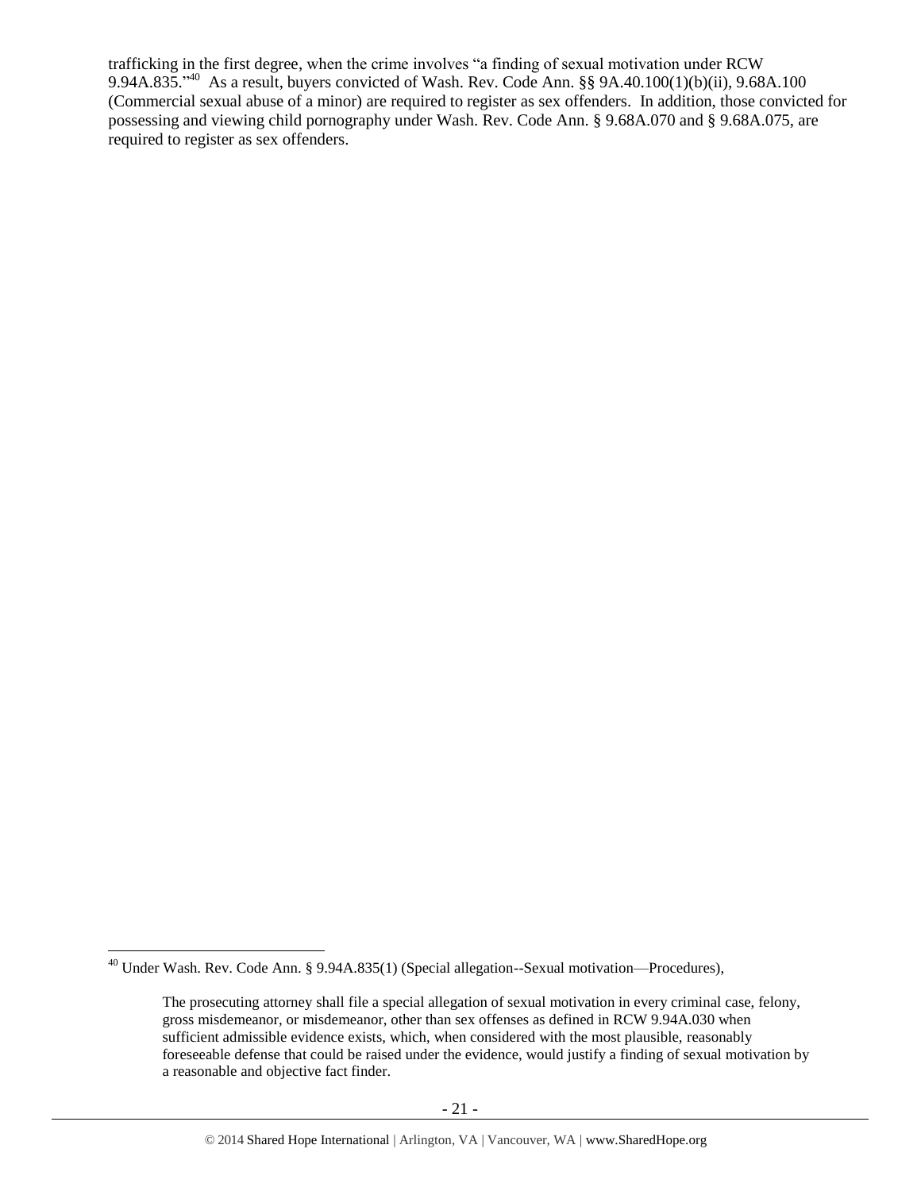trafficking in the first degree, when the crime involves "a finding of sexual motivation under RCW 9.94A.835."[40] As a result, buyers convicted of Wash. Rev. Code Ann. §§ 9A.40.100(1)(b)(ii), 9.68A.100 (Commercial sexual abuse of a minor) are required to register as sex offenders. In addition, those convicted for possessing and viewing child pornography under Wash. Rev. Code Ann. § 9.68A.070 and § 9.68A.075, are required to register as sex offenders.

---

[40] Under Wash. Rev. Code Ann. § 9.94A.835(1) (Special allegation--Sexual motivation—Procedures),

> The prosecuting attorney shall file a special allegation of sexual motivation in every criminal case, felony, gross misdemeanor, or misdemeanor, other than sex offenses as defined in RCW 9.94A.030 when sufficient admissible evidence exists, which, when considered with the most plausible, reasonably foreseeable defense that could be raised under the evidence, would justify a finding of sexual motivation by a reasonable and objective fact finder.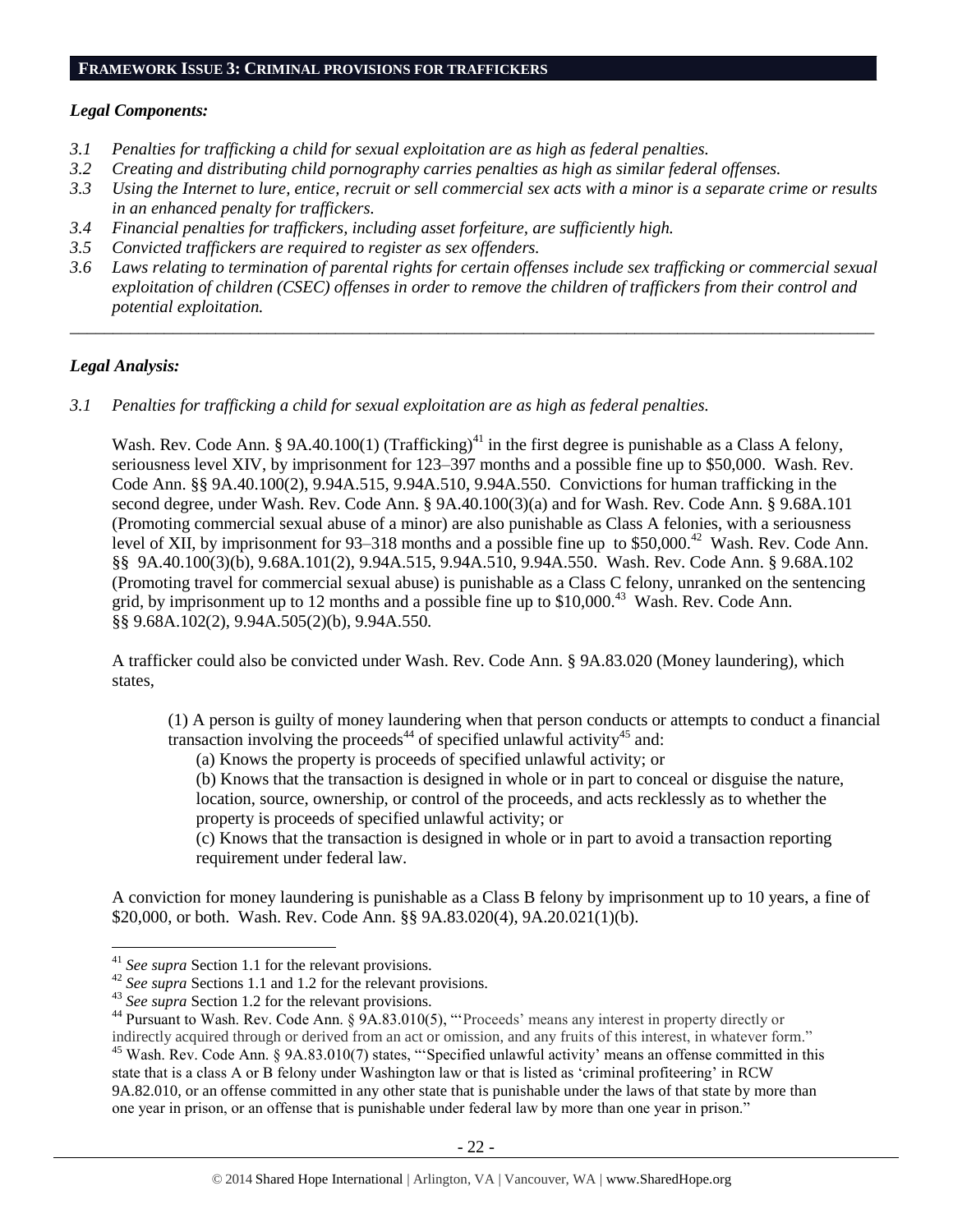## FRAMEWORK ISSUE 3: CRIMINAL PROVISIONS FOR TRAFFICKERS

### *Legal Components:*

*3.1 Penalties for trafficking a child for sexual exploitation are as high as federal penalties.*

*3.2 Creating and distributing child pornography carries penalties as high as similar federal offenses.*

*3.3 Using the Internet to lure, entice, recruit or sell commercial sex acts with a minor is a separate crime or results in an enhanced penalty for traffickers.*

*3.4 Financial penalties for traffickers, including asset forfeiture, are sufficiently high.*

*3.5 Convicted traffickers are required to register as sex offenders.*

*3.6 Laws relating to termination of parental rights for certain offenses include sex trafficking or commercial sexual exploitation of children (CSEC) offenses in order to remove the children of traffickers from their control and potential exploitation.*

---

### *Legal Analysis:*

*3.1 Penalties for trafficking a child for sexual exploitation are as high as federal penalties.*

Wash. Rev. Code Ann. § 9A.40.100(1) (Trafficking)[41] in the first degree is punishable as a Class A felony, seriousness level XIV, by imprisonment for 123–397 months and a possible fine up to $50,000. Wash. Rev. Code Ann. §§ 9A.40.100(2), 9.94A.515, 9.94A.510, 9.94A.550. Convictions for human trafficking in the second degree, under Wash. Rev. Code Ann. § 9A.40.100(3)(a) and for Wash. Rev. Code Ann. § 9.68A.101 (Promoting commercial sexual abuse of a minor) are also punishable as Class A felonies, with a seriousness level of XII, by imprisonment for 93–318 months and a possible fine up to $50,000.[42] Wash. Rev. Code Ann. §§ 9A.40.100(3)(b), 9.68A.101(2), 9.94A.515, 9.94A.510, 9.94A.550. Wash. Rev. Code Ann. § 9.68A.102 (Promoting travel for commercial sexual abuse) is punishable as a Class C felony, unranked on the sentencing grid, by imprisonment up to 12 months and a possible fine up to $10,000.[43] Wash. Rev. Code Ann. §§ 9.68A.102(2), 9.94A.505(2)(b), 9.94A.550.

A trafficker could also be convicted under Wash. Rev. Code Ann. § 9A.83.020 (Money laundering), which states,

> (1) A person is guilty of money laundering when that person conducts or attempts to conduct a financial transaction involving the proceeds[44] of specified unlawful activity[45] and:
>
> (a) Knows the property is proceeds of specified unlawful activity; or
>
> (b) Knows that the transaction is designed in whole or in part to conceal or disguise the nature, location, source, ownership, or control of the proceeds, and acts recklessly as to whether the property is proceeds of specified unlawful activity; or
>
> (c) Knows that the transaction is designed in whole or in part to avoid a transaction reporting requirement under federal law.

A conviction for money laundering is punishable as a Class B felony by imprisonment up to 10 years, a fine of $20,000, or both. Wash. Rev. Code Ann. §§ 9A.83.020(4), 9A.20.021(1)(b).

---

[41] *See supra* Section 1.1 for the relevant provisions.

[42] *See supra* Sections 1.1 and 1.2 for the relevant provisions.

[43] *See supra* Section 1.2 for the relevant provisions.

[44] Pursuant to Wash. Rev. Code Ann. § 9A.83.010(5), "'Proceeds' means any interest in property directly or indirectly acquired through or derived from an act or omission, and any fruits of this interest, in whatever form."

[45] Wash. Rev. Code Ann. § 9A.83.010(7) states, "'Specified unlawful activity' means an offense committed in this state that is a class A or B felony under Washington law or that is listed as 'criminal profiteering' in RCW 9A.82.010, or an offense committed in any other state that is punishable under the laws of that state by more than one year in prison, or an offense that is punishable under federal law by more than one year in prison."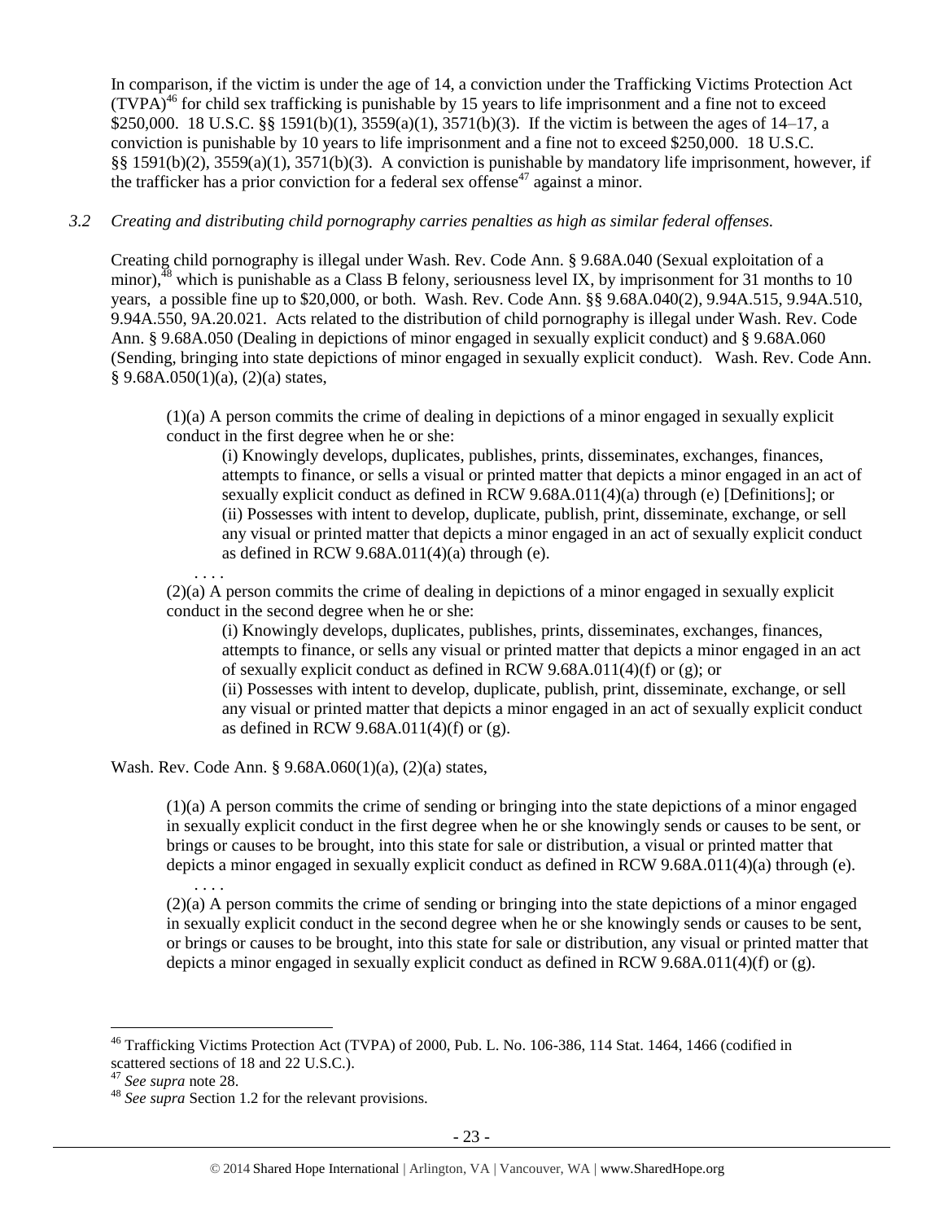In comparison, if the victim is under the age of 14, a conviction under the Trafficking Victims Protection Act (TVPA)[46] for child sex trafficking is punishable by 15 years to life imprisonment and a fine not to exceed \$250,000. 18 U.S.C. §§ 1591(b)(1), 3559(a)(1), 3571(b)(3). If the victim is between the ages of 14–17, a conviction is punishable by 10 years to life imprisonment and a fine not to exceed \$250,000. 18 U.S.C. §§ 1591(b)(2), 3559(a)(1), 3571(b)(3). A conviction is punishable by mandatory life imprisonment, however, if the trafficker has a prior conviction for a federal sex offense[47] against a minor.

*3.2 Creating and distributing child pornography carries penalties as high as similar federal offenses.*

Creating child pornography is illegal under Wash. Rev. Code Ann. § 9.68A.040 (Sexual exploitation of a minor),[48] which is punishable as a Class B felony, seriousness level IX, by imprisonment for 31 months to 10 years, a possible fine up to \$20,000, or both. Wash. Rev. Code Ann. §§ 9.68A.040(2), 9.94A.515, 9.94A.510, 9.94A.550, 9A.20.021. Acts related to the distribution of child pornography is illegal under Wash. Rev. Code Ann. § 9.68A.050 (Dealing in depictions of minor engaged in sexually explicit conduct) and § 9.68A.060 (Sending, bringing into state depictions of minor engaged in sexually explicit conduct). Wash. Rev. Code Ann. § 9.68A.050(1)(a), (2)(a) states,

> (1)(a) A person commits the crime of dealing in depictions of a minor engaged in sexually explicit conduct in the first degree when he or she:
>
> > (i) Knowingly develops, duplicates, publishes, prints, disseminates, exchanges, finances, attempts to finance, or sells a visual or printed matter that depicts a minor engaged in an act of sexually explicit conduct as defined in RCW 9.68A.011(4)(a) through (e) [Definitions]; or
> > (ii) Possesses with intent to develop, duplicate, publish, print, disseminate, exchange, or sell any visual or printed matter that depicts a minor engaged in an act of sexually explicit conduct as defined in RCW 9.68A.011(4)(a) through (e).
>
> . . . .
>
> (2)(a) A person commits the crime of dealing in depictions of a minor engaged in sexually explicit conduct in the second degree when he or she:
>
> > (i) Knowingly develops, duplicates, publishes, prints, disseminates, exchanges, finances, attempts to finance, or sells any visual or printed matter that depicts a minor engaged in an act of sexually explicit conduct as defined in RCW 9.68A.011(4)(f) or (g); or
> > (ii) Possesses with intent to develop, duplicate, publish, print, disseminate, exchange, or sell any visual or printed matter that depicts a minor engaged in an act of sexually explicit conduct as defined in RCW 9.68A.011(4)(f) or (g).

Wash. Rev. Code Ann. § 9.68A.060(1)(a), (2)(a) states,

> (1)(a) A person commits the crime of sending or bringing into the state depictions of a minor engaged in sexually explicit conduct in the first degree when he or she knowingly sends or causes to be sent, or brings or causes to be brought, into this state for sale or distribution, a visual or printed matter that depicts a minor engaged in sexually explicit conduct as defined in RCW 9.68A.011(4)(a) through (e).
>
> . . . .
>
> (2)(a) A person commits the crime of sending or bringing into the state depictions of a minor engaged in sexually explicit conduct in the second degree when he or she knowingly sends or causes to be sent, or brings or causes to be brought, into this state for sale or distribution, any visual or printed matter that depicts a minor engaged in sexually explicit conduct as defined in RCW 9.68A.011(4)(f) or (g).

---

[46] Trafficking Victims Protection Act (TVPA) of 2000, Pub. L. No. 106-386, 114 Stat. 1464, 1466 (codified in scattered sections of 18 and 22 U.S.C.).

[47] *See supra* note 28.

[48] *See supra* Section 1.2 for the relevant provisions.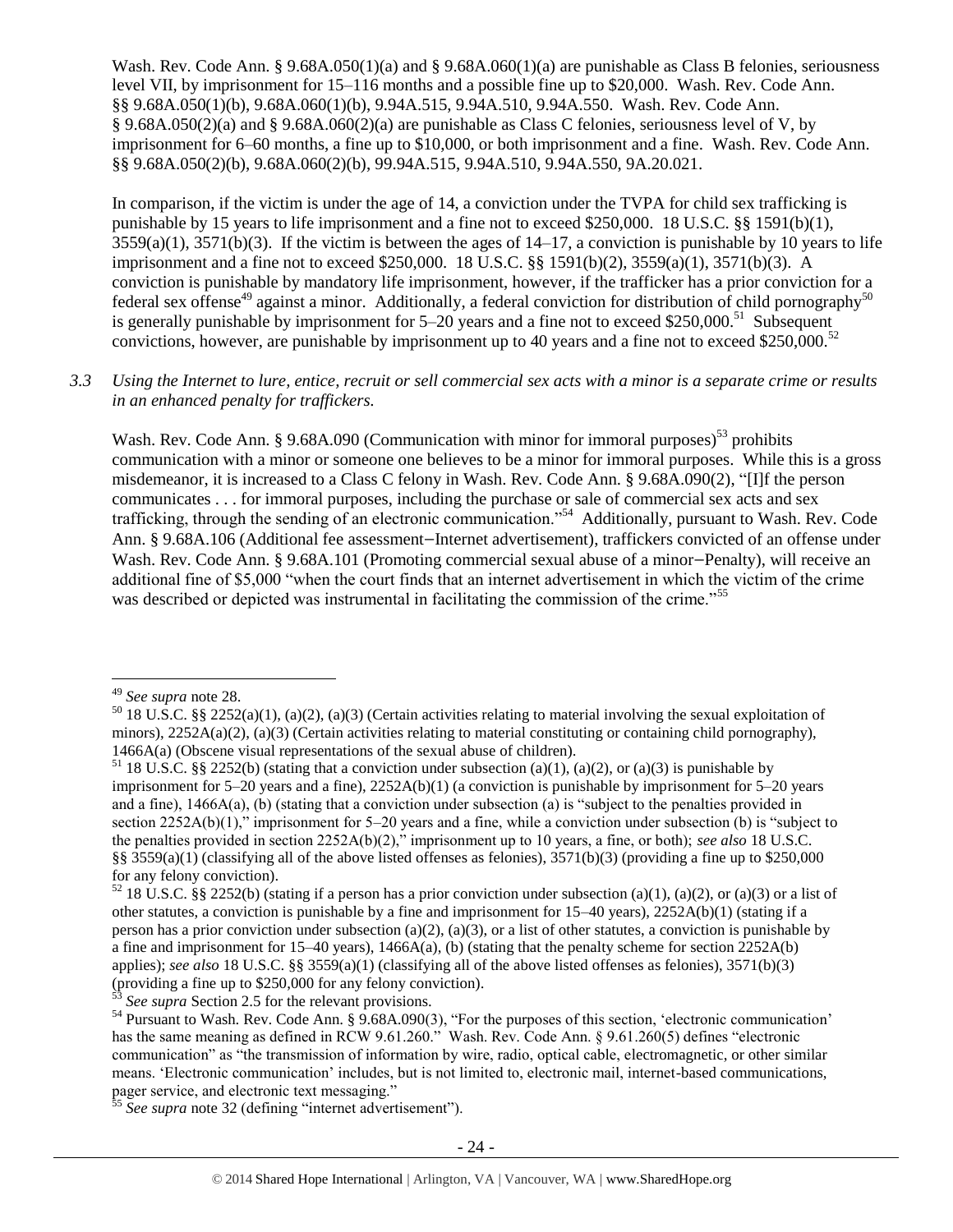Wash. Rev. Code Ann. § 9.68A.050(1)(a) and § 9.68A.060(1)(a) are punishable as Class B felonies, seriousness level VII, by imprisonment for 15–116 months and a possible fine up to $20,000. Wash. Rev. Code Ann. §§ 9.68A.050(1)(b), 9.68A.060(1)(b), 9.94A.515, 9.94A.510, 9.94A.550. Wash. Rev. Code Ann. § 9.68A.050(2)(a) and § 9.68A.060(2)(a) are punishable as Class C felonies, seriousness level of V, by imprisonment for 6–60 months, a fine up to $10,000, or both imprisonment and a fine. Wash. Rev. Code Ann. §§ 9.68A.050(2)(b), 9.68A.060(2)(b), 99.94A.515, 9.94A.510, 9.94A.550, 9A.20.021.

In comparison, if the victim is under the age of 14, a conviction under the TVPA for child sex trafficking is punishable by 15 years to life imprisonment and a fine not to exceed $250,000. 18 U.S.C. §§ 1591(b)(1), 3559(a)(1), 3571(b)(3). If the victim is between the ages of 14–17, a conviction is punishable by 10 years to life imprisonment and a fine not to exceed $250,000. 18 U.S.C. §§ 1591(b)(2), 3559(a)(1), 3571(b)(3). A conviction is punishable by mandatory life imprisonment, however, if the trafficker has a prior conviction for a federal sex offense[49] against a minor. Additionally, a federal conviction for distribution of child pornography[50] is generally punishable by imprisonment for 5–20 years and a fine not to exceed $250,000.[51] Subsequent convictions, however, are punishable by imprisonment up to 40 years and a fine not to exceed $250,000.[52]

*3.3 Using the Internet to lure, entice, recruit or sell commercial sex acts with a minor is a separate crime or results in an enhanced penalty for traffickers.*

Wash. Rev. Code Ann. § 9.68A.090 (Communication with minor for immoral purposes)[53] prohibits communication with a minor or someone one believes to be a minor for immoral purposes. While this is a gross misdemeanor, it is increased to a Class C felony in Wash. Rev. Code Ann. § 9.68A.090(2), "[I]f the person communicates . . . for immoral purposes, including the purchase or sale of commercial sex acts and sex trafficking, through the sending of an electronic communication."[54] Additionally, pursuant to Wash. Rev. Code Ann. § 9.68A.106 (Additional fee assessment−Internet advertisement), traffickers convicted of an offense under Wash. Rev. Code Ann. § 9.68A.101 (Promoting commercial sexual abuse of a minor−Penalty), will receive an additional fine of $5,000 "when the court finds that an internet advertisement in which the victim of the crime was described or depicted was instrumental in facilitating the commission of the crime."[55]

---

[49] *See supra* note 28.

[50] 18 U.S.C. §§ 2252(a)(1), (a)(2), (a)(3) (Certain activities relating to material involving the sexual exploitation of minors), 2252A(a)(2), (a)(3) (Certain activities relating to material constituting or containing child pornography), 1466A(a) (Obscene visual representations of the sexual abuse of children).

[51] 18 U.S.C. §§ 2252(b) (stating that a conviction under subsection (a)(1), (a)(2), or (a)(3) is punishable by imprisonment for 5–20 years and a fine), 2252A(b)(1) (a conviction is punishable by imprisonment for 5–20 years and a fine), 1466A(a), (b) (stating that a conviction under subsection (a) is "subject to the penalties provided in section 2252A(b)(1)," imprisonment for 5–20 years and a fine, while a conviction under subsection (b) is "subject to the penalties provided in section 2252A(b)(2)," imprisonment up to 10 years, a fine, or both); *see also* 18 U.S.C. §§ 3559(a)(1) (classifying all of the above listed offenses as felonies), 3571(b)(3) (providing a fine up to $250,000 for any felony conviction).

[52] 18 U.S.C. §§ 2252(b) (stating if a person has a prior conviction under subsection (a)(1), (a)(2), or (a)(3) or a list of other statutes, a conviction is punishable by a fine and imprisonment for 15–40 years), 2252A(b)(1) (stating if a person has a prior conviction under subsection (a)(2), (a)(3), or a list of other statutes, a conviction is punishable by a fine and imprisonment for 15–40 years), 1466A(a), (b) (stating that the penalty scheme for section 2252A(b) applies); *see also* 18 U.S.C. §§ 3559(a)(1) (classifying all of the above listed offenses as felonies), 3571(b)(3) (providing a fine up to $250,000 for any felony conviction).

[53] *See supra* Section 2.5 for the relevant provisions.

[54] Pursuant to Wash. Rev. Code Ann. § 9.68A.090(3), "For the purposes of this section, 'electronic communication' has the same meaning as defined in RCW 9.61.260." Wash. Rev. Code Ann. § 9.61.260(5) defines "electronic communication" as "the transmission of information by wire, radio, optical cable, electromagnetic, or other similar means. 'Electronic communication' includes, but is not limited to, electronic mail, internet-based communications, pager service, and electronic text messaging."

[55] *See supra* note 32 (defining "internet advertisement").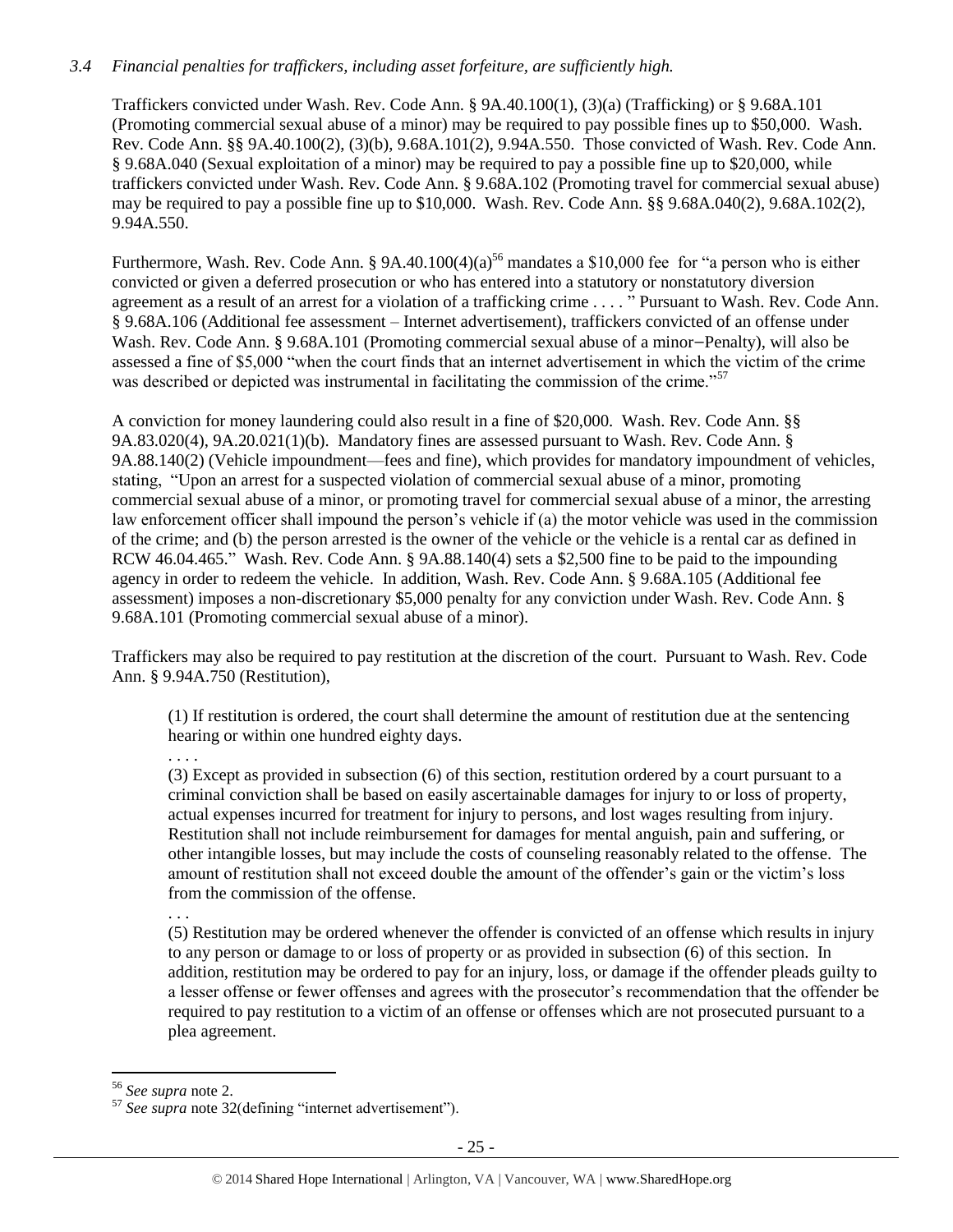### *3.4 Financial penalties for traffickers, including asset forfeiture, are sufficiently high.*

Traffickers convicted under Wash. Rev. Code Ann. § 9A.40.100(1), (3)(a) (Trafficking) or § 9.68A.101 (Promoting commercial sexual abuse of a minor) may be required to pay possible fines up to $50,000. Wash. Rev. Code Ann. §§ 9A.40.100(2), (3)(b), 9.68A.101(2), 9.94A.550. Those convicted of Wash. Rev. Code Ann. § 9.68A.040 (Sexual exploitation of a minor) may be required to pay a possible fine up to $20,000, while traffickers convicted under Wash. Rev. Code Ann. § 9.68A.102 (Promoting travel for commercial sexual abuse) may be required to pay a possible fine up to $10,000. Wash. Rev. Code Ann. §§ 9.68A.040(2), 9.68A.102(2), 9.94A.550.

Furthermore, Wash. Rev. Code Ann. § 9A.40.100(4)(a)[56] mandates a $10,000 fee for "a person who is either convicted or given a deferred prosecution or who has entered into a statutory or nonstatutory diversion agreement as a result of an arrest for a violation of a trafficking crime . . . . " Pursuant to Wash. Rev. Code Ann. § 9.68A.106 (Additional fee assessment – Internet advertisement), traffickers convicted of an offense under Wash. Rev. Code Ann. § 9.68A.101 (Promoting commercial sexual abuse of a minor—Penalty), will also be assessed a fine of $5,000 "when the court finds that an internet advertisement in which the victim of the crime was described or depicted was instrumental in facilitating the commission of the crime."[57]

A conviction for money laundering could also result in a fine of $20,000. Wash. Rev. Code Ann. §§ 9A.83.020(4), 9A.20.021(1)(b). Mandatory fines are assessed pursuant to Wash. Rev. Code Ann. § 9A.88.140(2) (Vehicle impoundment—fees and fine), which provides for mandatory impoundment of vehicles, stating, "Upon an arrest for a suspected violation of commercial sexual abuse of a minor, promoting commercial sexual abuse of a minor, or promoting travel for commercial sexual abuse of a minor, the arresting law enforcement officer shall impound the person's vehicle if (a) the motor vehicle was used in the commission of the crime; and (b) the person arrested is the owner of the vehicle or the vehicle is a rental car as defined in RCW 46.04.465." Wash. Rev. Code Ann. § 9A.88.140(4) sets a $2,500 fine to be paid to the impounding agency in order to redeem the vehicle. In addition, Wash. Rev. Code Ann. § 9.68A.105 (Additional fee assessment) imposes a non-discretionary $5,000 penalty for any conviction under Wash. Rev. Code Ann. § 9.68A.101 (Promoting commercial sexual abuse of a minor).

Traffickers may also be required to pay restitution at the discretion of the court. Pursuant to Wash. Rev. Code Ann. § 9.94A.750 (Restitution),

> (1) If restitution is ordered, the court shall determine the amount of restitution due at the sentencing hearing or within one hundred eighty days.
>
> . . . .
>
> (3) Except as provided in subsection (6) of this section, restitution ordered by a court pursuant to a criminal conviction shall be based on easily ascertainable damages for injury to or loss of property, actual expenses incurred for treatment for injury to persons, and lost wages resulting from injury. Restitution shall not include reimbursement for damages for mental anguish, pain and suffering, or other intangible losses, but may include the costs of counseling reasonably related to the offense. The amount of restitution shall not exceed double the amount of the offender's gain or the victim's loss from the commission of the offense.
>
> . . .
>
> (5) Restitution may be ordered whenever the offender is convicted of an offense which results in injury to any person or damage to or loss of property or as provided in subsection (6) of this section. In addition, restitution may be ordered to pay for an injury, loss, or damage if the offender pleads guilty to a lesser offense or fewer offenses and agrees with the prosecutor's recommendation that the offender be required to pay restitution to a victim of an offense or offenses which are not prosecuted pursuant to a plea agreement.

---

[56] *See supra* note 2.

[57] *See supra* note 32(defining "internet advertisement").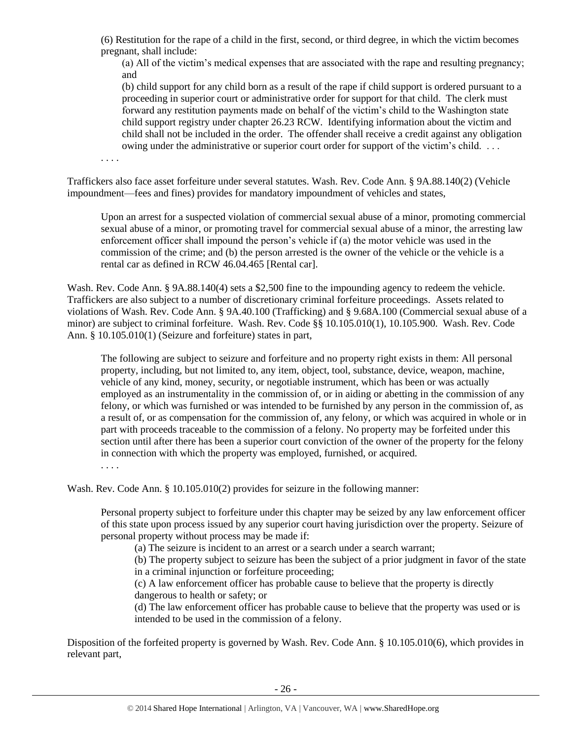> (6) Restitution for the rape of a child in the first, second, or third degree, in which the victim becomes pregnant, shall include:
>
> > (a) All of the victim's medical expenses that are associated with the rape and resulting pregnancy; and
> >
> > (b) child support for any child born as a result of the rape if child support is ordered pursuant to a proceeding in superior court or administrative order for support for that child. The clerk must forward any restitution payments made on behalf of the victim's child to the Washington state child support registry under chapter 26.23 RCW. Identifying information about the victim and child shall not be included in the order. The offender shall receive a credit against any obligation owing under the administrative or superior court order for support of the victim's child. . . .
>
> . . . .

Traffickers also face asset forfeiture under several statutes. Wash. Rev. Code Ann. § 9A.88.140(2) (Vehicle impoundment—fees and fines) provides for mandatory impoundment of vehicles and states,

> Upon an arrest for a suspected violation of commercial sexual abuse of a minor, promoting commercial sexual abuse of a minor, or promoting travel for commercial sexual abuse of a minor, the arresting law enforcement officer shall impound the person's vehicle if (a) the motor vehicle was used in the commission of the crime; and (b) the person arrested is the owner of the vehicle or the vehicle is a rental car as defined in RCW 46.04.465 [Rental car].

Wash. Rev. Code Ann. § 9A.88.140(4) sets a $2,500 fine to the impounding agency to redeem the vehicle. Traffickers are also subject to a number of discretionary criminal forfeiture proceedings. Assets related to violations of Wash. Rev. Code Ann. § 9A.40.100 (Trafficking) and § 9.68A.100 (Commercial sexual abuse of a minor) are subject to criminal forfeiture. Wash. Rev. Code §§ 10.105.010(1), 10.105.900. Wash. Rev. Code Ann. § 10.105.010(1) (Seizure and forfeiture) states in part,

> The following are subject to seizure and forfeiture and no property right exists in them: All personal property, including, but not limited to, any item, object, tool, substance, device, weapon, machine, vehicle of any kind, money, security, or negotiable instrument, which has been or was actually employed as an instrumentality in the commission of, or in aiding or abetting in the commission of any felony, or which was furnished or was intended to be furnished by any person in the commission of, as a result of, or as compensation for the commission of, any felony, or which was acquired in whole or in part with proceeds traceable to the commission of a felony. No property may be forfeited under this section until after there has been a superior court conviction of the owner of the property for the felony in connection with which the property was employed, furnished, or acquired.
>
> . . . .

Wash. Rev. Code Ann. § 10.105.010(2) provides for seizure in the following manner:

> Personal property subject to forfeiture under this chapter may be seized by any law enforcement officer of this state upon process issued by any superior court having jurisdiction over the property. Seizure of personal property without process may be made if:
>
> > (a) The seizure is incident to an arrest or a search under a search warrant;
> >
> > (b) The property subject to seizure has been the subject of a prior judgment in favor of the state in a criminal injunction or forfeiture proceeding;
> >
> > (c) A law enforcement officer has probable cause to believe that the property is directly dangerous to health or safety; or
> >
> > (d) The law enforcement officer has probable cause to believe that the property was used or is intended to be used in the commission of a felony.

Disposition of the forfeited property is governed by Wash. Rev. Code Ann. § 10.105.010(6), which provides in relevant part,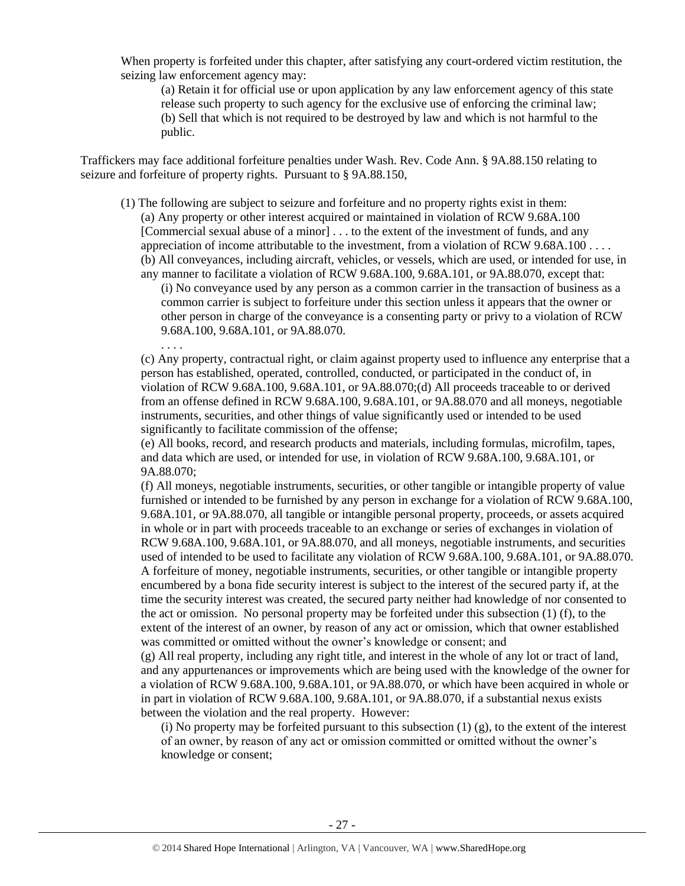When property is forfeited under this chapter, after satisfying any court-ordered victim restitution, the seizing law enforcement agency may:

> (a) Retain it for official use or upon application by any law enforcement agency of this state release such property to such agency for the exclusive use of enforcing the criminal law;
> (b) Sell that which is not required to be destroyed by law and which is not harmful to the public.

Traffickers may face additional forfeiture penalties under Wash. Rev. Code Ann. § 9A.88.150 relating to seizure and forfeiture of property rights. Pursuant to § 9A.88.150,

> (1) The following are subject to seizure and forfeiture and no property rights exist in them:
>
> (a) Any property or other interest acquired or maintained in violation of RCW 9.68A.100 [Commercial sexual abuse of a minor] . . . to the extent of the investment of funds, and any appreciation of income attributable to the investment, from a violation of RCW 9.68A.100 . . . .
>
> (b) All conveyances, including aircraft, vehicles, or vessels, which are used, or intended for use, in any manner to facilitate a violation of RCW 9.68A.100, 9.68A.101, or 9A.88.070, except that:
>
> > (i) No conveyance used by any person as a common carrier in the transaction of business as a common carrier is subject to forfeiture under this section unless it appears that the owner or other person in charge of the conveyance is a consenting party or privy to a violation of RCW 9.68A.100, 9.68A.101, or 9A.88.070.
> >
> > . . . .
>
> (c) Any property, contractual right, or claim against property used to influence any enterprise that a person has established, operated, controlled, conducted, or participated in the conduct of, in violation of RCW 9.68A.100, 9.68A.101, or 9A.88.070;(d) All proceeds traceable to or derived from an offense defined in RCW 9.68A.100, 9.68A.101, or 9A.88.070 and all moneys, negotiable instruments, securities, and other things of value significantly used or intended to be used significantly to facilitate commission of the offense;
>
> (e) All books, record, and research products and materials, including formulas, microfilm, tapes, and data which are used, or intended for use, in violation of RCW 9.68A.100, 9.68A.101, or 9A.88.070;
>
> (f) All moneys, negotiable instruments, securities, or other tangible or intangible property of value furnished or intended to be furnished by any person in exchange for a violation of RCW 9.68A.100, 9.68A.101, or 9A.88.070, all tangible or intangible personal property, proceeds, or assets acquired in whole or in part with proceeds traceable to an exchange or series of exchanges in violation of RCW 9.68A.100, 9.68A.101, or 9A.88.070, and all moneys, negotiable instruments, and securities used of intended to be used to facilitate any violation of RCW 9.68A.100, 9.68A.101, or 9A.88.070. A forfeiture of money, negotiable instruments, securities, or other tangible or intangible property encumbered by a bona fide security interest is subject to the interest of the secured party if, at the time the security interest was created, the secured party neither had knowledge of nor consented to the act or omission. No personal property may be forfeited under this subsection (1) (f), to the extent of the interest of an owner, by reason of any act or omission, which that owner established was committed or omitted without the owner's knowledge or consent; and
>
> (g) All real property, including any right title, and interest in the whole of any lot or tract of land, and any appurtenances or improvements which are being used with the knowledge of the owner for a violation of RCW 9.68A.100, 9.68A.101, or 9A.88.070, or which have been acquired in whole or in part in violation of RCW 9.68A.100, 9.68A.101, or 9A.88.070, if a substantial nexus exists between the violation and the real property. However:
>
> > (i) No property may be forfeited pursuant to this subsection (1) (g), to the extent of the interest of an owner, by reason of any act or omission committed or omitted without the owner's knowledge or consent;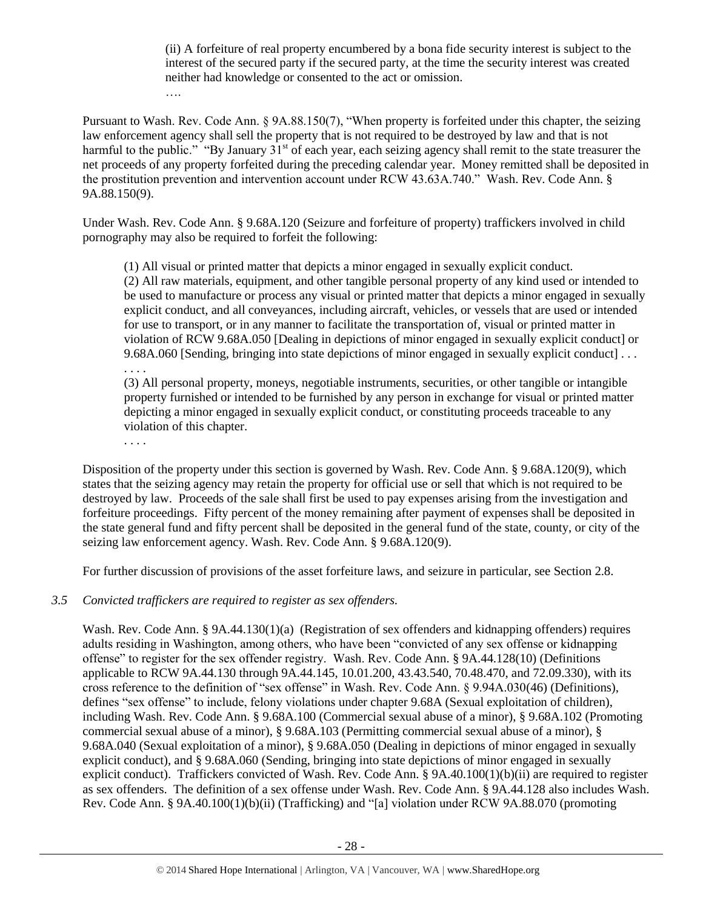> (ii) A forfeiture of real property encumbered by a bona fide security interest is subject to the interest of the secured party if the secured party, at the time the security interest was created neither had knowledge or consented to the act or omission.
> ….

Pursuant to Wash. Rev. Code Ann. § 9A.88.150(7), "When property is forfeited under this chapter, the seizing law enforcement agency shall sell the property that is not required to be destroyed by law and that is not harmful to the public." "By January 31st of each year, each seizing agency shall remit to the state treasurer the net proceeds of any property forfeited during the preceding calendar year. Money remitted shall be deposited in the prostitution prevention and intervention account under RCW 43.63A.740." Wash. Rev. Code Ann. § 9A.88.150(9).

Under Wash. Rev. Code Ann. § 9.68A.120 (Seizure and forfeiture of property) traffickers involved in child pornography may also be required to forfeit the following:

> (1) All visual or printed matter that depicts a minor engaged in sexually explicit conduct.
> (2) All raw materials, equipment, and other tangible personal property of any kind used or intended to be used to manufacture or process any visual or printed matter that depicts a minor engaged in sexually explicit conduct, and all conveyances, including aircraft, vehicles, or vessels that are used or intended for use to transport, or in any manner to facilitate the transportation of, visual or printed matter in violation of RCW 9.68A.050 [Dealing in depictions of minor engaged in sexually explicit conduct] or 9.68A.060 [Sending, bringing into state depictions of minor engaged in sexually explicit conduct] . . . . . . .
> (3) All personal property, moneys, negotiable instruments, securities, or other tangible or intangible property furnished or intended to be furnished by any person in exchange for visual or printed matter depicting a minor engaged in sexually explicit conduct, or constituting proceeds traceable to any violation of this chapter.
> . . . .

Disposition of the property under this section is governed by Wash. Rev. Code Ann. § 9.68A.120(9), which states that the seizing agency may retain the property for official use or sell that which is not required to be destroyed by law. Proceeds of the sale shall first be used to pay expenses arising from the investigation and forfeiture proceedings. Fifty percent of the money remaining after payment of expenses shall be deposited in the state general fund and fifty percent shall be deposited in the general fund of the state, county, or city of the seizing law enforcement agency. Wash. Rev. Code Ann. § 9.68A.120(9).

For further discussion of provisions of the asset forfeiture laws, and seizure in particular, see Section 2.8.

*3.5 Convicted traffickers are required to register as sex offenders.*

Wash. Rev. Code Ann. § 9A.44.130(1)(a) (Registration of sex offenders and kidnapping offenders) requires adults residing in Washington, among others, who have been "convicted of any sex offense or kidnapping offense" to register for the sex offender registry. Wash. Rev. Code Ann. § 9A.44.128(10) (Definitions applicable to RCW 9A.44.130 through 9A.44.145, 10.01.200, 43.43.540, 70.48.470, and 72.09.330), with its cross reference to the definition of "sex offense" in Wash. Rev. Code Ann. § 9.94A.030(46) (Definitions), defines "sex offense" to include, felony violations under chapter 9.68A (Sexual exploitation of children), including Wash. Rev. Code Ann. § 9.68A.100 (Commercial sexual abuse of a minor), § 9.68A.102 (Promoting commercial sexual abuse of a minor), § 9.68A.103 (Permitting commercial sexual abuse of a minor), § 9.68A.040 (Sexual exploitation of a minor), § 9.68A.050 (Dealing in depictions of minor engaged in sexually explicit conduct), and § 9.68A.060 (Sending, bringing into state depictions of minor engaged in sexually explicit conduct). Traffickers convicted of Wash. Rev. Code Ann. § 9A.40.100(1)(b)(ii) are required to register as sex offenders. The definition of a sex offense under Wash. Rev. Code Ann. § 9A.44.128 also includes Wash. Rev. Code Ann. § 9A.40.100(1)(b)(ii) (Trafficking) and "[a] violation under RCW 9A.88.070 (promoting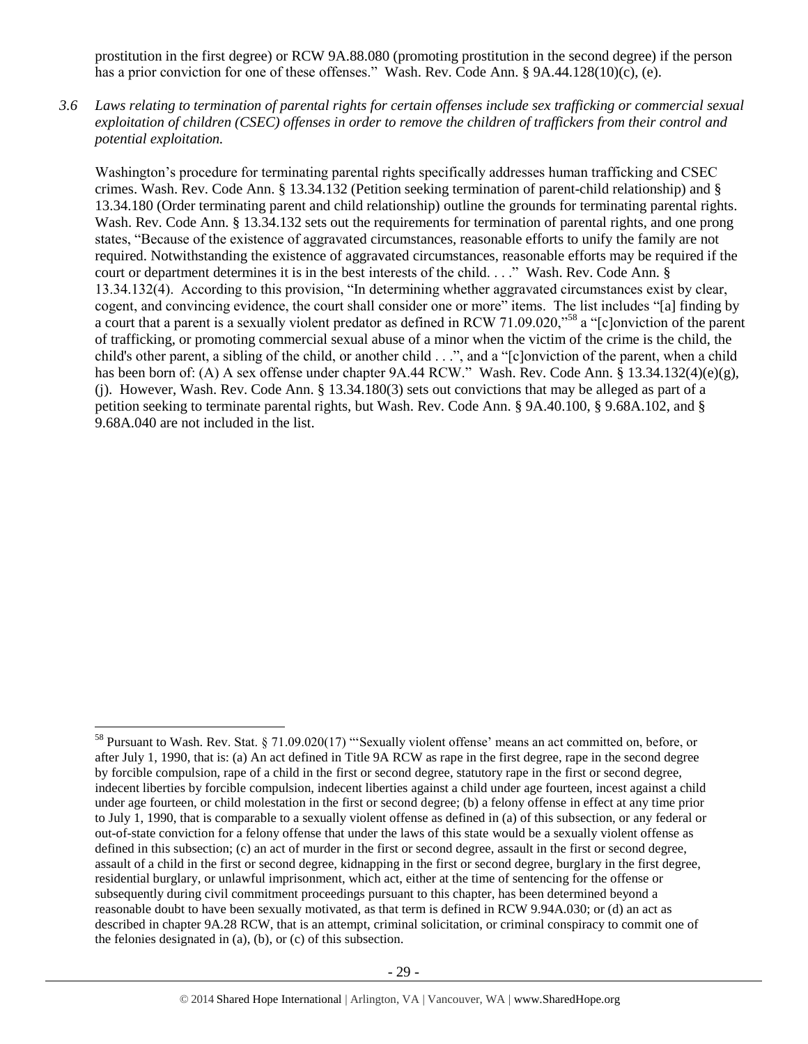prostitution in the first degree) or RCW 9A.88.080 (promoting prostitution in the second degree) if the person has a prior conviction for one of these offenses." Wash. Rev. Code Ann. § 9A.44.128(10)(c), (e).

*3.6 Laws relating to termination of parental rights for certain offenses include sex trafficking or commercial sexual exploitation of children (CSEC) offenses in order to remove the children of traffickers from their control and potential exploitation.*

Washington's procedure for terminating parental rights specifically addresses human trafficking and CSEC crimes. Wash. Rev. Code Ann. § 13.34.132 (Petition seeking termination of parent-child relationship) and § 13.34.180 (Order terminating parent and child relationship) outline the grounds for terminating parental rights. Wash. Rev. Code Ann. § 13.34.132 sets out the requirements for termination of parental rights, and one prong states, "Because of the existence of aggravated circumstances, reasonable efforts to unify the family are not required. Notwithstanding the existence of aggravated circumstances, reasonable efforts may be required if the court or department determines it is in the best interests of the child. . . ." Wash. Rev. Code Ann. § 13.34.132(4). According to this provision, "In determining whether aggravated circumstances exist by clear, cogent, and convincing evidence, the court shall consider one or more" items. The list includes "[a] finding by a court that a parent is a sexually violent predator as defined in RCW 71.09.020,"[58] a "[c]onviction of the parent of trafficking, or promoting commercial sexual abuse of a minor when the victim of the crime is the child, the child's other parent, a sibling of the child, or another child . . .", and a "[c]onviction of the parent, when a child has been born of: (A) A sex offense under chapter 9A.44 RCW." Wash. Rev. Code Ann. § 13.34.132(4)(e)(g), (j). However, Wash. Rev. Code Ann. § 13.34.180(3) sets out convictions that may be alleged as part of a petition seeking to terminate parental rights, but Wash. Rev. Code Ann. § 9A.40.100, § 9.68A.102, and § 9.68A.040 are not included in the list.

---

[58] Pursuant to Wash. Rev. Stat. § 71.09.020(17) "'Sexually violent offense' means an act committed on, before, or after July 1, 1990, that is: (a) An act defined in Title 9A RCW as rape in the first degree, rape in the second degree by forcible compulsion, rape of a child in the first or second degree, statutory rape in the first or second degree, indecent liberties by forcible compulsion, indecent liberties against a child under age fourteen, incest against a child under age fourteen, or child molestation in the first or second degree; (b) a felony offense in effect at any time prior to July 1, 1990, that is comparable to a sexually violent offense as defined in (a) of this subsection, or any federal or out-of-state conviction for a felony offense that under the laws of this state would be a sexually violent offense as defined in this subsection; (c) an act of murder in the first or second degree, assault in the first or second degree, assault of a child in the first or second degree, kidnapping in the first or second degree, burglary in the first degree, residential burglary, or unlawful imprisonment, which act, either at the time of sentencing for the offense or subsequently during civil commitment proceedings pursuant to this chapter, has been determined beyond a reasonable doubt to have been sexually motivated, as that term is defined in RCW 9.94A.030; or (d) an act as described in chapter 9A.28 RCW, that is an attempt, criminal solicitation, or criminal conspiracy to commit one of the felonies designated in (a), (b), or (c) of this subsection.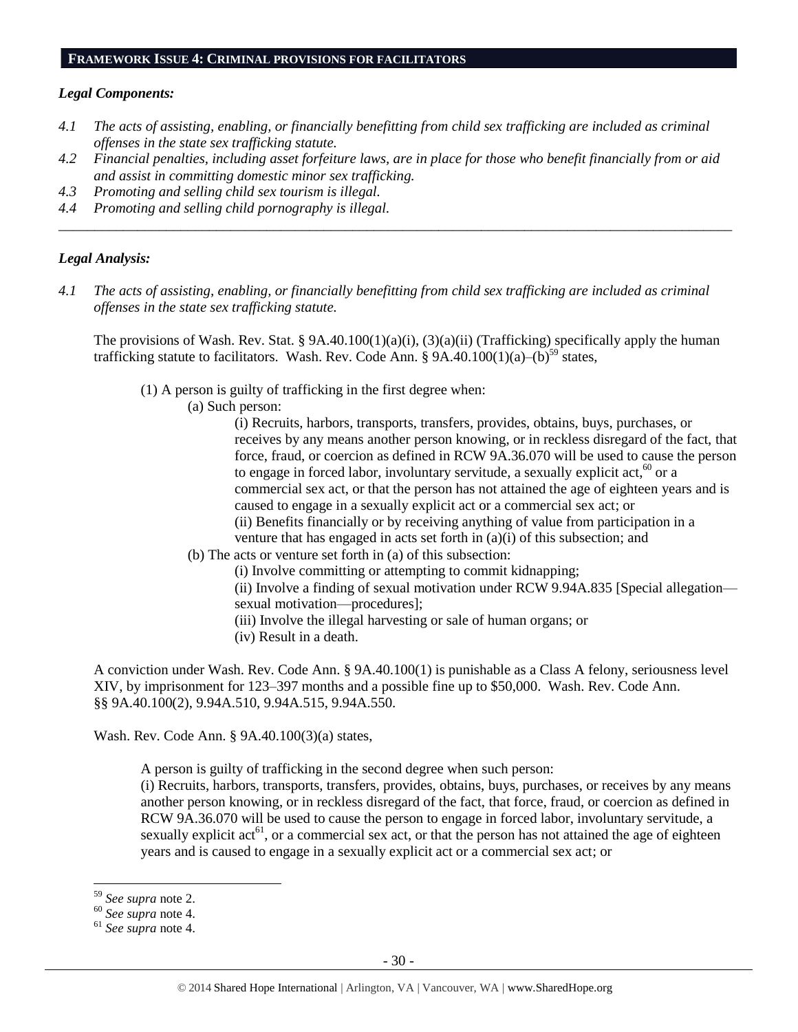## FRAMEWORK ISSUE 4: CRIMINAL PROVISIONS FOR FACILITATORS

### *Legal Components:*

*4.1 The acts of assisting, enabling, or financially benefitting from child sex trafficking are included as criminal offenses in the state sex trafficking statute.*
*4.2 Financial penalties, including asset forfeiture laws, are in place for those who benefit financially from or aid and assist in committing domestic minor sex trafficking.*
*4.3 Promoting and selling child sex tourism is illegal.*
*4.4 Promoting and selling child pornography is illegal.*

---

### *Legal Analysis:*

*4.1 The acts of assisting, enabling, or financially benefitting from child sex trafficking are included as criminal offenses in the state sex trafficking statute.*

The provisions of Wash. Rev. Stat. § 9A.40.100(1)(a)(i), (3)(a)(ii) (Trafficking) specifically apply the human trafficking statute to facilitators. Wash. Rev. Code Ann. § 9A.40.100(1)(a)–(b)[59] states,

> (1) A person is guilty of trafficking in the first degree when:
> > (a) Such person:
> > > (i) Recruits, harbors, transports, transfers, provides, obtains, buys, purchases, or receives by any means another person knowing, or in reckless disregard of the fact, that force, fraud, or coercion as defined in RCW 9A.36.070 will be used to cause the person to engage in forced labor, involuntary servitude, a sexually explicit act,[60] or a commercial sex act, or that the person has not attained the age of eighteen years and is caused to engage in a sexually explicit act or a commercial sex act; or
> > > (ii) Benefits financially or by receiving anything of value from participation in a venture that has engaged in acts set forth in (a)(i) of this subsection; and
> >
> > (b) The acts or venture set forth in (a) of this subsection:
> > > (i) Involve committing or attempting to commit kidnapping;
> > > (ii) Involve a finding of sexual motivation under RCW 9.94A.835 [Special allegation—sexual motivation—procedures];
> > > (iii) Involve the illegal harvesting or sale of human organs; or
> > > (iv) Result in a death.

A conviction under Wash. Rev. Code Ann. § 9A.40.100(1) is punishable as a Class A felony, seriousness level XIV, by imprisonment for 123–397 months and a possible fine up to $50,000. Wash. Rev. Code Ann. §§ 9A.40.100(2), 9.94A.510, 9.94A.515, 9.94A.550.

Wash. Rev. Code Ann. § 9A.40.100(3)(a) states,

> A person is guilty of trafficking in the second degree when such person:
> (i) Recruits, harbors, transports, transfers, provides, obtains, buys, purchases, or receives by any means another person knowing, or in reckless disregard of the fact, that force, fraud, or coercion as defined in RCW 9A.36.070 will be used to cause the person to engage in forced labor, involuntary servitude, a sexually explicit act[61], or a commercial sex act, or that the person has not attained the age of eighteen years and is caused to engage in a sexually explicit act or a commercial sex act; or

---

[59] *See supra* note 2.
[60] *See supra* note 4.
[61] *See supra* note 4.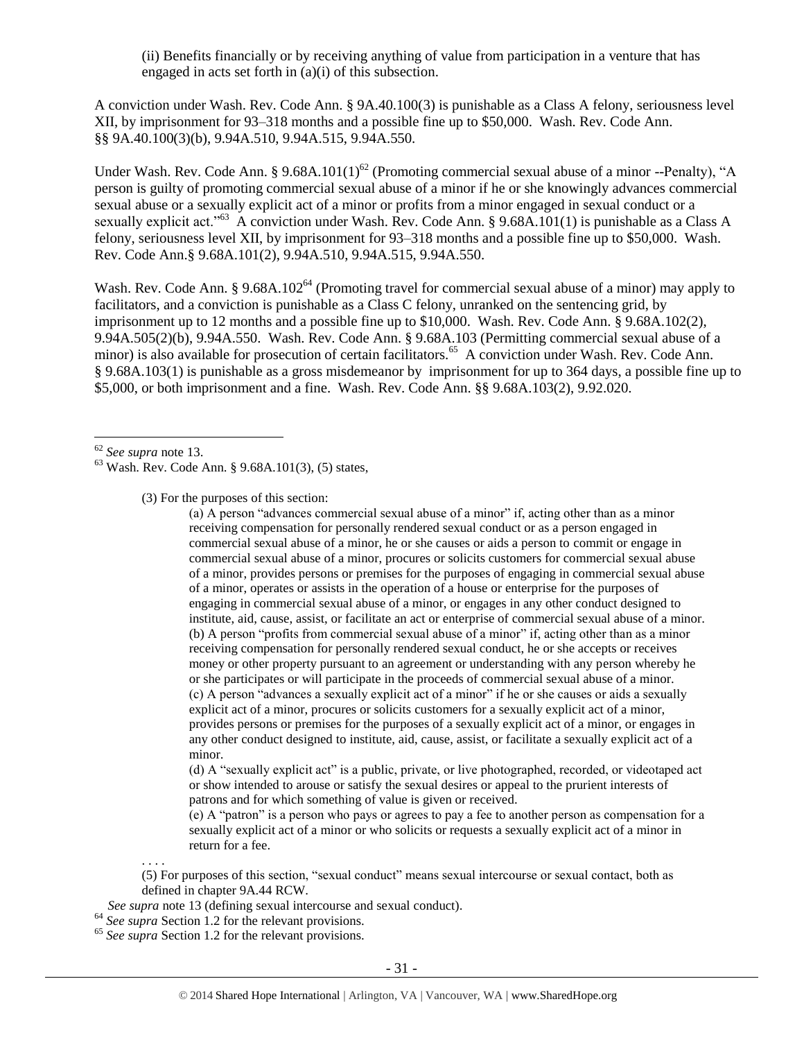(ii) Benefits financially or by receiving anything of value from participation in a venture that has engaged in acts set forth in (a)(i) of this subsection.

A conviction under Wash. Rev. Code Ann. § 9A.40.100(3) is punishable as a Class A felony, seriousness level XII, by imprisonment for 93–318 months and a possible fine up to $50,000. Wash. Rev. Code Ann. §§ 9A.40.100(3)(b), 9.94A.510, 9.94A.515, 9.94A.550.

Under Wash. Rev. Code Ann. § 9.68A.101(1)[62] (Promoting commercial sexual abuse of a minor --Penalty), "A person is guilty of promoting commercial sexual abuse of a minor if he or she knowingly advances commercial sexual abuse or a sexually explicit act of a minor or profits from a minor engaged in sexual conduct or a sexually explicit act."[63] A conviction under Wash. Rev. Code Ann. § 9.68A.101(1) is punishable as a Class A felony, seriousness level XII, by imprisonment for 93–318 months and a possible fine up to $50,000. Wash. Rev. Code Ann.§ 9.68A.101(2), 9.94A.510, 9.94A.515, 9.94A.550.

Wash. Rev. Code Ann. § 9.68A.102[64] (Promoting travel for commercial sexual abuse of a minor) may apply to facilitators, and a conviction is punishable as a Class C felony, unranked on the sentencing grid, by imprisonment up to 12 months and a possible fine up to $10,000. Wash. Rev. Code Ann. § 9.68A.102(2), 9.94A.505(2)(b), 9.94A.550. Wash. Rev. Code Ann. § 9.68A.103 (Permitting commercial sexual abuse of a minor) is also available for prosecution of certain facilitators.[65] A conviction under Wash. Rev. Code Ann. § 9.68A.103(1) is punishable as a gross misdemeanor by imprisonment for up to 364 days, a possible fine up to $5,000, or both imprisonment and a fine. Wash. Rev. Code Ann. §§ 9.68A.103(2), 9.92.020.

---

[62] *See supra* note 13.

[63] Wash. Rev. Code Ann. § 9.68A.101(3), (5) states,

> (3) For the purposes of this section:
>
> > (a) A person "advances commercial sexual abuse of a minor" if, acting other than as a minor receiving compensation for personally rendered sexual conduct or as a person engaged in commercial sexual abuse of a minor, he or she causes or aids a person to commit or engage in commercial sexual abuse of a minor, procures or solicits customers for commercial sexual abuse of a minor, provides persons or premises for the purposes of engaging in commercial sexual abuse of a minor, operates or assists in the operation of a house or enterprise for the purposes of engaging in commercial sexual abuse of a minor, or engages in any other conduct designed to institute, aid, cause, assist, or facilitate an act or enterprise of commercial sexual abuse of a minor.
> > (b) A person "profits from commercial sexual abuse of a minor" if, acting other than as a minor receiving compensation for personally rendered sexual conduct, he or she accepts or receives money or other property pursuant to an agreement or understanding with any person whereby he or she participates or will participate in the proceeds of commercial sexual abuse of a minor.
> > (c) A person "advances a sexually explicit act of a minor" if he or she causes or aids a sexually explicit act of a minor, procures or solicits customers for a sexually explicit act of a minor, provides persons or premises for the purposes of a sexually explicit act of a minor, or engages in any other conduct designed to institute, aid, cause, assist, or facilitate a sexually explicit act of a minor.
> > (d) A "sexually explicit act" is a public, private, or live photographed, recorded, or videotaped act or show intended to arouse or satisfy the sexual desires or appeal to the prurient interests of patrons and for which something of value is given or received.
> > (e) A "patron" is a person who pays or agrees to pay a fee to another person as compensation for a sexually explicit act of a minor or who solicits or requests a sexually explicit act of a minor in return for a fee.
>
> . . . .
>
> (5) For purposes of this section, "sexual conduct" means sexual intercourse or sexual contact, both as defined in chapter 9A.44 RCW.

*See supra* note 13 (defining sexual intercourse and sexual conduct).

[64] *See supra* Section 1.2 for the relevant provisions.

[65] *See supra* Section 1.2 for the relevant provisions.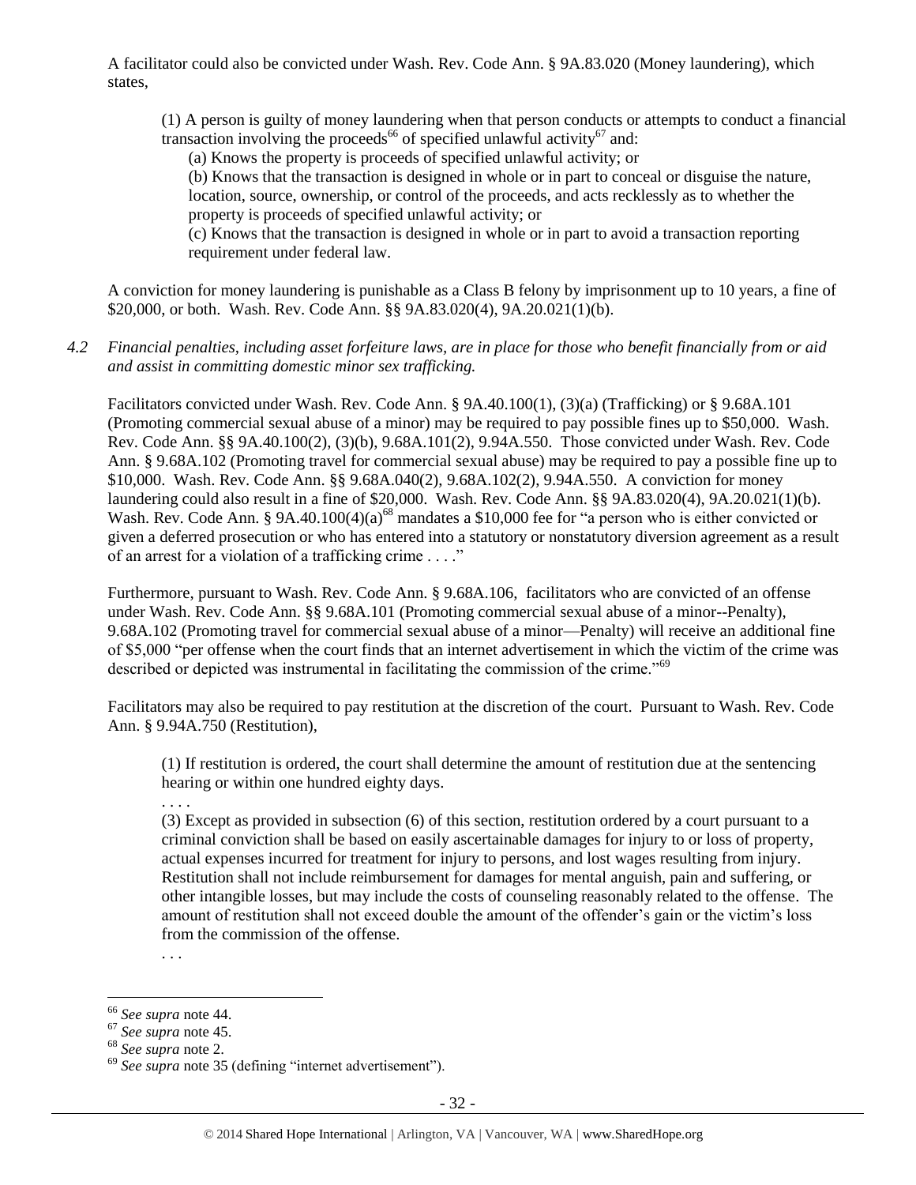A facilitator could also be convicted under Wash. Rev. Code Ann. § 9A.83.020 (Money laundering), which states,

> (1) A person is guilty of money laundering when that person conducts or attempts to conduct a financial transaction involving the proceeds[66] of specified unlawful activity[67] and:
>
> (a) Knows the property is proceeds of specified unlawful activity; or
>
> (b) Knows that the transaction is designed in whole or in part to conceal or disguise the nature, location, source, ownership, or control of the proceeds, and acts recklessly as to whether the property is proceeds of specified unlawful activity; or
>
> (c) Knows that the transaction is designed in whole or in part to avoid a transaction reporting requirement under federal law.

A conviction for money laundering is punishable as a Class B felony by imprisonment up to 10 years, a fine of $20,000, or both. Wash. Rev. Code Ann. §§ 9A.83.020(4), 9A.20.021(1)(b).

*4.2 Financial penalties, including asset forfeiture laws, are in place for those who benefit financially from or aid and assist in committing domestic minor sex trafficking.*

Facilitators convicted under Wash. Rev. Code Ann. § 9A.40.100(1), (3)(a) (Trafficking) or § 9.68A.101 (Promoting commercial sexual abuse of a minor) may be required to pay possible fines up to $50,000. Wash. Rev. Code Ann. §§ 9A.40.100(2), (3)(b), 9.68A.101(2), 9.94A.550. Those convicted under Wash. Rev. Code Ann. § 9.68A.102 (Promoting travel for commercial sexual abuse) may be required to pay a possible fine up to $10,000. Wash. Rev. Code Ann. §§ 9.68A.040(2), 9.68A.102(2), 9.94A.550. A conviction for money laundering could also result in a fine of $20,000. Wash. Rev. Code Ann. §§ 9A.83.020(4), 9A.20.021(1)(b). Wash. Rev. Code Ann. § 9A.40.100(4)(a)[68] mandates a $10,000 fee for "a person who is either convicted or given a deferred prosecution or who has entered into a statutory or nonstatutory diversion agreement as a result of an arrest for a violation of a trafficking crime . . . ."

Furthermore, pursuant to Wash. Rev. Code Ann. § 9.68A.106, facilitators who are convicted of an offense under Wash. Rev. Code Ann. §§ 9.68A.101 (Promoting commercial sexual abuse of a minor--Penalty), 9.68A.102 (Promoting travel for commercial sexual abuse of a minor—Penalty) will receive an additional fine of $5,000 "per offense when the court finds that an internet advertisement in which the victim of the crime was described or depicted was instrumental in facilitating the commission of the crime."[69]

Facilitators may also be required to pay restitution at the discretion of the court. Pursuant to Wash. Rev. Code Ann. § 9.94A.750 (Restitution),

> (1) If restitution is ordered, the court shall determine the amount of restitution due at the sentencing hearing or within one hundred eighty days.
>
> . . . .
>
> (3) Except as provided in subsection (6) of this section, restitution ordered by a court pursuant to a criminal conviction shall be based on easily ascertainable damages for injury to or loss of property, actual expenses incurred for treatment for injury to persons, and lost wages resulting from injury. Restitution shall not include reimbursement for damages for mental anguish, pain and suffering, or other intangible losses, but may include the costs of counseling reasonably related to the offense. The amount of restitution shall not exceed double the amount of the offender's gain or the victim's loss from the commission of the offense.
>
> . . .

---

[66] *See supra* note 44.

[67] *See supra* note 45.

[68] *See supra* note 2.

[69] *See supra* note 35 (defining "internet advertisement").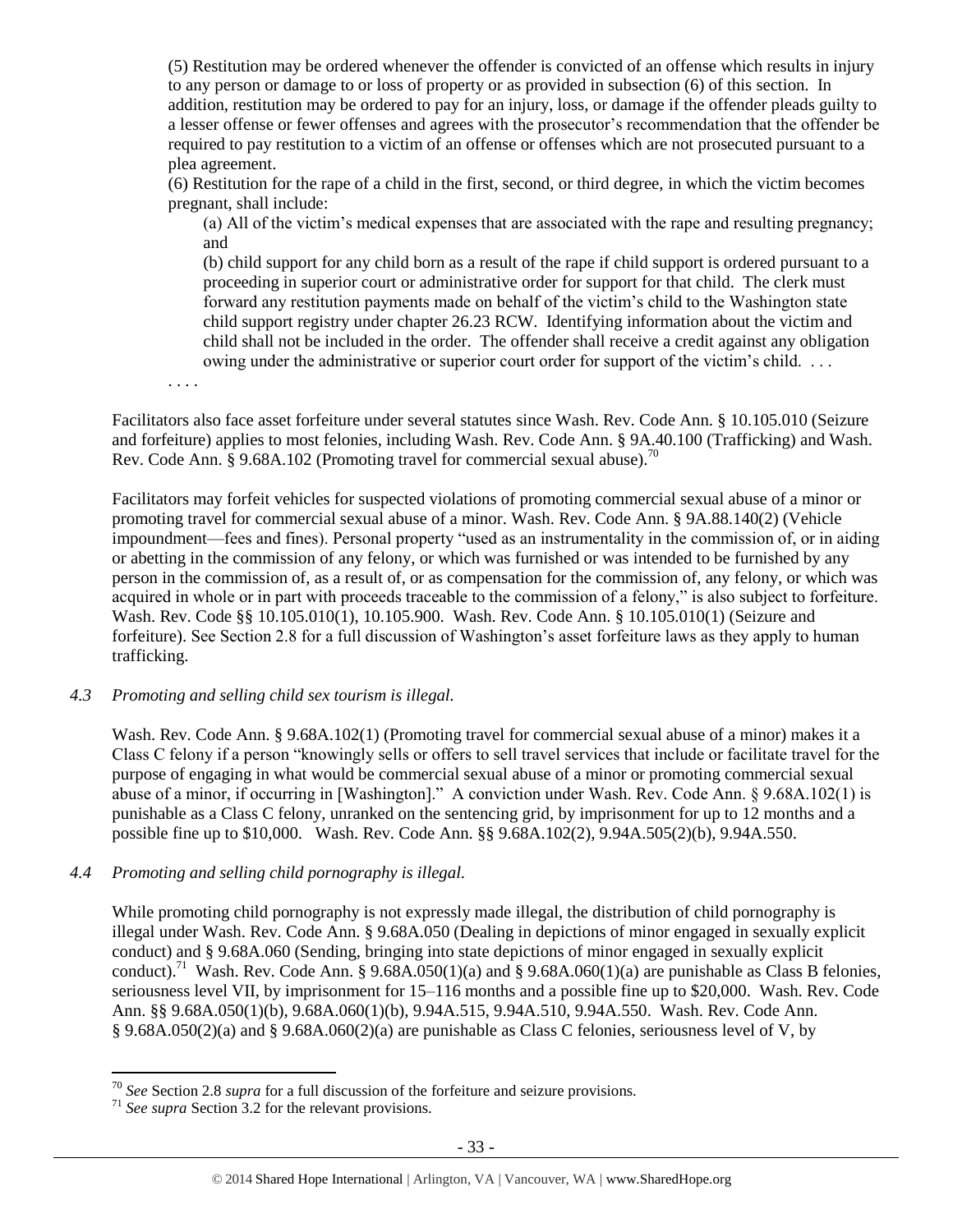> (5) Restitution may be ordered whenever the offender is convicted of an offense which results in injury to any person or damage to or loss of property or as provided in subsection (6) of this section. In addition, restitution may be ordered to pay for an injury, loss, or damage if the offender pleads guilty to a lesser offense or fewer offenses and agrees with the prosecutor's recommendation that the offender be required to pay restitution to a victim of an offense or offenses which are not prosecuted pursuant to a plea agreement.
>
> (6) Restitution for the rape of a child in the first, second, or third degree, in which the victim becomes pregnant, shall include:
>
> > (a) All of the victim's medical expenses that are associated with the rape and resulting pregnancy; and
> >
> > (b) child support for any child born as a result of the rape if child support is ordered pursuant to a proceeding in superior court or administrative order for support for that child. The clerk must forward any restitution payments made on behalf of the victim's child to the Washington state child support registry under chapter 26.23 RCW. Identifying information about the victim and child shall not be included in the order. The offender shall receive a credit against any obligation owing under the administrative or superior court order for support of the victim's child. . . .
>
> . . . .

Facilitators also face asset forfeiture under several statutes since Wash. Rev. Code Ann. § 10.105.010 (Seizure and forfeiture) applies to most felonies, including Wash. Rev. Code Ann. § 9A.40.100 (Trafficking) and Wash. Rev. Code Ann. § 9.68A.102 (Promoting travel for commercial sexual abuse).[70]

Facilitators may forfeit vehicles for suspected violations of promoting commercial sexual abuse of a minor or promoting travel for commercial sexual abuse of a minor. Wash. Rev. Code Ann. § 9A.88.140(2) (Vehicle impoundment—fees and fines). Personal property "used as an instrumentality in the commission of, or in aiding or abetting in the commission of any felony, or which was furnished or was intended to be furnished by any person in the commission of, as a result of, or as compensation for the commission of, any felony, or which was acquired in whole or in part with proceeds traceable to the commission of a felony," is also subject to forfeiture. Wash. Rev. Code §§ 10.105.010(1), 10.105.900. Wash. Rev. Code Ann. § 10.105.010(1) (Seizure and forfeiture). See Section 2.8 for a full discussion of Washington's asset forfeiture laws as they apply to human trafficking.

### *4.3 Promoting and selling child sex tourism is illegal.*

Wash. Rev. Code Ann. § 9.68A.102(1) (Promoting travel for commercial sexual abuse of a minor) makes it a Class C felony if a person "knowingly sells or offers to sell travel services that include or facilitate travel for the purpose of engaging in what would be commercial sexual abuse of a minor or promoting commercial sexual abuse of a minor, if occurring in [Washington]." A conviction under Wash. Rev. Code Ann. § 9.68A.102(1) is punishable as a Class C felony, unranked on the sentencing grid, by imprisonment for up to 12 months and a possible fine up to $10,000. Wash. Rev. Code Ann. §§ 9.68A.102(2), 9.94A.505(2)(b), 9.94A.550.

### *4.4 Promoting and selling child pornography is illegal.*

While promoting child pornography is not expressly made illegal, the distribution of child pornography is illegal under Wash. Rev. Code Ann. § 9.68A.050 (Dealing in depictions of minor engaged in sexually explicit conduct) and § 9.68A.060 (Sending, bringing into state depictions of minor engaged in sexually explicit conduct).[71] Wash. Rev. Code Ann. § 9.68A.050(1)(a) and § 9.68A.060(1)(a) are punishable as Class B felonies, seriousness level VII, by imprisonment for 15–116 months and a possible fine up to $20,000. Wash. Rev. Code Ann. §§ 9.68A.050(1)(b), 9.68A.060(1)(b), 9.94A.515, 9.94A.510, 9.94A.550. Wash. Rev. Code Ann. § 9.68A.050(2)(a) and § 9.68A.060(2)(a) are punishable as Class C felonies, seriousness level of V, by

---

[70] *See* Section 2.8 *supra* for a full discussion of the forfeiture and seizure provisions.

[71] *See supra* Section 3.2 for the relevant provisions.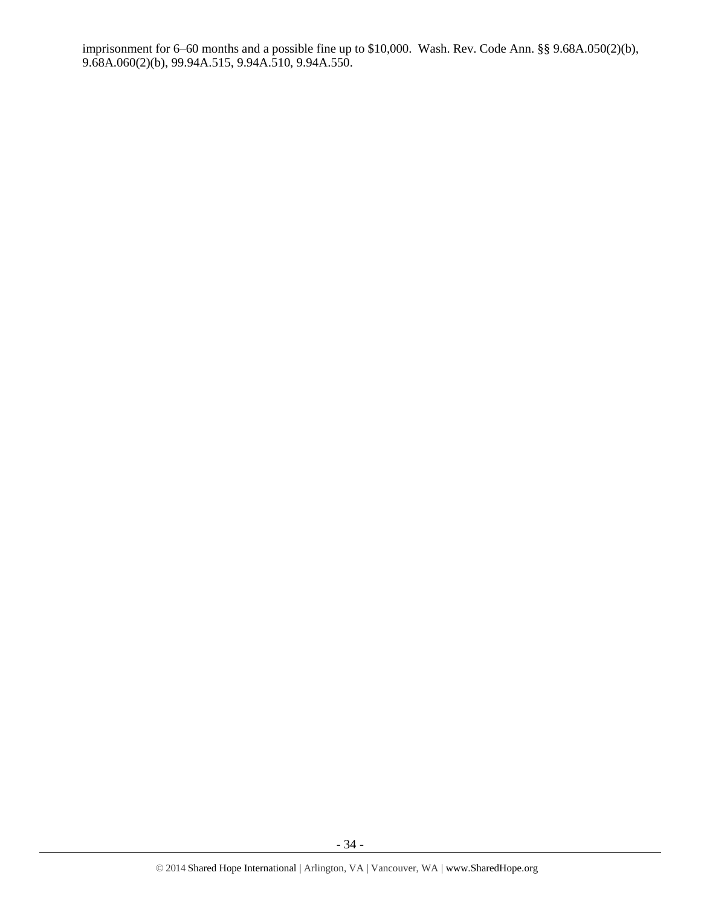imprisonment for 6–60 months and a possible fine up to $10,000. Wash. Rev. Code Ann. §§ 9.68A.050(2)(b), 9.68A.060(2)(b), 99.94A.515, 9.94A.510, 9.94A.550.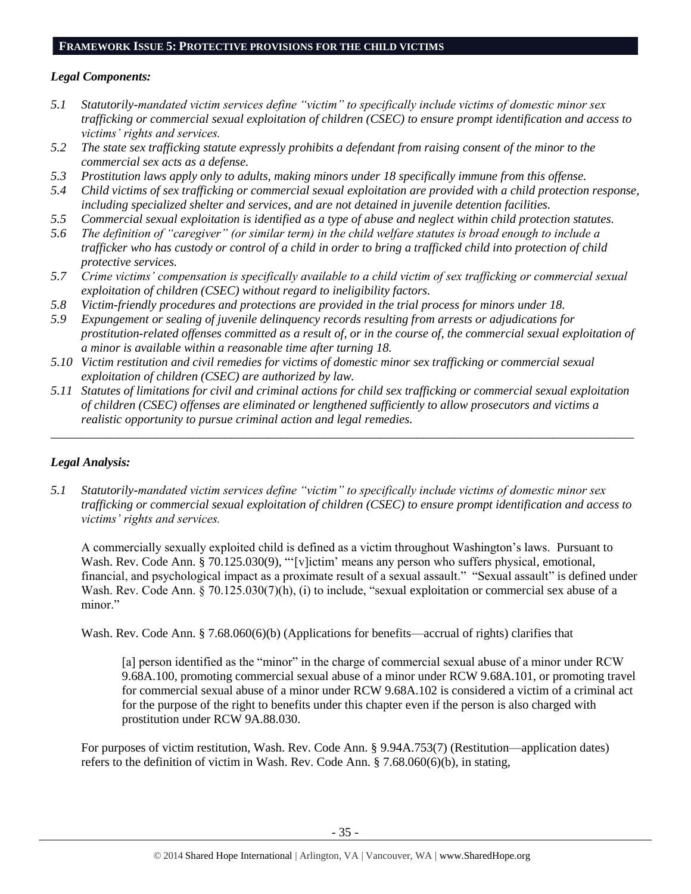## FRAMEWORK ISSUE 5: PROTECTIVE PROVISIONS FOR THE CHILD VICTIMS

### *Legal Components:*

- *5.1 Statutorily-mandated victim services define "victim" to specifically include victims of domestic minor sex trafficking or commercial sexual exploitation of children (CSEC) to ensure prompt identification and access to victims' rights and services.*
- *5.2 The state sex trafficking statute expressly prohibits a defendant from raising consent of the minor to the commercial sex acts as a defense.*
- *5.3 Prostitution laws apply only to adults, making minors under 18 specifically immune from this offense.*
- *5.4 Child victims of sex trafficking or commercial sexual exploitation are provided with a child protection response, including specialized shelter and services, and are not detained in juvenile detention facilities.*
- *5.5 Commercial sexual exploitation is identified as a type of abuse and neglect within child protection statutes.*
- *5.6 The definition of "caregiver" (or similar term) in the child welfare statutes is broad enough to include a trafficker who has custody or control of a child in order to bring a trafficked child into protection of child protective services.*
- *5.7 Crime victims' compensation is specifically available to a child victim of sex trafficking or commercial sexual exploitation of children (CSEC) without regard to ineligibility factors.*
- *5.8 Victim-friendly procedures and protections are provided in the trial process for minors under 18.*
- *5.9 Expungement or sealing of juvenile delinquency records resulting from arrests or adjudications for prostitution-related offenses committed as a result of, or in the course of, the commercial sexual exploitation of a minor is available within a reasonable time after turning 18.*
- *5.10 Victim restitution and civil remedies for victims of domestic minor sex trafficking or commercial sexual exploitation of children (CSEC) are authorized by law.*
- *5.11 Statutes of limitations for civil and criminal actions for child sex trafficking or commercial sexual exploitation of children (CSEC) offenses are eliminated or lengthened sufficiently to allow prosecutors and victims a realistic opportunity to pursue criminal action and legal remedies.*

---

### *Legal Analysis:*

*5.1 Statutorily-mandated victim services define "victim" to specifically include victims of domestic minor sex trafficking or commercial sexual exploitation of children (CSEC) to ensure prompt identification and access to victims' rights and services.*

A commercially sexually exploited child is defined as a victim throughout Washington's laws. Pursuant to Wash. Rev. Code Ann. § 70.125.030(9), "'[v]ictim' means any person who suffers physical, emotional, financial, and psychological impact as a proximate result of a sexual assault." "Sexual assault" is defined under Wash. Rev. Code Ann. § 70.125.030(7)(h), (i) to include, "sexual exploitation or commercial sex abuse of a minor."

Wash. Rev. Code Ann. § 7.68.060(6)(b) (Applications for benefits—accrual of rights) clarifies that

> [a] person identified as the "minor" in the charge of commercial sexual abuse of a minor under RCW 9.68A.100, promoting commercial sexual abuse of a minor under RCW 9.68A.101, or promoting travel for commercial sexual abuse of a minor under RCW 9.68A.102 is considered a victim of a criminal act for the purpose of the right to benefits under this chapter even if the person is also charged with prostitution under RCW 9A.88.030.

For purposes of victim restitution, Wash. Rev. Code Ann. § 9.94A.753(7) (Restitution—application dates) refers to the definition of victim in Wash. Rev. Code Ann. § 7.68.060(6)(b), in stating,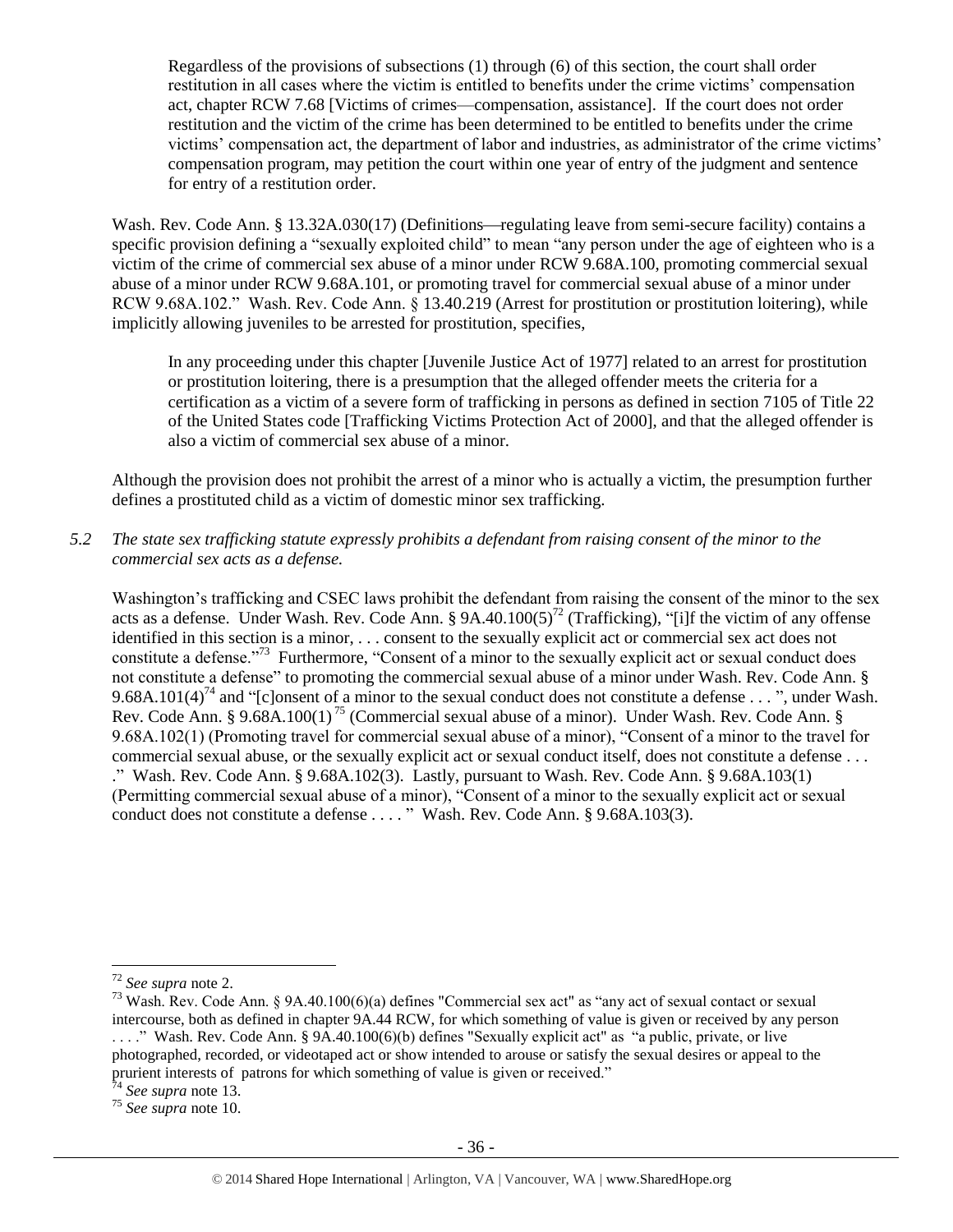> Regardless of the provisions of subsections (1) through (6) of this section, the court shall order restitution in all cases where the victim is entitled to benefits under the crime victims' compensation act, chapter RCW 7.68 [Victims of crimes—compensation, assistance]. If the court does not order restitution and the victim of the crime has been determined to be entitled to benefits under the crime victims' compensation act, the department of labor and industries, as administrator of the crime victims' compensation program, may petition the court within one year of entry of the judgment and sentence for entry of a restitution order.

Wash. Rev. Code Ann. § 13.32A.030(17) (Definitions—regulating leave from semi-secure facility) contains a specific provision defining a "sexually exploited child" to mean "any person under the age of eighteen who is a victim of the crime of commercial sex abuse of a minor under RCW 9.68A.100, promoting commercial sexual abuse of a minor under RCW 9.68A.101, or promoting travel for commercial sexual abuse of a minor under RCW 9.68A.102." Wash. Rev. Code Ann. § 13.40.219 (Arrest for prostitution or prostitution loitering), while implicitly allowing juveniles to be arrested for prostitution, specifies,

> In any proceeding under this chapter [Juvenile Justice Act of 1977] related to an arrest for prostitution or prostitution loitering, there is a presumption that the alleged offender meets the criteria for a certification as a victim of a severe form of trafficking in persons as defined in section 7105 of Title 22 of the United States code [Trafficking Victims Protection Act of 2000], and that the alleged offender is also a victim of commercial sex abuse of a minor.

Although the provision does not prohibit the arrest of a minor who is actually a victim, the presumption further defines a prostituted child as a victim of domestic minor sex trafficking.

*5.2 The state sex trafficking statute expressly prohibits a defendant from raising consent of the minor to the commercial sex acts as a defense.*

Washington's trafficking and CSEC laws prohibit the defendant from raising the consent of the minor to the sex acts as a defense. Under Wash. Rev. Code Ann. § 9A.40.100(5)[72] (Trafficking), "[i]f the victim of any offense identified in this section is a minor, . . . consent to the sexually explicit act or commercial sex act does not constitute a defense."[73] Furthermore, "Consent of a minor to the sexually explicit act or sexual conduct does not constitute a defense" to promoting the commercial sexual abuse of a minor under Wash. Rev. Code Ann. § 9.68A.101(4)[74] and "[c]onsent of a minor to the sexual conduct does not constitute a defense . . . ", under Wash. Rev. Code Ann. § 9.68A.100(1)[75] (Commercial sexual abuse of a minor). Under Wash. Rev. Code Ann. § 9.68A.102(1) (Promoting travel for commercial sexual abuse of a minor), "Consent of a minor to the travel for commercial sexual abuse, or the sexually explicit act or sexual conduct itself, does not constitute a defense . . . ." Wash. Rev. Code Ann. § 9.68A.102(3). Lastly, pursuant to Wash. Rev. Code Ann. § 9.68A.103(1) (Permitting commercial sexual abuse of a minor), "Consent of a minor to the sexually explicit act or sexual conduct does not constitute a defense . . . . " Wash. Rev. Code Ann. § 9.68A.103(3).

---

[72] *See supra* note 2.

[73] Wash. Rev. Code Ann. § 9A.40.100(6)(a) defines "Commercial sex act" as "any act of sexual contact or sexual intercourse, both as defined in chapter 9A.44 RCW, for which something of value is given or received by any person . . . ." Wash. Rev. Code Ann. § 9A.40.100(6)(b) defines "Sexually explicit act" as "a public, private, or live photographed, recorded, or videotaped act or show intended to arouse or satisfy the sexual desires or appeal to the prurient interests of patrons for which something of value is given or received."

[74] *See supra* note 13.

[75] *See supra* note 10.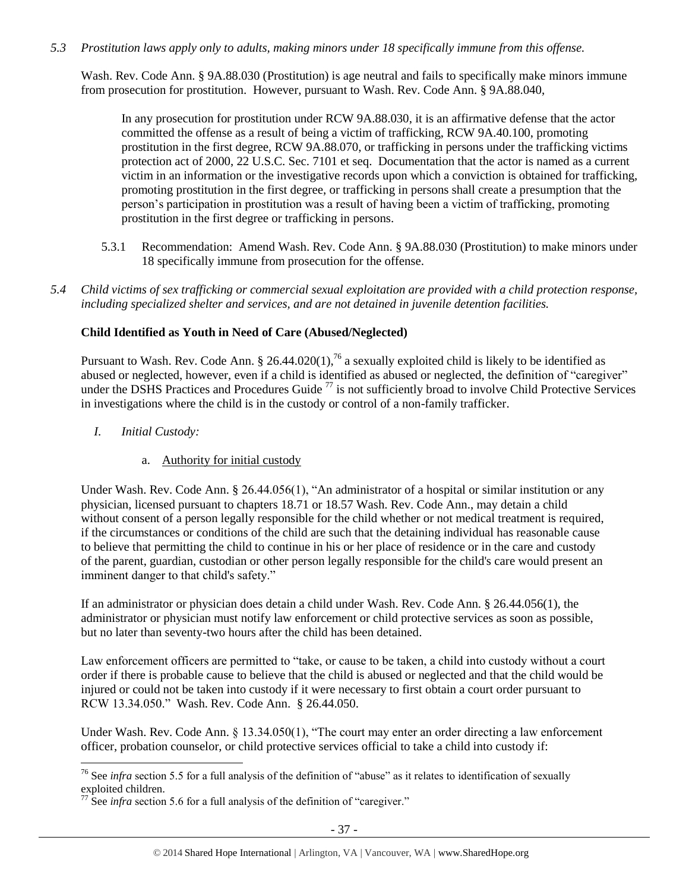*5.3 Prostitution laws apply only to adults, making minors under 18 specifically immune from this offense.*

Wash. Rev. Code Ann. § 9A.88.030 (Prostitution) is age neutral and fails to specifically make minors immune from prosecution for prostitution. However, pursuant to Wash. Rev. Code Ann. § 9A.88.040,

> In any prosecution for prostitution under RCW 9A.88.030, it is an affirmative defense that the actor committed the offense as a result of being a victim of trafficking, RCW 9A.40.100, promoting prostitution in the first degree, RCW 9A.88.070, or trafficking in persons under the trafficking victims protection act of 2000, 22 U.S.C. Sec. 7101 et seq. Documentation that the actor is named as a current victim in an information or the investigative records upon which a conviction is obtained for trafficking, promoting prostitution in the first degree, or trafficking in persons shall create a presumption that the person's participation in prostitution was a result of having been a victim of trafficking, promoting prostitution in the first degree or trafficking in persons.

5.3.1 Recommendation: Amend Wash. Rev. Code Ann. § 9A.88.030 (Prostitution) to make minors under 18 specifically immune from prosecution for the offense.

*5.4 Child victims of sex trafficking or commercial sexual exploitation are provided with a child protection response, including specialized shelter and services, and are not detained in juvenile detention facilities.*

**Child Identified as Youth in Need of Care (Abused/Neglected)**

Pursuant to Wash. Rev. Code Ann. § 26.44.020(1),[76] a sexually exploited child is likely to be identified as abused or neglected, however, even if a child is identified as abused or neglected, the definition of "caregiver" under the DSHS Practices and Procedures Guide [77] is not sufficiently broad to involve Child Protective Services in investigations where the child is in the custody or control of a non-family trafficker.

*I. Initial Custody:*

a. Authority for initial custody

Under Wash. Rev. Code Ann. § 26.44.056(1), "An administrator of a hospital or similar institution or any physician, licensed pursuant to chapters 18.71 or 18.57 Wash. Rev. Code Ann., may detain a child without consent of a person legally responsible for the child whether or not medical treatment is required, if the circumstances or conditions of the child are such that the detaining individual has reasonable cause to believe that permitting the child to continue in his or her place of residence or in the care and custody of the parent, guardian, custodian or other person legally responsible for the child's care would present an imminent danger to that child's safety."

If an administrator or physician does detain a child under Wash. Rev. Code Ann. § 26.44.056(1), the administrator or physician must notify law enforcement or child protective services as soon as possible, but no later than seventy-two hours after the child has been detained.

Law enforcement officers are permitted to "take, or cause to be taken, a child into custody without a court order if there is probable cause to believe that the child is abused or neglected and that the child would be injured or could not be taken into custody if it were necessary to first obtain a court order pursuant to RCW 13.34.050." Wash. Rev. Code Ann. § 26.44.050.

Under Wash. Rev. Code Ann. § 13.34.050(1), "The court may enter an order directing a law enforcement officer, probation counselor, or child protective services official to take a child into custody if:

---

[76] See *infra* section 5.5 for a full analysis of the definition of "abuse" as it relates to identification of sexually exploited children.

[77] See *infra* section 5.6 for a full analysis of the definition of "caregiver."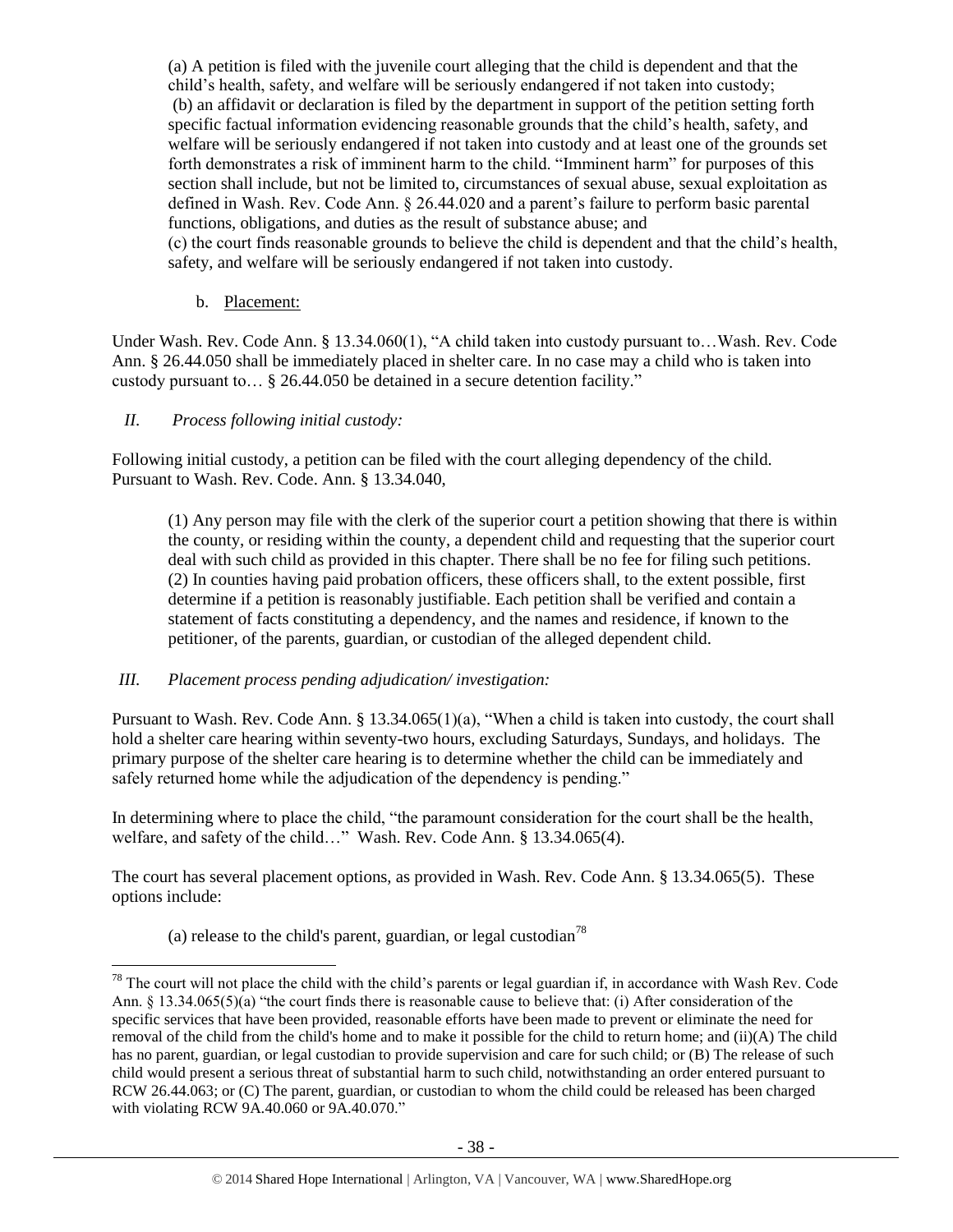(a) A petition is filed with the juvenile court alleging that the child is dependent and that the child's health, safety, and welfare will be seriously endangered if not taken into custody;
(b) an affidavit or declaration is filed by the department in support of the petition setting forth specific factual information evidencing reasonable grounds that the child's health, safety, and welfare will be seriously endangered if not taken into custody and at least one of the grounds set forth demonstrates a risk of imminent harm to the child. "Imminent harm" for purposes of this section shall include, but not be limited to, circumstances of sexual abuse, sexual exploitation as defined in Wash. Rev. Code Ann. § 26.44.020 and a parent's failure to perform basic parental functions, obligations, and duties as the result of substance abuse; and
(c) the court finds reasonable grounds to believe the child is dependent and that the child's health, safety, and welfare will be seriously endangered if not taken into custody.

b. Placement:

Under Wash. Rev. Code Ann. § 13.34.060(1), "A child taken into custody pursuant to…Wash. Rev. Code Ann. § 26.44.050 shall be immediately placed in shelter care. In no case may a child who is taken into custody pursuant to… § 26.44.050 be detained in a secure detention facility."

*II. Process following initial custody:*

Following initial custody, a petition can be filed with the court alleging dependency of the child. Pursuant to Wash. Rev. Code. Ann. § 13.34.040,

(1) Any person may file with the clerk of the superior court a petition showing that there is within the county, or residing within the county, a dependent child and requesting that the superior court deal with such child as provided in this chapter. There shall be no fee for filing such petitions.
(2) In counties having paid probation officers, these officers shall, to the extent possible, first determine if a petition is reasonably justifiable. Each petition shall be verified and contain a statement of facts constituting a dependency, and the names and residence, if known to the petitioner, of the parents, guardian, or custodian of the alleged dependent child.

*III. Placement process pending adjudication/ investigation:*

Pursuant to Wash. Rev. Code Ann. § 13.34.065(1)(a), "When a child is taken into custody, the court shall hold a shelter care hearing within seventy-two hours, excluding Saturdays, Sundays, and holidays. The primary purpose of the shelter care hearing is to determine whether the child can be immediately and safely returned home while the adjudication of the dependency is pending."

In determining where to place the child, "the paramount consideration for the court shall be the health, welfare, and safety of the child…" Wash. Rev. Code Ann. § 13.34.065(4).

The court has several placement options, as provided in Wash. Rev. Code Ann. § 13.34.065(5). These options include:

(a) release to the child's parent, guardian, or legal custodian[78]

[78] The court will not place the child with the child's parents or legal guardian if, in accordance with Wash Rev. Code Ann. § 13.34.065(5)(a) "the court finds there is reasonable cause to believe that: (i) After consideration of the specific services that have been provided, reasonable efforts have been made to prevent or eliminate the need for removal of the child from the child's home and to make it possible for the child to return home; and (ii)(A) The child has no parent, guardian, or legal custodian to provide supervision and care for such child; or (B) The release of such child would present a serious threat of substantial harm to such child, notwithstanding an order entered pursuant to RCW 26.44.063; or (C) The parent, guardian, or custodian to whom the child could be released has been charged with violating RCW 9A.40.060 or 9A.40.070."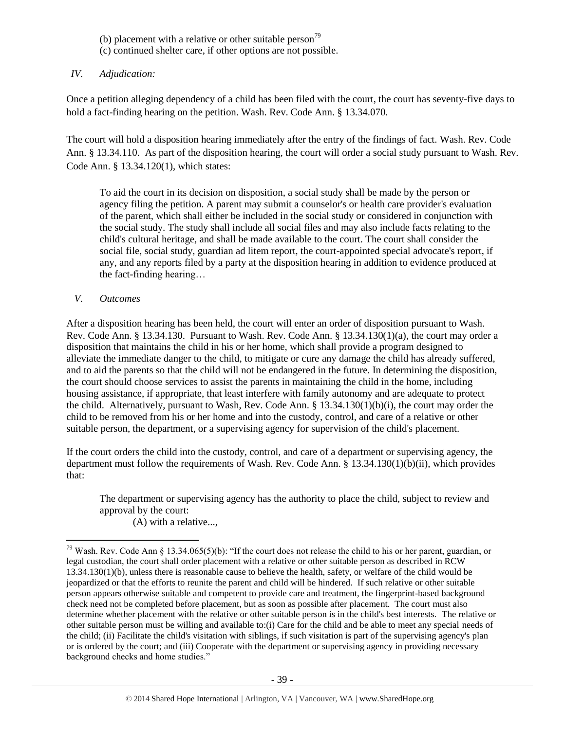(b) placement with a relative or other suitable person[79]
(c) continued shelter care, if other options are not possible.

*IV. Adjudication:*

Once a petition alleging dependency of a child has been filed with the court, the court has seventy-five days to hold a fact-finding hearing on the petition. Wash. Rev. Code Ann. § 13.34.070.

The court will hold a disposition hearing immediately after the entry of the findings of fact. Wash. Rev. Code Ann. § 13.34.110. As part of the disposition hearing, the court will order a social study pursuant to Wash. Rev. Code Ann. § 13.34.120(1), which states:

> To aid the court in its decision on disposition, a social study shall be made by the person or agency filing the petition. A parent may submit a counselor's or health care provider's evaluation of the parent, which shall either be included in the social study or considered in conjunction with the social study. The study shall include all social files and may also include facts relating to the child's cultural heritage, and shall be made available to the court. The court shall consider the social file, social study, guardian ad litem report, the court-appointed special advocate's report, if any, and any reports filed by a party at the disposition hearing in addition to evidence produced at the fact-finding hearing…

*V. Outcomes*

After a disposition hearing has been held, the court will enter an order of disposition pursuant to Wash. Rev. Code Ann. § 13.34.130. Pursuant to Wash. Rev. Code Ann. § 13.34.130(1)(a), the court may order a disposition that maintains the child in his or her home, which shall provide a program designed to alleviate the immediate danger to the child, to mitigate or cure any damage the child has already suffered, and to aid the parents so that the child will not be endangered in the future. In determining the disposition, the court should choose services to assist the parents in maintaining the child in the home, including housing assistance, if appropriate, that least interfere with family autonomy and are adequate to protect the child. Alternatively, pursuant to Wash, Rev. Code Ann. § 13.34.130(1)(b)(i), the court may order the child to be removed from his or her home and into the custody, control, and care of a relative or other suitable person, the department, or a supervising agency for supervision of the child's placement.

If the court orders the child into the custody, control, and care of a department or supervising agency, the department must follow the requirements of Wash. Rev. Code Ann. § 13.34.130(1)(b)(ii), which provides that:

> The department or supervising agency has the authority to place the child, subject to review and approval by the court:
>
> (A) with a relative...,

---

[79] Wash. Rev. Code Ann § 13.34.065(5)(b): "If the court does not release the child to his or her parent, guardian, or legal custodian, the court shall order placement with a relative or other suitable person as described in RCW 13.34.130(1)(b), unless there is reasonable cause to believe the health, safety, or welfare of the child would be jeopardized or that the efforts to reunite the parent and child will be hindered. If such relative or other suitable person appears otherwise suitable and competent to provide care and treatment, the fingerprint-based background check need not be completed before placement, but as soon as possible after placement. The court must also determine whether placement with the relative or other suitable person is in the child's best interests. The relative or other suitable person must be willing and available to:(i) Care for the child and be able to meet any special needs of the child; (ii) Facilitate the child's visitation with siblings, if such visitation is part of the supervising agency's plan or is ordered by the court; and (iii) Cooperate with the department or supervising agency in providing necessary background checks and home studies."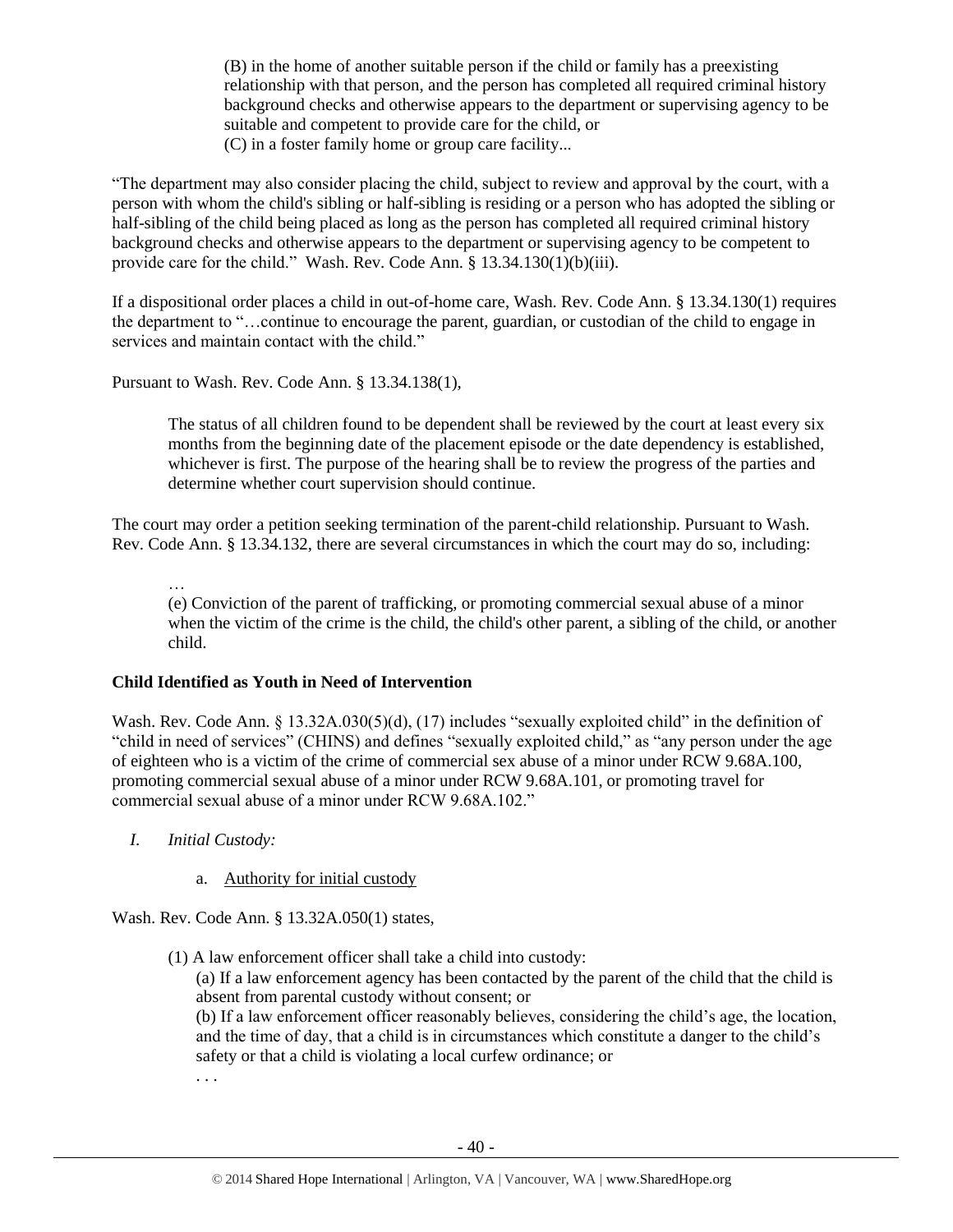> (B) in the home of another suitable person if the child or family has a preexisting relationship with that person, and the person has completed all required criminal history background checks and otherwise appears to the department or supervising agency to be suitable and competent to provide care for the child, or
> (C) in a foster family home or group care facility...

"The department may also consider placing the child, subject to review and approval by the court, with a person with whom the child's sibling or half-sibling is residing or a person who has adopted the sibling or half-sibling of the child being placed as long as the person has completed all required criminal history background checks and otherwise appears to the department or supervising agency to be competent to provide care for the child." Wash. Rev. Code Ann. § 13.34.130(1)(b)(iii).

If a dispositional order places a child in out-of-home care, Wash. Rev. Code Ann. § 13.34.130(1) requires the department to "…continue to encourage the parent, guardian, or custodian of the child to engage in services and maintain contact with the child."

Pursuant to Wash. Rev. Code Ann. § 13.34.138(1),

> The status of all children found to be dependent shall be reviewed by the court at least every six months from the beginning date of the placement episode or the date dependency is established, whichever is first. The purpose of the hearing shall be to review the progress of the parties and determine whether court supervision should continue.

The court may order a petition seeking termination of the parent-child relationship. Pursuant to Wash. Rev. Code Ann. § 13.34.132, there are several circumstances in which the court may do so, including:

> …
> (e) Conviction of the parent of trafficking, or promoting commercial sexual abuse of a minor when the victim of the crime is the child, the child's other parent, a sibling of the child, or another child.

**Child Identified as Youth in Need of Intervention**

Wash. Rev. Code Ann. § 13.32A.030(5)(d), (17) includes "sexually exploited child" in the definition of "child in need of services" (CHINS) and defines "sexually exploited child," as "any person under the age of eighteen who is a victim of the crime of commercial sex abuse of a minor under RCW 9.68A.100, promoting commercial sexual abuse of a minor under RCW 9.68A.101, or promoting travel for commercial sexual abuse of a minor under RCW 9.68A.102."

*I. Initial Custody:*

a. Authority for initial custody

Wash. Rev. Code Ann. § 13.32A.050(1) states,

> (1) A law enforcement officer shall take a child into custody:
> (a) If a law enforcement agency has been contacted by the parent of the child that the child is absent from parental custody without consent; or
> (b) If a law enforcement officer reasonably believes, considering the child's age, the location, and the time of day, that a child is in circumstances which constitute a danger to the child's safety or that a child is violating a local curfew ordinance; or
> . . .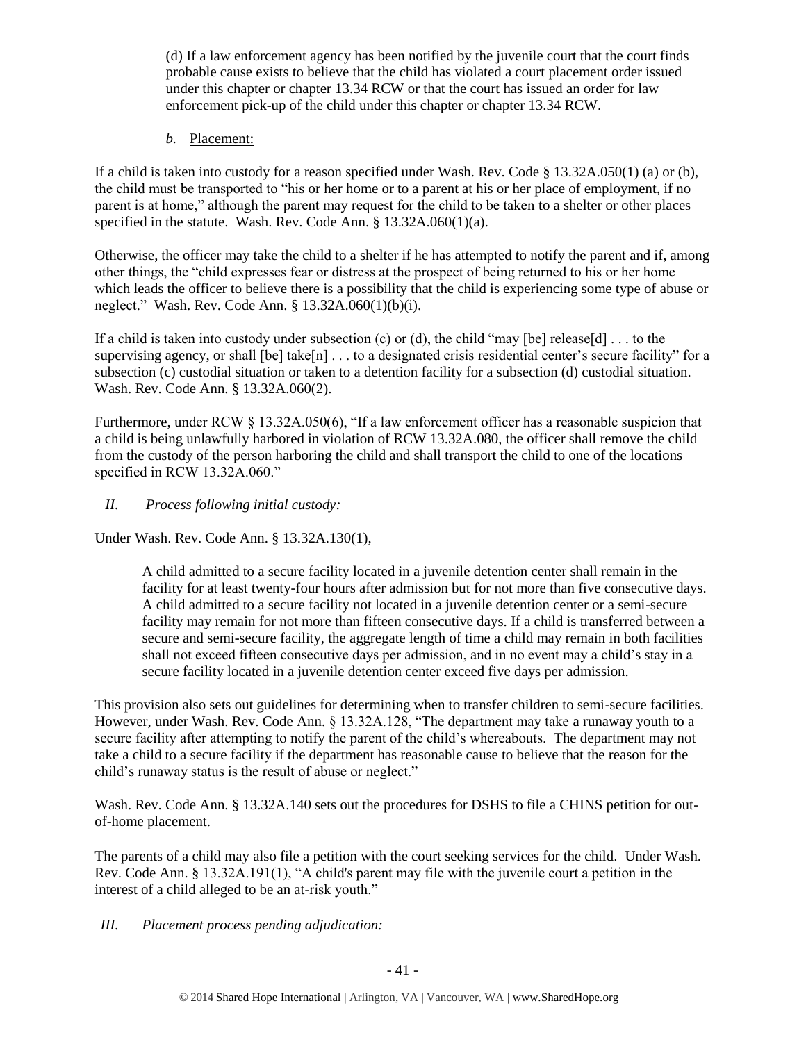(d) If a law enforcement agency has been notified by the juvenile court that the court finds probable cause exists to believe that the child has violated a court placement order issued under this chapter or chapter 13.34 RCW or that the court has issued an order for law enforcement pick-up of the child under this chapter or chapter 13.34 RCW.

*b.* Placement:

If a child is taken into custody for a reason specified under Wash. Rev. Code § 13.32A.050(1) (a) or (b), the child must be transported to "his or her home or to a parent at his or her place of employment, if no parent is at home," although the parent may request for the child to be taken to a shelter or other places specified in the statute. Wash. Rev. Code Ann. § 13.32A.060(1)(a).

Otherwise, the officer may take the child to a shelter if he has attempted to notify the parent and if, among other things, the "child expresses fear or distress at the prospect of being returned to his or her home which leads the officer to believe there is a possibility that the child is experiencing some type of abuse or neglect." Wash. Rev. Code Ann. § 13.32A.060(1)(b)(i).

If a child is taken into custody under subsection (c) or (d), the child "may [be] release[d] . . . to the supervising agency, or shall [be] take[n] . . . to a designated crisis residential center's secure facility" for a subsection (c) custodial situation or taken to a detention facility for a subsection (d) custodial situation. Wash. Rev. Code Ann. § 13.32A.060(2).

Furthermore, under RCW § 13.32A.050(6), "If a law enforcement officer has a reasonable suspicion that a child is being unlawfully harbored in violation of RCW 13.32A.080, the officer shall remove the child from the custody of the person harboring the child and shall transport the child to one of the locations specified in RCW 13.32A.060."

*II. Process following initial custody:*

Under Wash. Rev. Code Ann. § 13.32A.130(1),

> A child admitted to a secure facility located in a juvenile detention center shall remain in the facility for at least twenty-four hours after admission but for not more than five consecutive days. A child admitted to a secure facility not located in a juvenile detention center or a semi-secure facility may remain for not more than fifteen consecutive days. If a child is transferred between a secure and semi-secure facility, the aggregate length of time a child may remain in both facilities shall not exceed fifteen consecutive days per admission, and in no event may a child's stay in a secure facility located in a juvenile detention center exceed five days per admission.

This provision also sets out guidelines for determining when to transfer children to semi-secure facilities. However, under Wash. Rev. Code Ann. § 13.32A.128, "The department may take a runaway youth to a secure facility after attempting to notify the parent of the child's whereabouts. The department may not take a child to a secure facility if the department has reasonable cause to believe that the reason for the child's runaway status is the result of abuse or neglect."

Wash. Rev. Code Ann. § 13.32A.140 sets out the procedures for DSHS to file a CHINS petition for out-of-home placement.

The parents of a child may also file a petition with the court seeking services for the child. Under Wash. Rev. Code Ann. § 13.32A.191(1), "A child's parent may file with the juvenile court a petition in the interest of a child alleged to be an at-risk youth."

*III. Placement process pending adjudication:*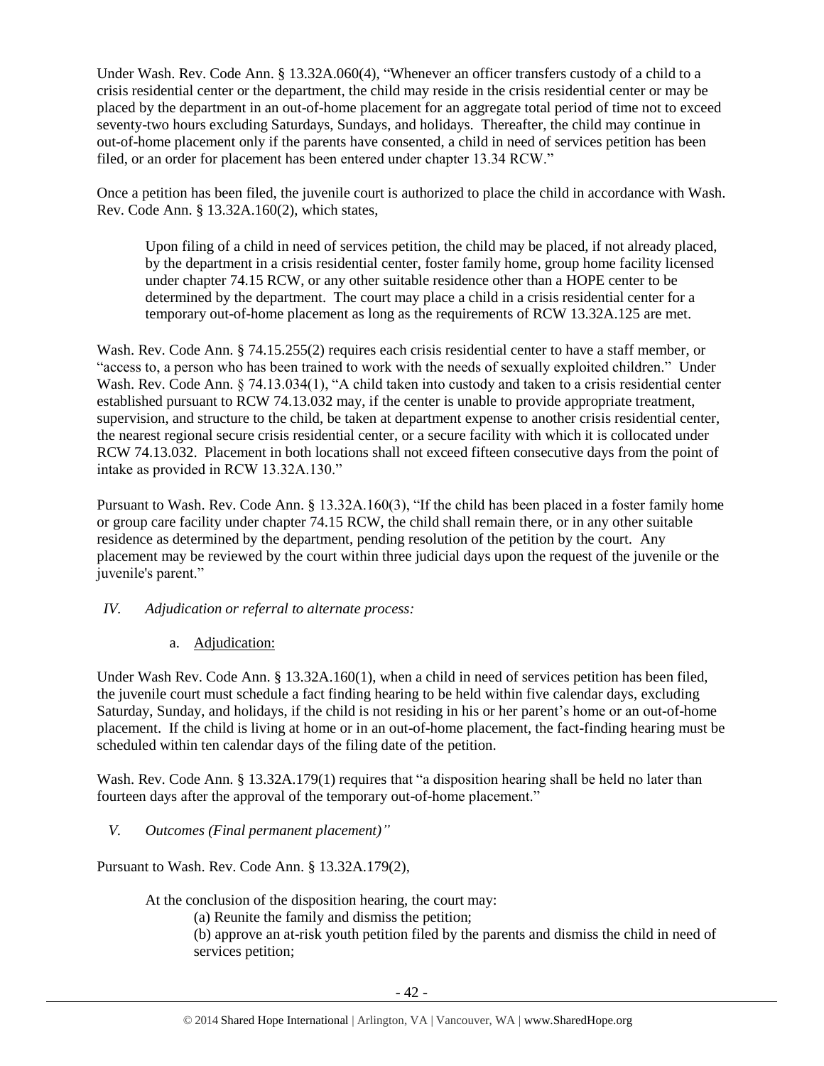Under Wash. Rev. Code Ann. § 13.32A.060(4), "Whenever an officer transfers custody of a child to a crisis residential center or the department, the child may reside in the crisis residential center or may be placed by the department in an out-of-home placement for an aggregate total period of time not to exceed seventy-two hours excluding Saturdays, Sundays, and holidays. Thereafter, the child may continue in out-of-home placement only if the parents have consented, a child in need of services petition has been filed, or an order for placement has been entered under chapter 13.34 RCW."

Once a petition has been filed, the juvenile court is authorized to place the child in accordance with Wash. Rev. Code Ann. § 13.32A.160(2), which states,

> Upon filing of a child in need of services petition, the child may be placed, if not already placed, by the department in a crisis residential center, foster family home, group home facility licensed under chapter 74.15 RCW, or any other suitable residence other than a HOPE center to be determined by the department. The court may place a child in a crisis residential center for a temporary out-of-home placement as long as the requirements of RCW 13.32A.125 are met.

Wash. Rev. Code Ann. § 74.15.255(2) requires each crisis residential center to have a staff member, or "access to, a person who has been trained to work with the needs of sexually exploited children." Under Wash. Rev. Code Ann. § 74.13.034(1), "A child taken into custody and taken to a crisis residential center established pursuant to RCW 74.13.032 may, if the center is unable to provide appropriate treatment, supervision, and structure to the child, be taken at department expense to another crisis residential center, the nearest regional secure crisis residential center, or a secure facility with which it is collocated under RCW 74.13.032. Placement in both locations shall not exceed fifteen consecutive days from the point of intake as provided in RCW 13.32A.130."

Pursuant to Wash. Rev. Code Ann. § 13.32A.160(3), "If the child has been placed in a foster family home or group care facility under chapter 74.15 RCW, the child shall remain there, or in any other suitable residence as determined by the department, pending resolution of the petition by the court. Any placement may be reviewed by the court within three judicial days upon the request of the juvenile or the juvenile's parent."

*IV. Adjudication or referral to alternate process:*

a. Adjudication:

Under Wash Rev. Code Ann. § 13.32A.160(1), when a child in need of services petition has been filed, the juvenile court must schedule a fact finding hearing to be held within five calendar days, excluding Saturday, Sunday, and holidays, if the child is not residing in his or her parent's home or an out-of-home placement. If the child is living at home or in an out-of-home placement, the fact-finding hearing must be scheduled within ten calendar days of the filing date of the petition.

Wash. Rev. Code Ann. § 13.32A.179(1) requires that "a disposition hearing shall be held no later than fourteen days after the approval of the temporary out-of-home placement."

*V. Outcomes (Final permanent placement)"*

Pursuant to Wash. Rev. Code Ann. § 13.32A.179(2),

> At the conclusion of the disposition hearing, the court may:
>
> (a) Reunite the family and dismiss the petition;
>
> (b) approve an at-risk youth petition filed by the parents and dismiss the child in need of services petition;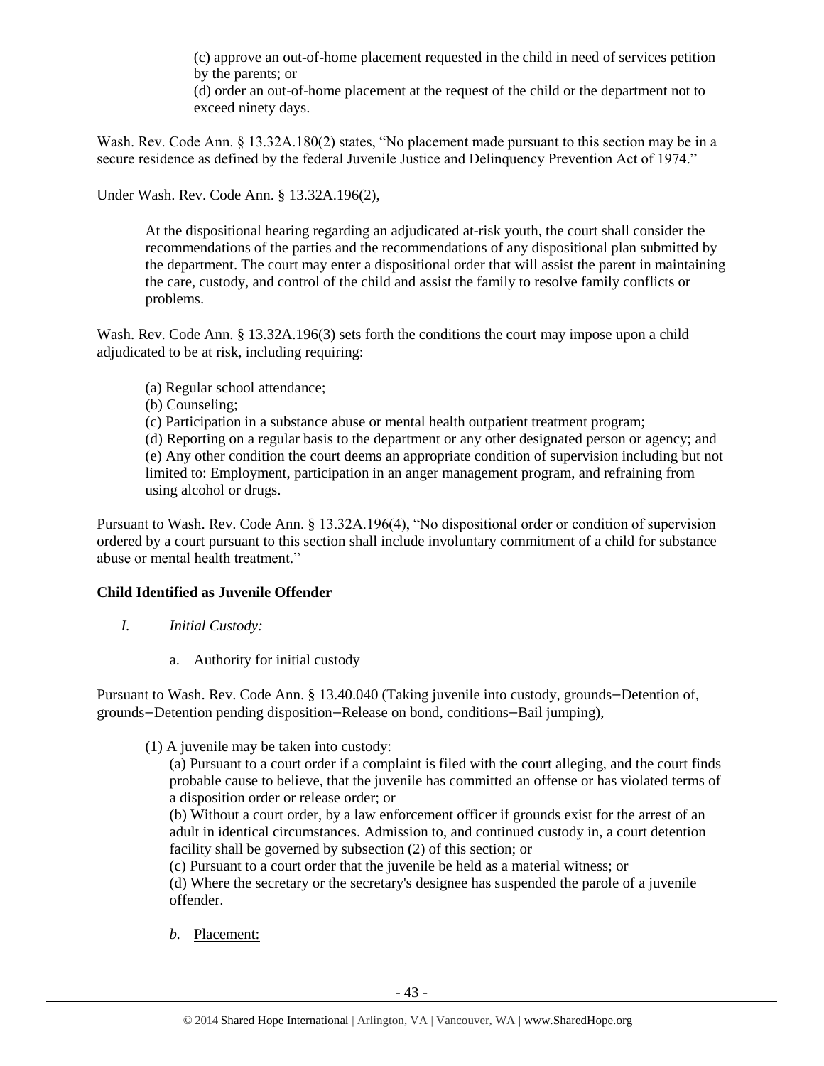(c) approve an out-of-home placement requested in the child in need of services petition by the parents; or
(d) order an out-of-home placement at the request of the child or the department not to exceed ninety days.

Wash. Rev. Code Ann. § 13.32A.180(2) states, "No placement made pursuant to this section may be in a secure residence as defined by the federal Juvenile Justice and Delinquency Prevention Act of 1974."

Under Wash. Rev. Code Ann. § 13.32A.196(2),

> At the dispositional hearing regarding an adjudicated at-risk youth, the court shall consider the recommendations of the parties and the recommendations of any dispositional plan submitted by the department. The court may enter a dispositional order that will assist the parent in maintaining the care, custody, and control of the child and assist the family to resolve family conflicts or problems.

Wash. Rev. Code Ann. § 13.32A.196(3) sets forth the conditions the court may impose upon a child adjudicated to be at risk, including requiring:

> (a) Regular school attendance;
> (b) Counseling;
> (c) Participation in a substance abuse or mental health outpatient treatment program;
> (d) Reporting on a regular basis to the department or any other designated person or agency; and
> (e) Any other condition the court deems an appropriate condition of supervision including but not limited to: Employment, participation in an anger management program, and refraining from using alcohol or drugs.

Pursuant to Wash. Rev. Code Ann. § 13.32A.196(4), "No dispositional order or condition of supervision ordered by a court pursuant to this section shall include involuntary commitment of a child for substance abuse or mental health treatment."

**Child Identified as Juvenile Offender**

*I. Initial Custody:*

a. Authority for initial custody

Pursuant to Wash. Rev. Code Ann. § 13.40.040 (Taking juvenile into custody, grounds−Detention of, grounds−Detention pending disposition−Release on bond, conditions−Bail jumping),

> (1) A juvenile may be taken into custody:
> (a) Pursuant to a court order if a complaint is filed with the court alleging, and the court finds probable cause to believe, that the juvenile has committed an offense or has violated terms of a disposition order or release order; or
> (b) Without a court order, by a law enforcement officer if grounds exist for the arrest of an adult in identical circumstances. Admission to, and continued custody in, a court detention facility shall be governed by subsection (2) of this section; or
> (c) Pursuant to a court order that the juvenile be held as a material witness; or
> (d) Where the secretary or the secretary's designee has suspended the parole of a juvenile offender.

*b.* Placement: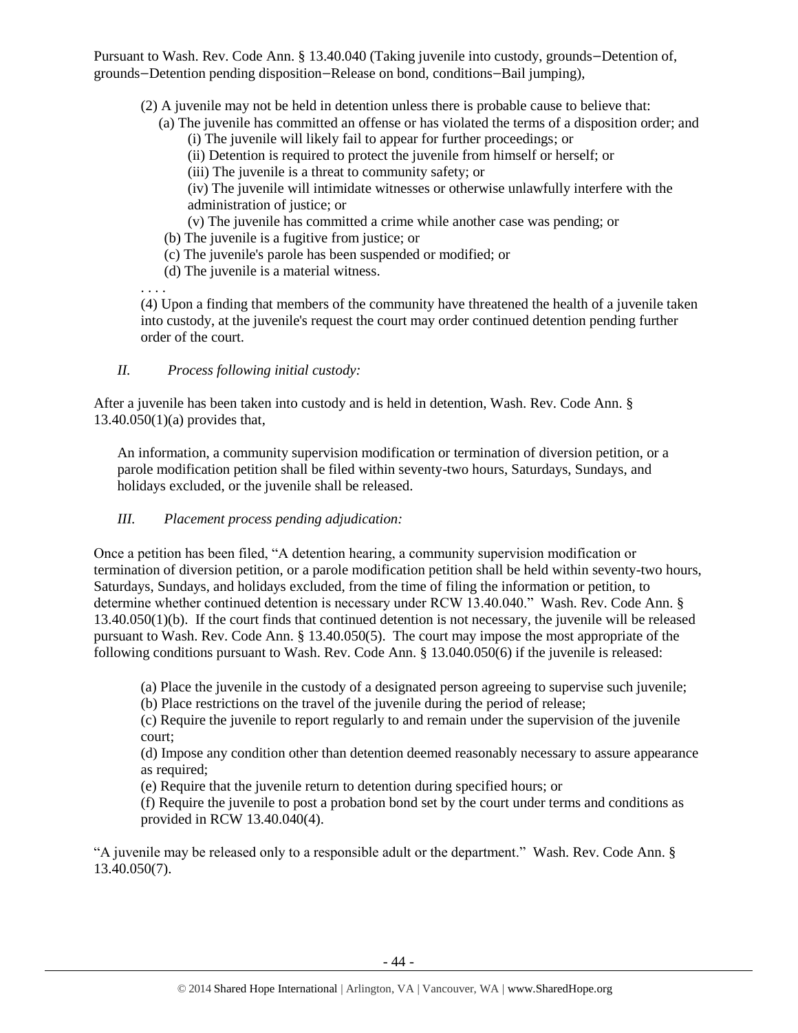Pursuant to Wash. Rev. Code Ann. § 13.40.040 (Taking juvenile into custody, grounds−Detention of, grounds−Detention pending disposition−Release on bond, conditions−Bail jumping),

> (2) A juvenile may not be held in detention unless there is probable cause to believe that:
>
> (a) The juvenile has committed an offense or has violated the terms of a disposition order; and
>
> (i) The juvenile will likely fail to appear for further proceedings; or
>
> (ii) Detention is required to protect the juvenile from himself or herself; or
>
> (iii) The juvenile is a threat to community safety; or
>
> (iv) The juvenile will intimidate witnesses or otherwise unlawfully interfere with the administration of justice; or
>
> (v) The juvenile has committed a crime while another case was pending; or
>
> (b) The juvenile is a fugitive from justice; or
>
> (c) The juvenile's parole has been suspended or modified; or
>
> (d) The juvenile is a material witness.
>
> . . . .
>
> (4) Upon a finding that members of the community have threatened the health of a juvenile taken into custody, at the juvenile's request the court may order continued detention pending further order of the court.

*II. Process following initial custody:*

After a juvenile has been taken into custody and is held in detention, Wash. Rev. Code Ann. § 13.40.050(1)(a) provides that,

> An information, a community supervision modification or termination of diversion petition, or a parole modification petition shall be filed within seventy-two hours, Saturdays, Sundays, and holidays excluded, or the juvenile shall be released.

*III. Placement process pending adjudication:*

Once a petition has been filed, "A detention hearing, a community supervision modification or termination of diversion petition, or a parole modification petition shall be held within seventy-two hours, Saturdays, Sundays, and holidays excluded, from the time of filing the information or petition, to determine whether continued detention is necessary under RCW 13.40.040." Wash. Rev. Code Ann. § 13.40.050(1)(b). If the court finds that continued detention is not necessary, the juvenile will be released pursuant to Wash. Rev. Code Ann. § 13.40.050(5). The court may impose the most appropriate of the following conditions pursuant to Wash. Rev. Code Ann. § 13.040.050(6) if the juvenile is released:

> (a) Place the juvenile in the custody of a designated person agreeing to supervise such juvenile;
>
> (b) Place restrictions on the travel of the juvenile during the period of release;
>
> (c) Require the juvenile to report regularly to and remain under the supervision of the juvenile court;
>
> (d) Impose any condition other than detention deemed reasonably necessary to assure appearance as required;
>
> (e) Require that the juvenile return to detention during specified hours; or
>
> (f) Require the juvenile to post a probation bond set by the court under terms and conditions as provided in RCW 13.40.040(4).

"A juvenile may be released only to a responsible adult or the department." Wash. Rev. Code Ann. § 13.40.050(7).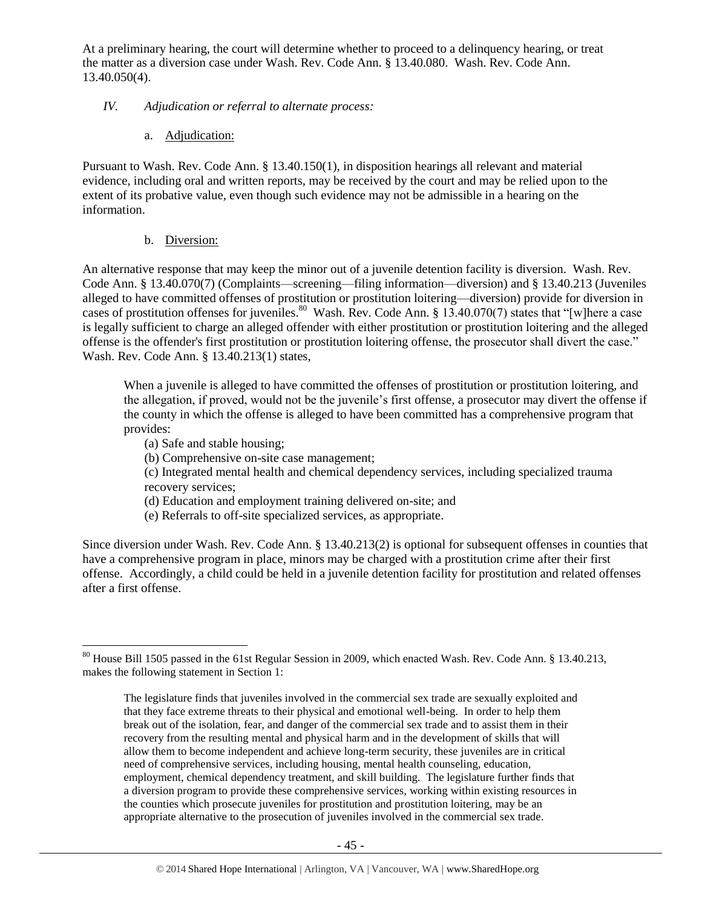At a preliminary hearing, the court will determine whether to proceed to a delinquency hearing, or treat the matter as a diversion case under Wash. Rev. Code Ann. § 13.40.080. Wash. Rev. Code Ann. 13.40.050(4).

*IV. Adjudication or referral to alternate process:*

a. Adjudication:

Pursuant to Wash. Rev. Code Ann. § 13.40.150(1), in disposition hearings all relevant and material evidence, including oral and written reports, may be received by the court and may be relied upon to the extent of its probative value, even though such evidence may not be admissible in a hearing on the information.

b. Diversion:

An alternative response that may keep the minor out of a juvenile detention facility is diversion. Wash. Rev. Code Ann. § 13.40.070(7) (Complaints—screening—filing information—diversion) and § 13.40.213 (Juveniles alleged to have committed offenses of prostitution or prostitution loitering—diversion) provide for diversion in cases of prostitution offenses for juveniles.[80] Wash. Rev. Code Ann. § 13.40.070(7) states that "[w]here a case is legally sufficient to charge an alleged offender with either prostitution or prostitution loitering and the alleged offense is the offender's first prostitution or prostitution loitering offense, the prosecutor shall divert the case." Wash. Rev. Code Ann. § 13.40.213(1) states,

> When a juvenile is alleged to have committed the offenses of prostitution or prostitution loitering, and the allegation, if proved, would not be the juvenile's first offense, a prosecutor may divert the offense if the county in which the offense is alleged to have been committed has a comprehensive program that provides:
>
> (a) Safe and stable housing;
> (b) Comprehensive on-site case management;
> (c) Integrated mental health and chemical dependency services, including specialized trauma recovery services;
> (d) Education and employment training delivered on-site; and
> (e) Referrals to off-site specialized services, as appropriate.

Since diversion under Wash. Rev. Code Ann. § 13.40.213(2) is optional for subsequent offenses in counties that have a comprehensive program in place, minors may be charged with a prostitution crime after their first offense. Accordingly, a child could be held in a juvenile detention facility for prostitution and related offenses after a first offense.

---

[80] House Bill 1505 passed in the 61st Regular Session in 2009, which enacted Wash. Rev. Code Ann. § 13.40.213, makes the following statement in Section 1:

> The legislature finds that juveniles involved in the commercial sex trade are sexually exploited and that they face extreme threats to their physical and emotional well-being. In order to help them break out of the isolation, fear, and danger of the commercial sex trade and to assist them in their recovery from the resulting mental and physical harm and in the development of skills that will allow them to become independent and achieve long-term security, these juveniles are in critical need of comprehensive services, including housing, mental health counseling, education, employment, chemical dependency treatment, and skill building. The legislature further finds that a diversion program to provide these comprehensive services, working within existing resources in the counties which prosecute juveniles for prostitution and prostitution loitering, may be an appropriate alternative to the prosecution of juveniles involved in the commercial sex trade.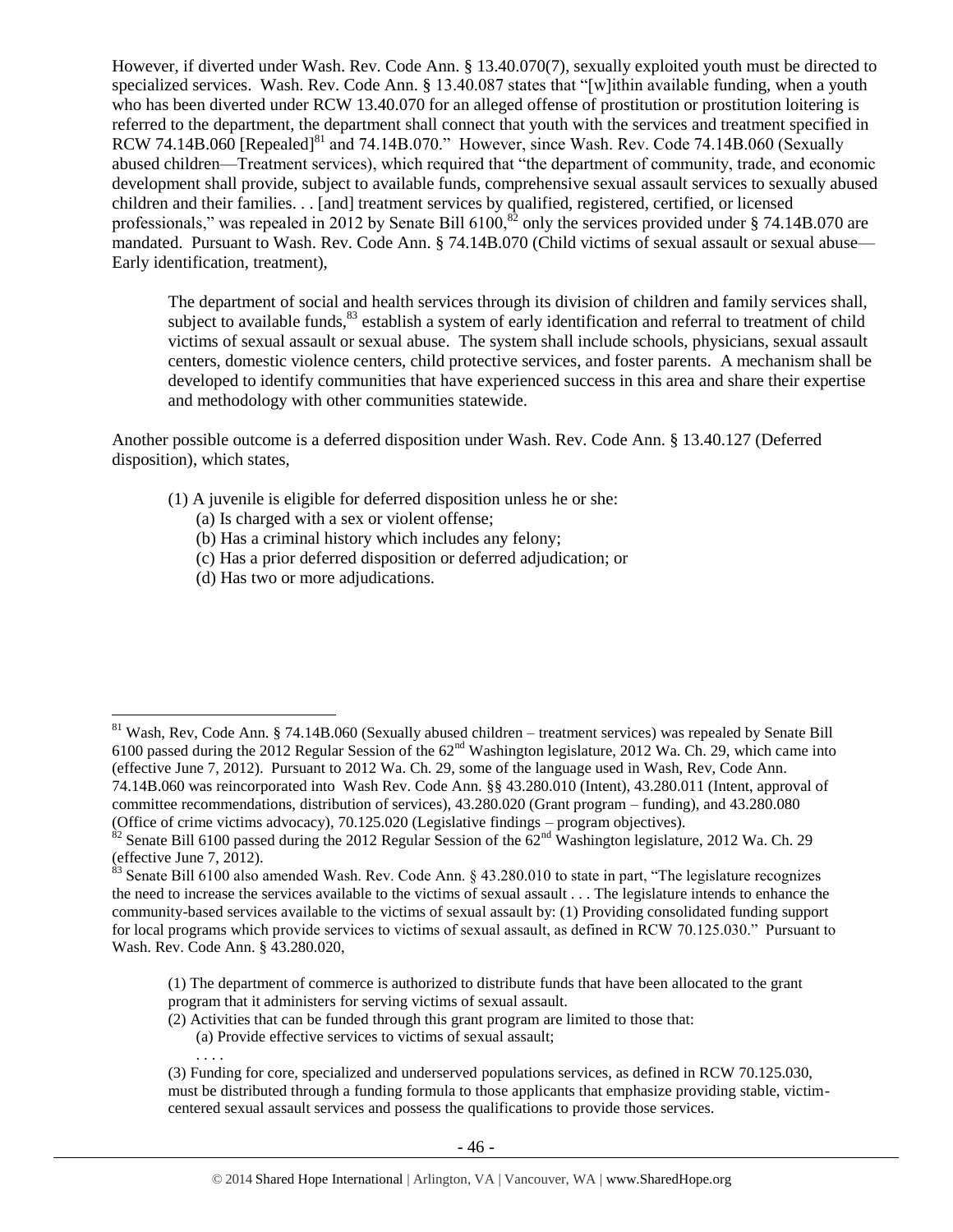However, if diverted under Wash. Rev. Code Ann. § 13.40.070(7), sexually exploited youth must be directed to specialized services. Wash. Rev. Code Ann. § 13.40.087 states that "[w]ithin available funding, when a youth who has been diverted under RCW 13.40.070 for an alleged offense of prostitution or prostitution loitering is referred to the department, the department shall connect that youth with the services and treatment specified in RCW 74.14B.060 [Repealed][81] and 74.14B.070." However, since Wash. Rev. Code 74.14B.060 (Sexually abused children—Treatment services), which required that "the department of community, trade, and economic development shall provide, subject to available funds, comprehensive sexual assault services to sexually abused children and their families. . . [and] treatment services by qualified, registered, certified, or licensed professionals," was repealed in 2012 by Senate Bill 6100,[82] only the services provided under § 74.14B.070 are mandated. Pursuant to Wash. Rev. Code Ann. § 74.14B.070 (Child victims of sexual assault or sexual abuse—Early identification, treatment),

> The department of social and health services through its division of children and family services shall, subject to available funds,[83] establish a system of early identification and referral to treatment of child victims of sexual assault or sexual abuse. The system shall include schools, physicians, sexual assault centers, domestic violence centers, child protective services, and foster parents. A mechanism shall be developed to identify communities that have experienced success in this area and share their expertise and methodology with other communities statewide.

Another possible outcome is a deferred disposition under Wash. Rev. Code Ann. § 13.40.127 (Deferred disposition), which states,

> (1) A juvenile is eligible for deferred disposition unless he or she:
> (a) Is charged with a sex or violent offense;
> (b) Has a criminal history which includes any felony;
> (c) Has a prior deferred disposition or deferred adjudication; or
> (d) Has two or more adjudications.

---

[81] Wash, Rev, Code Ann. § 74.14B.060 (Sexually abused children – treatment services) was repealed by Senate Bill 6100 passed during the 2012 Regular Session of the 62nd Washington legislature, 2012 Wa. Ch. 29, which came into (effective June 7, 2012). Pursuant to 2012 Wa. Ch. 29, some of the language used in Wash, Rev, Code Ann. 74.14B.060 was reincorporated into Wash Rev. Code Ann. §§ 43.280.010 (Intent), 43.280.011 (Intent, approval of committee recommendations, distribution of services), 43.280.020 (Grant program – funding), and 43.280.080 (Office of crime victims advocacy), 70.125.020 (Legislative findings – program objectives).

[82] Senate Bill 6100 passed during the 2012 Regular Session of the 62nd Washington legislature, 2012 Wa. Ch. 29 (effective June 7, 2012).

[83] Senate Bill 6100 also amended Wash. Rev. Code Ann. § 43.280.010 to state in part, "The legislature recognizes the need to increase the services available to the victims of sexual assault . . . The legislature intends to enhance the community-based services available to the victims of sexual assault by: (1) Providing consolidated funding support for local programs which provide services to victims of sexual assault, as defined in RCW 70.125.030." Pursuant to Wash. Rev. Code Ann. § 43.280.020,

> (1) The department of commerce is authorized to distribute funds that have been allocated to the grant program that it administers for serving victims of sexual assault.
> (2) Activities that can be funded through this grant program are limited to those that:
> (a) Provide effective services to victims of sexual assault;
> . . . .
> (3) Funding for core, specialized and underserved populations services, as defined in RCW 70.125.030, must be distributed through a funding formula to those applicants that emphasize providing stable, victim-centered sexual assault services and possess the qualifications to provide those services.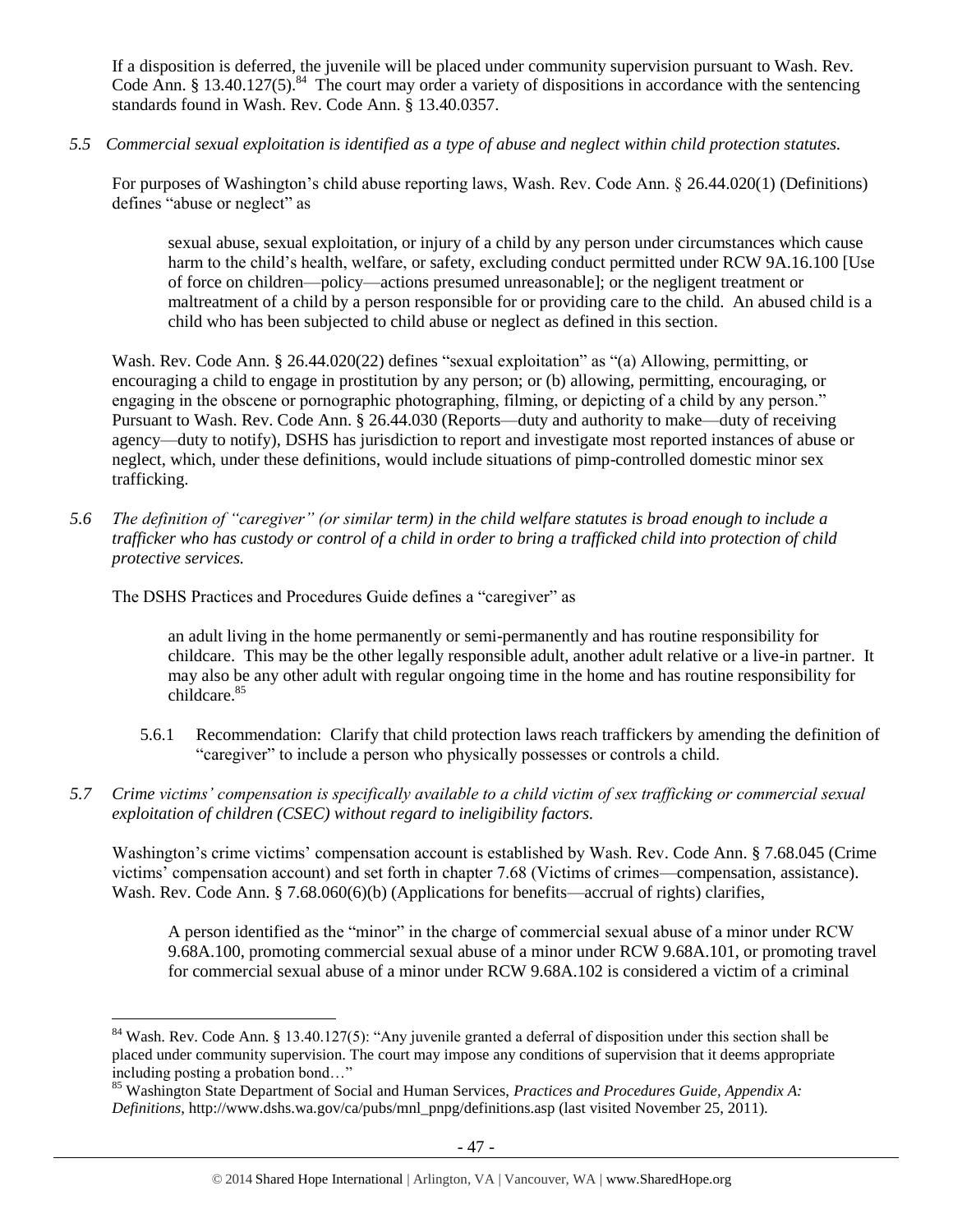If a disposition is deferred, the juvenile will be placed under community supervision pursuant to Wash. Rev. Code Ann. § 13.40.127(5).[84] The court may order a variety of dispositions in accordance with the sentencing standards found in Wash. Rev. Code Ann. § 13.40.0357.

*5.5 Commercial sexual exploitation is identified as a type of abuse and neglect within child protection statutes.*

For purposes of Washington's child abuse reporting laws, Wash. Rev. Code Ann. § 26.44.020(1) (Definitions) defines "abuse or neglect" as

> sexual abuse, sexual exploitation, or injury of a child by any person under circumstances which cause harm to the child's health, welfare, or safety, excluding conduct permitted under RCW 9A.16.100 [Use of force on children—policy—actions presumed unreasonable]; or the negligent treatment or maltreatment of a child by a person responsible for or providing care to the child. An abused child is a child who has been subjected to child abuse or neglect as defined in this section.

Wash. Rev. Code Ann. § 26.44.020(22) defines "sexual exploitation" as "(a) Allowing, permitting, or encouraging a child to engage in prostitution by any person; or (b) allowing, permitting, encouraging, or engaging in the obscene or pornographic photographing, filming, or depicting of a child by any person." Pursuant to Wash. Rev. Code Ann. § 26.44.030 (Reports—duty and authority to make—duty of receiving agency—duty to notify), DSHS has jurisdiction to report and investigate most reported instances of abuse or neglect, which, under these definitions, would include situations of pimp-controlled domestic minor sex trafficking.

*5.6 The definition of "caregiver" (or similar term) in the child welfare statutes is broad enough to include a trafficker who has custody or control of a child in order to bring a trafficked child into protection of child protective services.*

The DSHS Practices and Procedures Guide defines a "caregiver" as

> an adult living in the home permanently or semi-permanently and has routine responsibility for childcare. This may be the other legally responsible adult, another adult relative or a live-in partner. It may also be any other adult with regular ongoing time in the home and has routine responsibility for childcare.[85]

5.6.1 Recommendation: Clarify that child protection laws reach traffickers by amending the definition of "caregiver" to include a person who physically possesses or controls a child.

*5.7 Crime victims' compensation is specifically available to a child victim of sex trafficking or commercial sexual exploitation of children (CSEC) without regard to ineligibility factors.*

Washington's crime victims' compensation account is established by Wash. Rev. Code Ann. § 7.68.045 (Crime victims' compensation account) and set forth in chapter 7.68 (Victims of crimes—compensation, assistance). Wash. Rev. Code Ann. § 7.68.060(6)(b) (Applications for benefits—accrual of rights) clarifies,

> A person identified as the "minor" in the charge of commercial sexual abuse of a minor under RCW 9.68A.100, promoting commercial sexual abuse of a minor under RCW 9.68A.101, or promoting travel for commercial sexual abuse of a minor under RCW 9.68A.102 is considered a victim of a criminal

---

[84] Wash. Rev. Code Ann. § 13.40.127(5): "Any juvenile granted a deferral of disposition under this section shall be placed under community supervision. The court may impose any conditions of supervision that it deems appropriate including posting a probation bond…"

[85] Washington State Department of Social and Human Services, *Practices and Procedures Guide, Appendix A: Definitions*, http://www.dshs.wa.gov/ca/pubs/mnl_pnpg/definitions.asp (last visited November 25, 2011).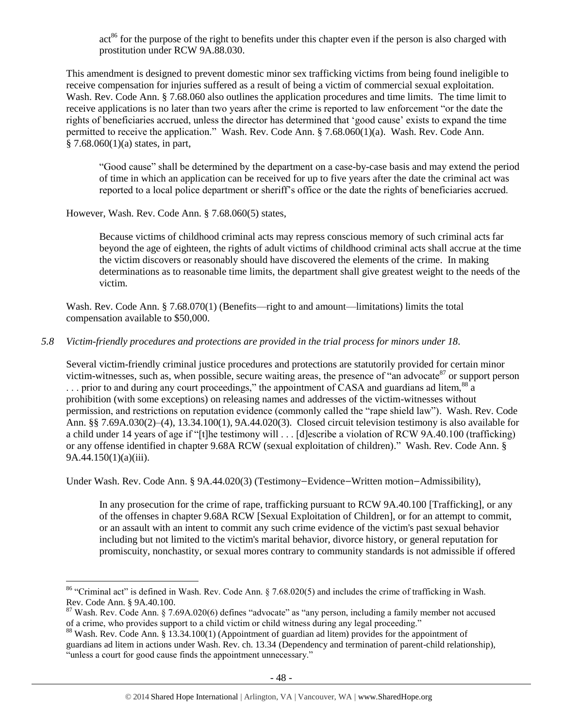act[86] for the purpose of the right to benefits under this chapter even if the person is also charged with prostitution under RCW 9A.88.030.

This amendment is designed to prevent domestic minor sex trafficking victims from being found ineligible to receive compensation for injuries suffered as a result of being a victim of commercial sexual exploitation. Wash. Rev. Code Ann. § 7.68.060 also outlines the application procedures and time limits. The time limit to receive applications is no later than two years after the crime is reported to law enforcement "or the date the rights of beneficiaries accrued, unless the director has determined that 'good cause' exists to expand the time permitted to receive the application." Wash. Rev. Code Ann. § 7.68.060(1)(a). Wash. Rev. Code Ann. § 7.68.060(1)(a) states, in part,

> "Good cause" shall be determined by the department on a case-by-case basis and may extend the period of time in which an application can be received for up to five years after the date the criminal act was reported to a local police department or sheriff's office or the date the rights of beneficiaries accrued.

However, Wash. Rev. Code Ann. § 7.68.060(5) states,

> Because victims of childhood criminal acts may repress conscious memory of such criminal acts far beyond the age of eighteen, the rights of adult victims of childhood criminal acts shall accrue at the time the victim discovers or reasonably should have discovered the elements of the crime. In making determinations as to reasonable time limits, the department shall give greatest weight to the needs of the victim.

Wash. Rev. Code Ann. § 7.68.070(1) (Benefits—right to and amount—limitations) limits the total compensation available to $50,000.

*5.8 Victim-friendly procedures and protections are provided in the trial process for minors under 18.*

Several victim-friendly criminal justice procedures and protections are statutorily provided for certain minor victim-witnesses, such as, when possible, secure waiting areas, the presence of "an advocate[87] or support person . . . prior to and during any court proceedings," the appointment of CASA and guardians ad litem,[88] a prohibition (with some exceptions) on releasing names and addresses of the victim-witnesses without permission, and restrictions on reputation evidence (commonly called the "rape shield law"). Wash. Rev. Code Ann. §§ 7.69A.030(2)–(4), 13.34.100(1), 9A.44.020(3). Closed circuit television testimony is also available for a child under 14 years of age if "[t]he testimony will . . . [d]escribe a violation of RCW 9A.40.100 (trafficking) or any offense identified in chapter 9.68A RCW (sexual exploitation of children)." Wash. Rev. Code Ann. § 9A.44.150(1)(a)(iii).

Under Wash. Rev. Code Ann. § 9A.44.020(3) (Testimony−Evidence−Written motion−Admissibility),

> In any prosecution for the crime of rape, trafficking pursuant to RCW 9A.40.100 [Trafficking], or any of the offenses in chapter 9.68A RCW [Sexual Exploitation of Children], or for an attempt to commit, or an assault with an intent to commit any such crime evidence of the victim's past sexual behavior including but not limited to the victim's marital behavior, divorce history, or general reputation for promiscuity, nonchastity, or sexual mores contrary to community standards is not admissible if offered

---

[86] "Criminal act" is defined in Wash. Rev. Code Ann. § 7.68.020(5) and includes the crime of trafficking in Wash. Rev. Code Ann. § 9A.40.100.

[87] Wash. Rev. Code Ann. § 7.69A.020(6) defines "advocate" as "any person, including a family member not accused of a crime, who provides support to a child victim or child witness during any legal proceeding."

[88] Wash. Rev. Code Ann. § 13.34.100(1) (Appointment of guardian ad litem) provides for the appointment of guardians ad litem in actions under Wash. Rev. ch. 13.34 (Dependency and termination of parent-child relationship), "unless a court for good cause finds the appointment unnecessary."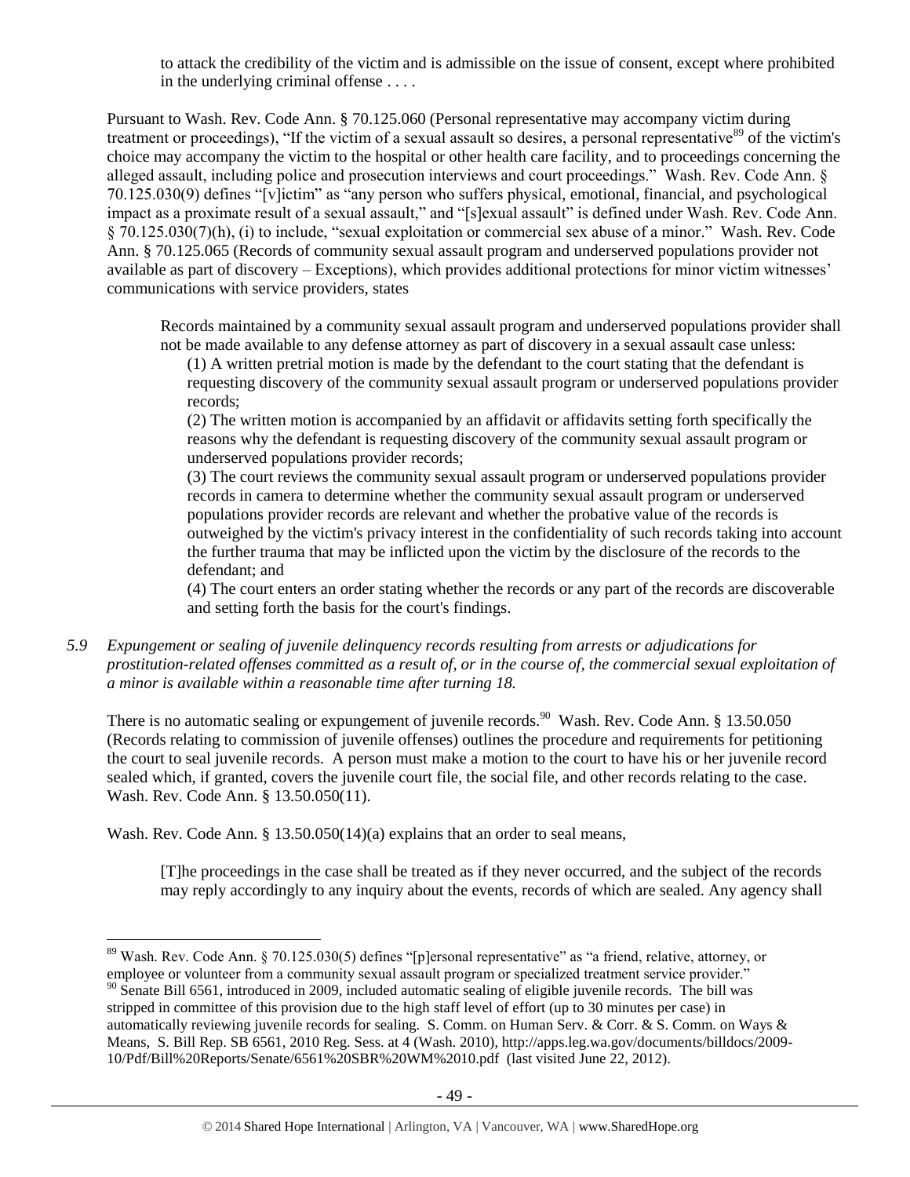to attack the credibility of the victim and is admissible on the issue of consent, except where prohibited in the underlying criminal offense . . . .

Pursuant to Wash. Rev. Code Ann. § 70.125.060 (Personal representative may accompany victim during treatment or proceedings), "If the victim of a sexual assault so desires, a personal representative[89] of the victim's choice may accompany the victim to the hospital or other health care facility, and to proceedings concerning the alleged assault, including police and prosecution interviews and court proceedings." Wash. Rev. Code Ann. § 70.125.030(9) defines "[v]ictim" as "any person who suffers physical, emotional, financial, and psychological impact as a proximate result of a sexual assault," and "[s]exual assault" is defined under Wash. Rev. Code Ann. § 70.125.030(7)(h), (i) to include, "sexual exploitation or commercial sex abuse of a minor." Wash. Rev. Code Ann. § 70.125.065 (Records of community sexual assault program and underserved populations provider not available as part of discovery – Exceptions), which provides additional protections for minor victim witnesses' communications with service providers, states

> Records maintained by a community sexual assault program and underserved populations provider shall not be made available to any defense attorney as part of discovery in a sexual assault case unless:
>
> (1) A written pretrial motion is made by the defendant to the court stating that the defendant is requesting discovery of the community sexual assault program or underserved populations provider records;
>
> (2) The written motion is accompanied by an affidavit or affidavits setting forth specifically the reasons why the defendant is requesting discovery of the community sexual assault program or underserved populations provider records;
>
> (3) The court reviews the community sexual assault program or underserved populations provider records in camera to determine whether the community sexual assault program or underserved populations provider records are relevant and whether the probative value of the records is outweighed by the victim's privacy interest in the confidentiality of such records taking into account the further trauma that may be inflicted upon the victim by the disclosure of the records to the defendant; and
>
> (4) The court enters an order stating whether the records or any part of the records are discoverable and setting forth the basis for the court's findings.

*5.9 Expungement or sealing of juvenile delinquency records resulting from arrests or adjudications for prostitution-related offenses committed as a result of, or in the course of, the commercial sexual exploitation of a minor is available within a reasonable time after turning 18.*

There is no automatic sealing or expungement of juvenile records.[90] Wash. Rev. Code Ann. § 13.50.050 (Records relating to commission of juvenile offenses) outlines the procedure and requirements for petitioning the court to seal juvenile records. A person must make a motion to the court to have his or her juvenile record sealed which, if granted, covers the juvenile court file, the social file, and other records relating to the case. Wash. Rev. Code Ann. § 13.50.050(11).

Wash. Rev. Code Ann. § 13.50.050(14)(a) explains that an order to seal means,

> [T]he proceedings in the case shall be treated as if they never occurred, and the subject of the records may reply accordingly to any inquiry about the events, records of which are sealed. Any agency shall

---

[89] Wash. Rev. Code Ann. § 70.125.030(5) defines "[p]ersonal representative" as "a friend, relative, attorney, or employee or volunteer from a community sexual assault program or specialized treatment service provider."

[90] Senate Bill 6561, introduced in 2009, included automatic sealing of eligible juvenile records. The bill was stripped in committee of this provision due to the high staff level of effort (up to 30 minutes per case) in automatically reviewing juvenile records for sealing. S. Comm. on Human Serv. & Corr. & S. Comm. on Ways & Means, S. Bill Rep. SB 6561, 2010 Reg. Sess. at 4 (Wash. 2010), http://apps.leg.wa.gov/documents/billdocs/2009-10/Pdf/Bill%20Reports/Senate/6561%20SBR%20WM%2010.pdf (last visited June 22, 2012).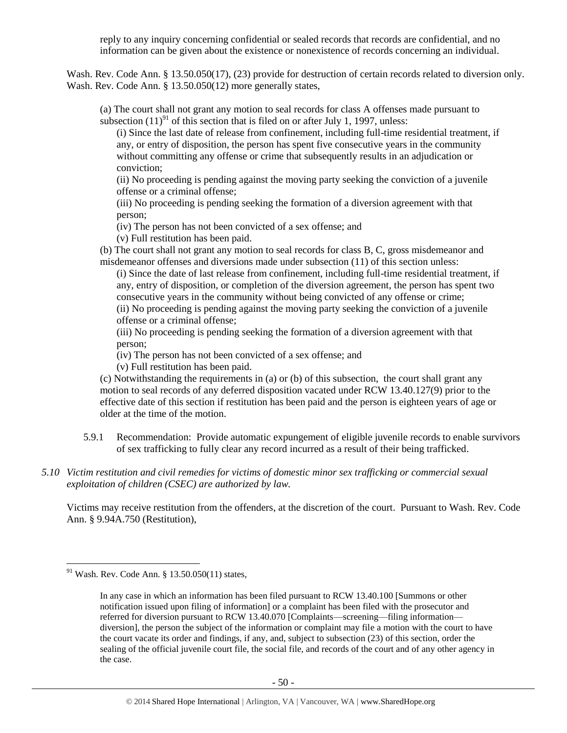reply to any inquiry concerning confidential or sealed records that records are confidential, and no information can be given about the existence or nonexistence of records concerning an individual.

Wash. Rev. Code Ann. § 13.50.050(17), (23) provide for destruction of certain records related to diversion only. Wash. Rev. Code Ann. § 13.50.050(12) more generally states,

> (a) The court shall not grant any motion to seal records for class A offenses made pursuant to subsection (11)[91] of this section that is filed on or after July 1, 1997, unless:
>
> > (i) Since the last date of release from confinement, including full-time residential treatment, if any, or entry of disposition, the person has spent five consecutive years in the community without committing any offense or crime that subsequently results in an adjudication or conviction;
> >
> > (ii) No proceeding is pending against the moving party seeking the conviction of a juvenile offense or a criminal offense;
> >
> > (iii) No proceeding is pending seeking the formation of a diversion agreement with that person;
> >
> > (iv) The person has not been convicted of a sex offense; and
> >
> > (v) Full restitution has been paid.
>
> (b) The court shall not grant any motion to seal records for class B, C, gross misdemeanor and misdemeanor offenses and diversions made under subsection (11) of this section unless:
>
> > (i) Since the date of last release from confinement, including full-time residential treatment, if any, entry of disposition, or completion of the diversion agreement, the person has spent two consecutive years in the community without being convicted of any offense or crime;
> >
> > (ii) No proceeding is pending against the moving party seeking the conviction of a juvenile offense or a criminal offense;
> >
> > (iii) No proceeding is pending seeking the formation of a diversion agreement with that person;
> >
> > (iv) The person has not been convicted of a sex offense; and
> >
> > (v) Full restitution has been paid.
>
> (c) Notwithstanding the requirements in (a) or (b) of this subsection, the court shall grant any motion to seal records of any deferred disposition vacated under RCW 13.40.127(9) prior to the effective date of this section if restitution has been paid and the person is eighteen years of age or older at the time of the motion.

5.9.1 Recommendation: Provide automatic expungement of eligible juvenile records to enable survivors of sex trafficking to fully clear any record incurred as a result of their being trafficked.

*5.10 Victim restitution and civil remedies for victims of domestic minor sex trafficking or commercial sexual exploitation of children (CSEC) are authorized by law.*

Victims may receive restitution from the offenders, at the discretion of the court. Pursuant to Wash. Rev. Code Ann. § 9.94A.750 (Restitution),

---

[91] Wash. Rev. Code Ann. § 13.50.050(11) states,

> In any case in which an information has been filed pursuant to RCW 13.40.100 [Summons or other notification issued upon filing of information] or a complaint has been filed with the prosecutor and referred for diversion pursuant to RCW 13.40.070 [Complaints—screening—filing information—diversion], the person the subject of the information or complaint may file a motion with the court to have the court vacate its order and findings, if any, and, subject to subsection (23) of this section, order the sealing of the official juvenile court file, the social file, and records of the court and of any other agency in the case.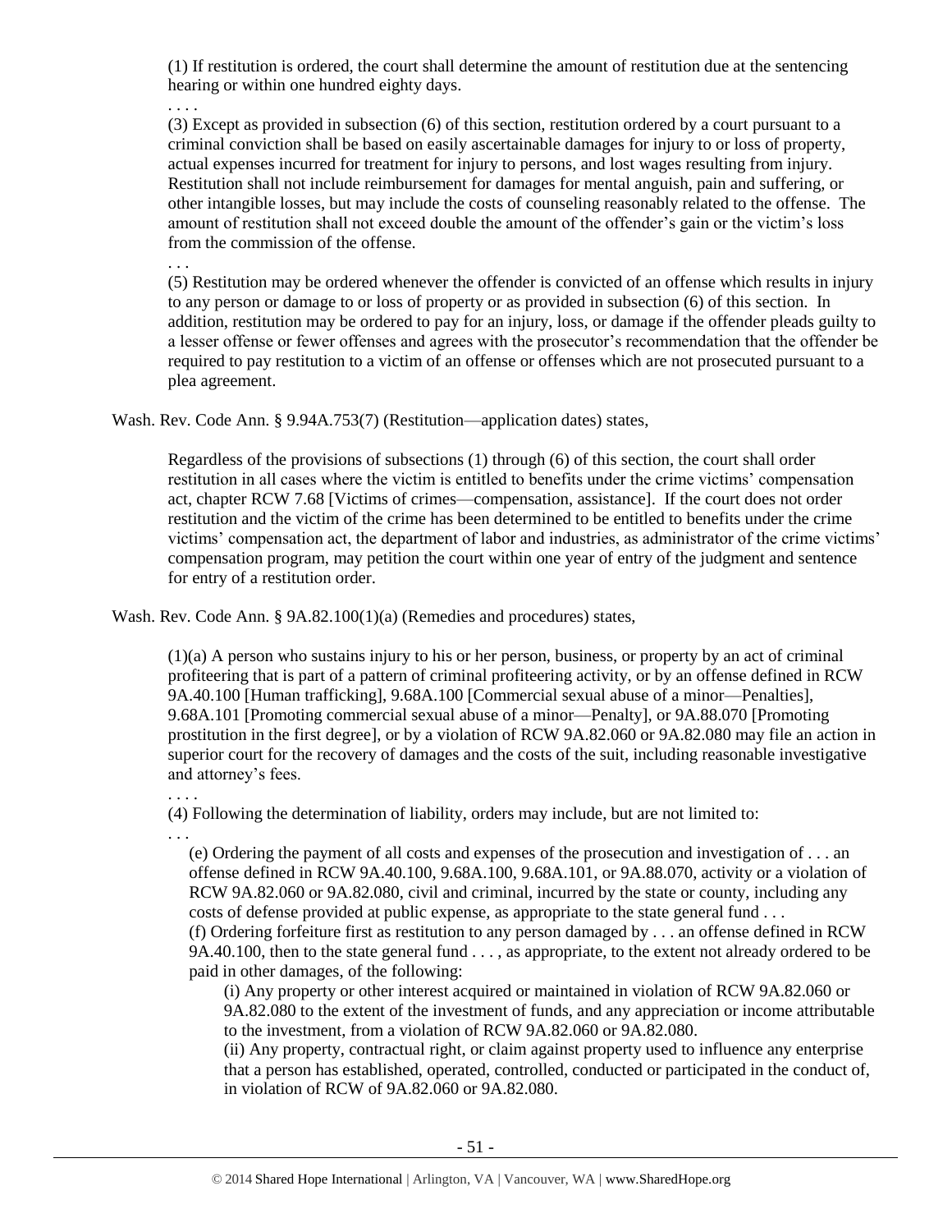> (1) If restitution is ordered, the court shall determine the amount of restitution due at the sentencing hearing or within one hundred eighty days.
>
> . . . .
>
> (3) Except as provided in subsection (6) of this section, restitution ordered by a court pursuant to a criminal conviction shall be based on easily ascertainable damages for injury to or loss of property, actual expenses incurred for treatment for injury to persons, and lost wages resulting from injury. Restitution shall not include reimbursement for damages for mental anguish, pain and suffering, or other intangible losses, but may include the costs of counseling reasonably related to the offense. The amount of restitution shall not exceed double the amount of the offender's gain or the victim's loss from the commission of the offense.
>
> . . .
>
> (5) Restitution may be ordered whenever the offender is convicted of an offense which results in injury to any person or damage to or loss of property or as provided in subsection (6) of this section. In addition, restitution may be ordered to pay for an injury, loss, or damage if the offender pleads guilty to a lesser offense or fewer offenses and agrees with the prosecutor's recommendation that the offender be required to pay restitution to a victim of an offense or offenses which are not prosecuted pursuant to a plea agreement.

Wash. Rev. Code Ann. § 9.94A.753(7) (Restitution—application dates) states,

> Regardless of the provisions of subsections (1) through (6) of this section, the court shall order restitution in all cases where the victim is entitled to benefits under the crime victims' compensation act, chapter RCW 7.68 [Victims of crimes—compensation, assistance]. If the court does not order restitution and the victim of the crime has been determined to be entitled to benefits under the crime victims' compensation act, the department of labor and industries, as administrator of the crime victims' compensation program, may petition the court within one year of entry of the judgment and sentence for entry of a restitution order.

Wash. Rev. Code Ann. § 9A.82.100(1)(a) (Remedies and procedures) states,

> (1)(a) A person who sustains injury to his or her person, business, or property by an act of criminal profiteering that is part of a pattern of criminal profiteering activity, or by an offense defined in RCW 9A.40.100 [Human trafficking], 9.68A.100 [Commercial sexual abuse of a minor—Penalties], 9.68A.101 [Promoting commercial sexual abuse of a minor—Penalty], or 9A.88.070 [Promoting prostitution in the first degree], or by a violation of RCW 9A.82.060 or 9A.82.080 may file an action in superior court for the recovery of damages and the costs of the suit, including reasonable investigative and attorney's fees.
>
> . . . .
>
> (4) Following the determination of liability, orders may include, but are not limited to:
>
> . . .
>
> (e) Ordering the payment of all costs and expenses of the prosecution and investigation of . . . an offense defined in RCW 9A.40.100, 9.68A.100, 9.68A.101, or 9A.88.070, activity or a violation of RCW 9A.82.060 or 9A.82.080, civil and criminal, incurred by the state or county, including any costs of defense provided at public expense, as appropriate to the state general fund . . .
>
> (f) Ordering forfeiture first as restitution to any person damaged by . . . an offense defined in RCW 9A.40.100, then to the state general fund . . . , as appropriate, to the extent not already ordered to be paid in other damages, of the following:
>
> (i) Any property or other interest acquired or maintained in violation of RCW 9A.82.060 or 9A.82.080 to the extent of the investment of funds, and any appreciation or income attributable to the investment, from a violation of RCW 9A.82.060 or 9A.82.080.
>
> (ii) Any property, contractual right, or claim against property used to influence any enterprise that a person has established, operated, controlled, conducted or participated in the conduct of, in violation of RCW of 9A.82.060 or 9A.82.080.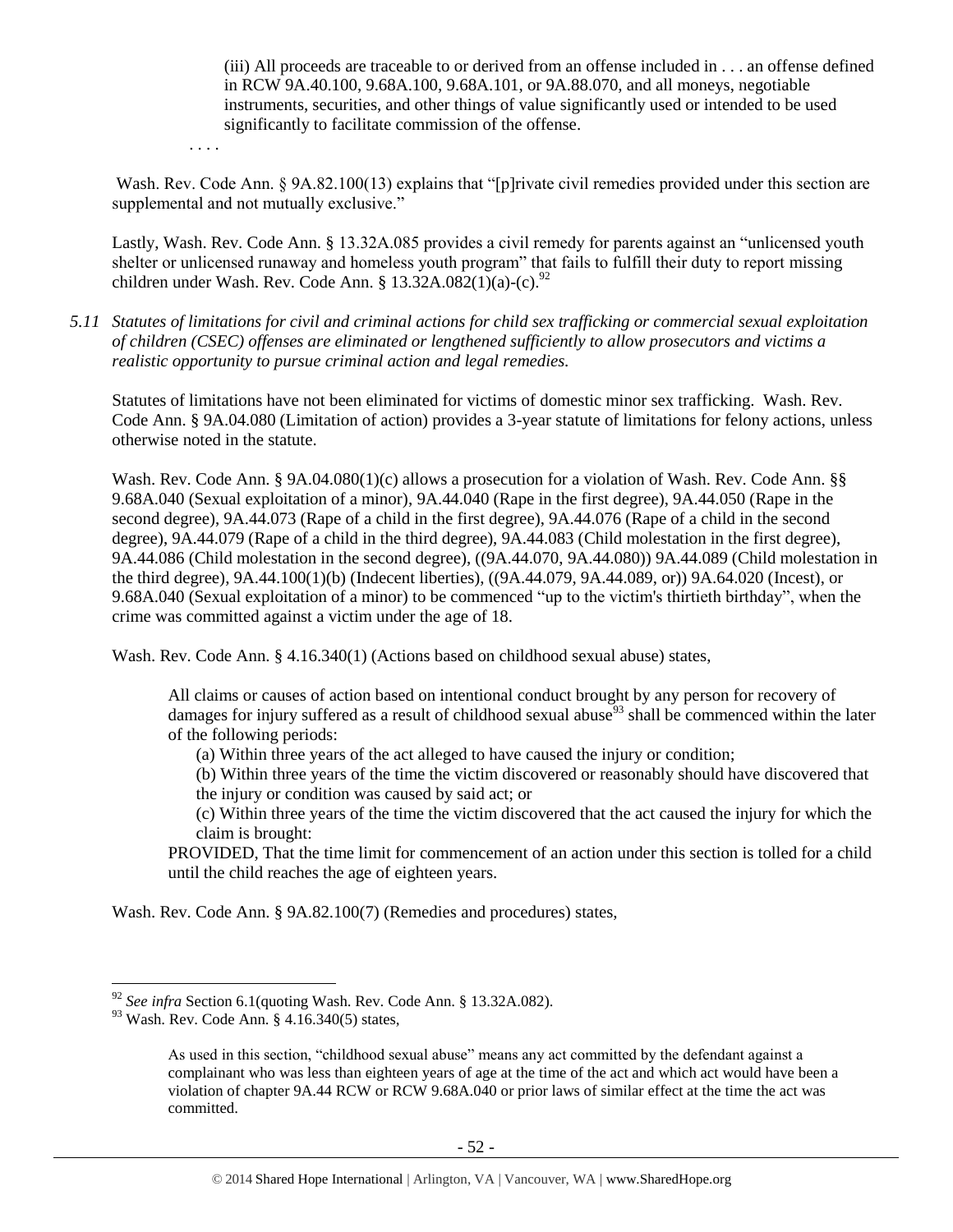(iii) All proceeds are traceable to or derived from an offense included in . . . an offense defined in RCW 9A.40.100, 9.68A.100, 9.68A.101, or 9A.88.070, and all moneys, negotiable instruments, securities, and other things of value significantly used or intended to be used significantly to facilitate commission of the offense.

. . . .

Wash. Rev. Code Ann. § 9A.82.100(13) explains that "[p]rivate civil remedies provided under this section are supplemental and not mutually exclusive."

Lastly, Wash. Rev. Code Ann. § 13.32A.085 provides a civil remedy for parents against an "unlicensed youth shelter or unlicensed runaway and homeless youth program" that fails to fulfill their duty to report missing children under Wash. Rev. Code Ann. § 13.32A.082(1)(a)-(c).[92]

*5.11 Statutes of limitations for civil and criminal actions for child sex trafficking or commercial sexual exploitation of children (CSEC) offenses are eliminated or lengthened sufficiently to allow prosecutors and victims a realistic opportunity to pursue criminal action and legal remedies.*

Statutes of limitations have not been eliminated for victims of domestic minor sex trafficking. Wash. Rev. Code Ann. § 9A.04.080 (Limitation of action) provides a 3-year statute of limitations for felony actions, unless otherwise noted in the statute.

Wash. Rev. Code Ann. § 9A.04.080(1)(c) allows a prosecution for a violation of Wash. Rev. Code Ann. §§ 9.68A.040 (Sexual exploitation of a minor), 9A.44.040 (Rape in the first degree), 9A.44.050 (Rape in the second degree), 9A.44.073 (Rape of a child in the first degree), 9A.44.076 (Rape of a child in the second degree), 9A.44.079 (Rape of a child in the third degree), 9A.44.083 (Child molestation in the first degree), 9A.44.086 (Child molestation in the second degree), ((9A.44.070, 9A.44.080)) 9A.44.089 (Child molestation in the third degree), 9A.44.100(1)(b) (Indecent liberties), ((9A.44.079, 9A.44.089, or)) 9A.64.020 (Incest), or 9.68A.040 (Sexual exploitation of a minor) to be commenced "up to the victim's thirtieth birthday", when the crime was committed against a victim under the age of 18.

Wash. Rev. Code Ann. § 4.16.340(1) (Actions based on childhood sexual abuse) states,

> All claims or causes of action based on intentional conduct brought by any person for recovery of damages for injury suffered as a result of childhood sexual abuse[93] shall be commenced within the later of the following periods:
>
> (a) Within three years of the act alleged to have caused the injury or condition;
>
> (b) Within three years of the time the victim discovered or reasonably should have discovered that the injury or condition was caused by said act; or
>
> (c) Within three years of the time the victim discovered that the act caused the injury for which the claim is brought:
>
> PROVIDED, That the time limit for commencement of an action under this section is tolled for a child until the child reaches the age of eighteen years.

Wash. Rev. Code Ann. § 9A.82.100(7) (Remedies and procedures) states,

---

[92] *See infra* Section 6.1(quoting Wash. Rev. Code Ann. § 13.32A.082).

[93] Wash. Rev. Code Ann. § 4.16.340(5) states,

> As used in this section, "childhood sexual abuse" means any act committed by the defendant against a complainant who was less than eighteen years of age at the time of the act and which act would have been a violation of chapter 9A.44 RCW or RCW 9.68A.040 or prior laws of similar effect at the time the act was committed.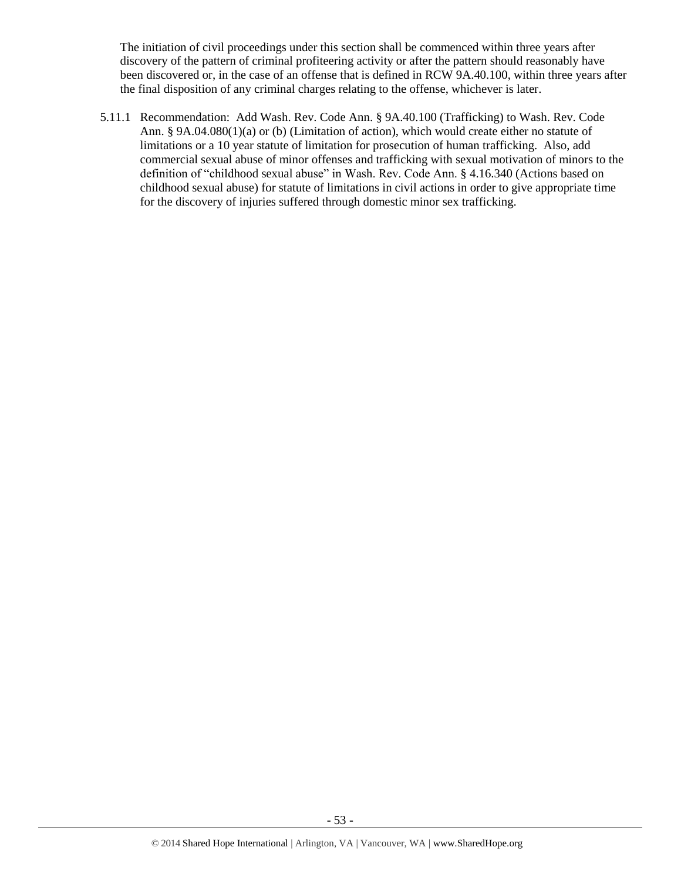The initiation of civil proceedings under this section shall be commenced within three years after discovery of the pattern of criminal profiteering activity or after the pattern should reasonably have been discovered or, in the case of an offense that is defined in RCW 9A.40.100, within three years after the final disposition of any criminal charges relating to the offense, whichever is later.

5.11.1 Recommendation: Add Wash. Rev. Code Ann. § 9A.40.100 (Trafficking) to Wash. Rev. Code Ann. § 9A.04.080(1)(a) or (b) (Limitation of action), which would create either no statute of limitations or a 10 year statute of limitation for prosecution of human trafficking. Also, add commercial sexual abuse of minor offenses and trafficking with sexual motivation of minors to the definition of "childhood sexual abuse" in Wash. Rev. Code Ann. § 4.16.340 (Actions based on childhood sexual abuse) for statute of limitations in civil actions in order to give appropriate time for the discovery of injuries suffered through domestic minor sex trafficking.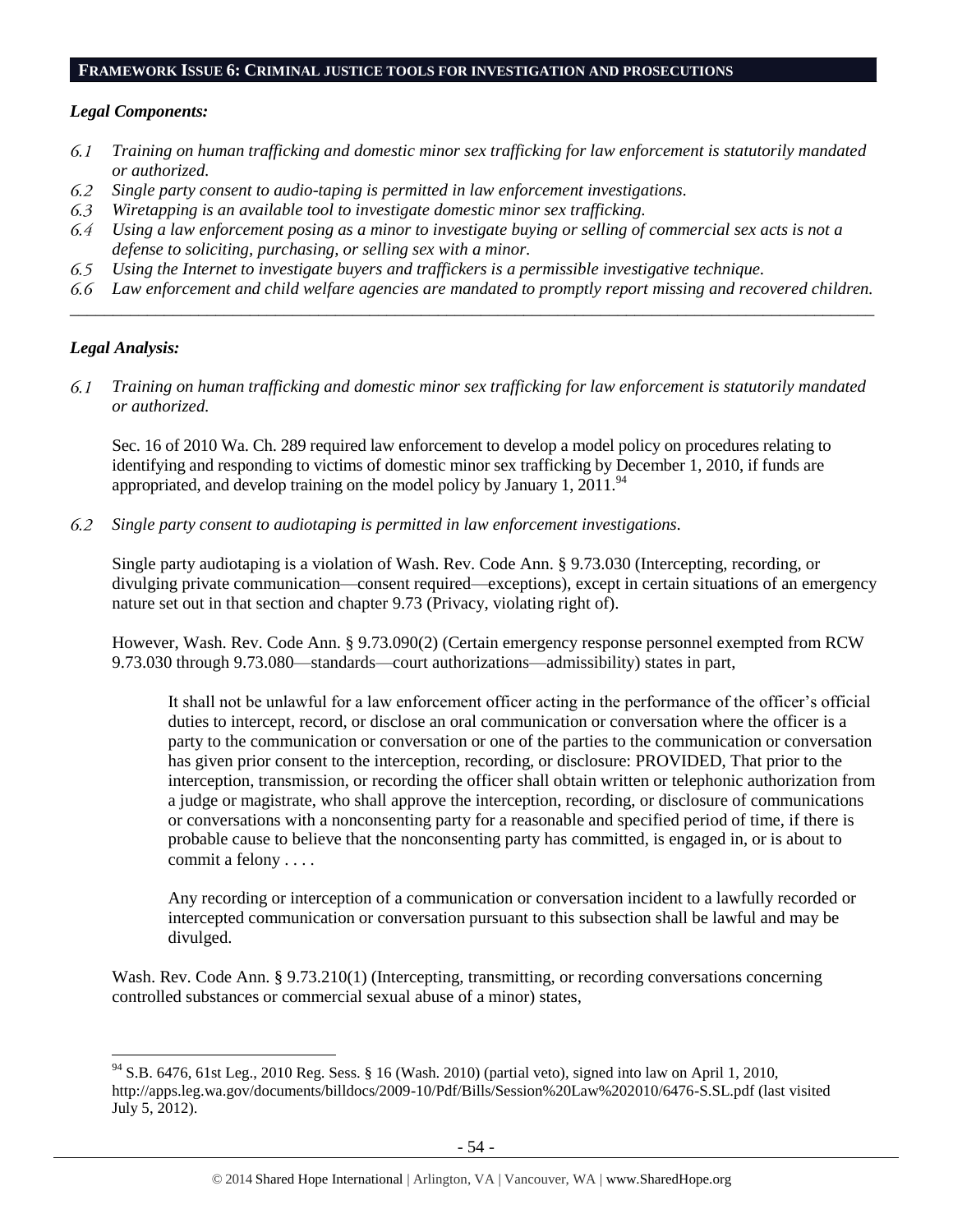## FRAMEWORK ISSUE 6: CRIMINAL JUSTICE TOOLS FOR INVESTIGATION AND PROSECUTIONS

### *Legal Components:*

*6.1 Training on human trafficking and domestic minor sex trafficking for law enforcement is statutorily mandated or authorized.*

*6.2 Single party consent to audio-taping is permitted in law enforcement investigations.*

*6.3 Wiretapping is an available tool to investigate domestic minor sex trafficking.*

*6.4 Using a law enforcement posing as a minor to investigate buying or selling of commercial sex acts is not a defense to soliciting, purchasing, or selling sex with a minor.*

*6.5 Using the Internet to investigate buyers and traffickers is a permissible investigative technique.*

*6.6 Law enforcement and child welfare agencies are mandated to promptly report missing and recovered children.*

---

### *Legal Analysis:*

*6.1 Training on human trafficking and domestic minor sex trafficking for law enforcement is statutorily mandated or authorized.*

Sec. 16 of 2010 Wa. Ch. 289 required law enforcement to develop a model policy on procedures relating to identifying and responding to victims of domestic minor sex trafficking by December 1, 2010, if funds are appropriated, and develop training on the model policy by January 1, 2011.[94]

*6.2 Single party consent to audiotaping is permitted in law enforcement investigations.*

Single party audiotaping is a violation of Wash. Rev. Code Ann. § 9.73.030 (Intercepting, recording, or divulging private communication—consent required—exceptions), except in certain situations of an emergency nature set out in that section and chapter 9.73 (Privacy, violating right of).

However, Wash. Rev. Code Ann. § 9.73.090(2) (Certain emergency response personnel exempted from RCW 9.73.030 through 9.73.080—standards—court authorizations—admissibility) states in part,

> It shall not be unlawful for a law enforcement officer acting in the performance of the officer's official duties to intercept, record, or disclose an oral communication or conversation where the officer is a party to the communication or conversation or one of the parties to the communication or conversation has given prior consent to the interception, recording, or disclosure: PROVIDED, That prior to the interception, transmission, or recording the officer shall obtain written or telephonic authorization from a judge or magistrate, who shall approve the interception, recording, or disclosure of communications or conversations with a nonconsenting party for a reasonable and specified period of time, if there is probable cause to believe that the nonconsenting party has committed, is engaged in, or is about to commit a felony . . . .
>
> Any recording or interception of a communication or conversation incident to a lawfully recorded or intercepted communication or conversation pursuant to this subsection shall be lawful and may be divulged.

Wash. Rev. Code Ann. § 9.73.210(1) (Intercepting, transmitting, or recording conversations concerning controlled substances or commercial sexual abuse of a minor) states,

---

[94] S.B. 6476, 61st Leg., 2010 Reg. Sess. § 16 (Wash. 2010) (partial veto), signed into law on April 1, 2010, http://apps.leg.wa.gov/documents/billdocs/2009-10/Pdf/Bills/Session%20Law%202010/6476-S.SL.pdf (last visited July 5, 2012).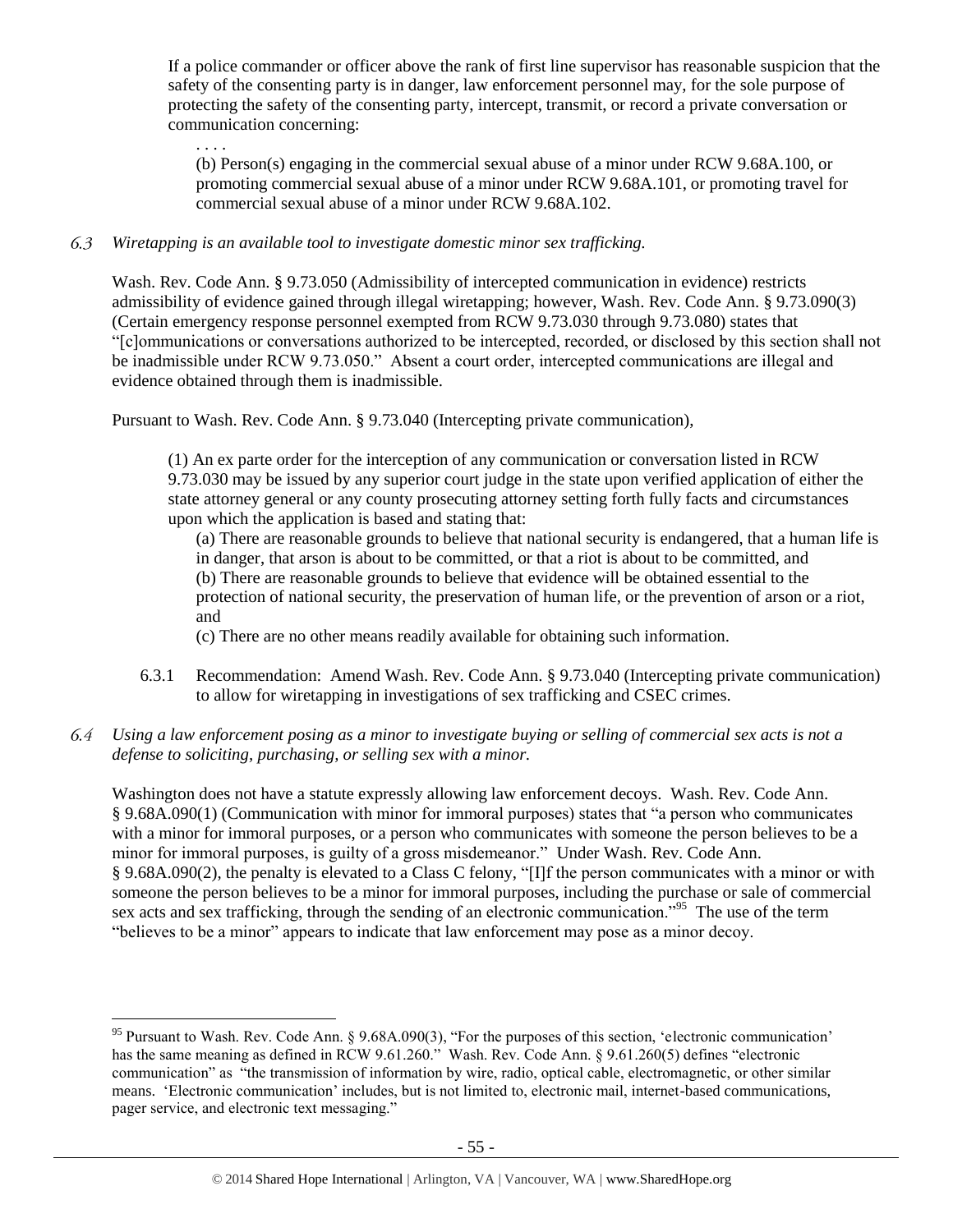> If a police commander or officer above the rank of first line supervisor has reasonable suspicion that the safety of the consenting party is in danger, law enforcement personnel may, for the sole purpose of protecting the safety of the consenting party, intercept, transmit, or record a private conversation or communication concerning:
>
> . . . .
>
> > (b) Person(s) engaging in the commercial sexual abuse of a minor under RCW 9.68A.100, or promoting commercial sexual abuse of a minor under RCW 9.68A.101, or promoting travel for commercial sexual abuse of a minor under RCW 9.68A.102.

*6.3 Wiretapping is an available tool to investigate domestic minor sex trafficking.*

Wash. Rev. Code Ann. § 9.73.050 (Admissibility of intercepted communication in evidence) restricts admissibility of evidence gained through illegal wiretapping; however, Wash. Rev. Code Ann. § 9.73.090(3) (Certain emergency response personnel exempted from RCW 9.73.030 through 9.73.080) states that "[c]ommunications or conversations authorized to be intercepted, recorded, or disclosed by this section shall not be inadmissible under RCW 9.73.050." Absent a court order, intercepted communications are illegal and evidence obtained through them is inadmissible.

Pursuant to Wash. Rev. Code Ann. § 9.73.040 (Intercepting private communication),

> (1) An ex parte order for the interception of any communication or conversation listed in RCW 9.73.030 may be issued by any superior court judge in the state upon verified application of either the state attorney general or any county prosecuting attorney setting forth fully facts and circumstances upon which the application is based and stating that:
>
> > (a) There are reasonable grounds to believe that national security is endangered, that a human life is in danger, that arson is about to be committed, or that a riot is about to be committed, and
> > (b) There are reasonable grounds to believe that evidence will be obtained essential to the protection of national security, the preservation of human life, or the prevention of arson or a riot, and
> > (c) There are no other means readily available for obtaining such information.

6.3.1 Recommendation: Amend Wash. Rev. Code Ann. § 9.73.040 (Intercepting private communication) to allow for wiretapping in investigations of sex trafficking and CSEC crimes.

*6.4 Using a law enforcement posing as a minor to investigate buying or selling of commercial sex acts is not a defense to soliciting, purchasing, or selling sex with a minor.*

Washington does not have a statute expressly allowing law enforcement decoys. Wash. Rev. Code Ann. § 9.68A.090(1) (Communication with minor for immoral purposes) states that "a person who communicates with a minor for immoral purposes, or a person who communicates with someone the person believes to be a minor for immoral purposes, is guilty of a gross misdemeanor." Under Wash. Rev. Code Ann. § 9.68A.090(2), the penalty is elevated to a Class C felony, "[I]f the person communicates with a minor or with someone the person believes to be a minor for immoral purposes, including the purchase or sale of commercial sex acts and sex trafficking, through the sending of an electronic communication."[95] The use of the term "believes to be a minor" appears to indicate that law enforcement may pose as a minor decoy.

---

[95] Pursuant to Wash. Rev. Code Ann. § 9.68A.090(3), "For the purposes of this section, 'electronic communication' has the same meaning as defined in RCW 9.61.260." Wash. Rev. Code Ann. § 9.61.260(5) defines "electronic communication" as "the transmission of information by wire, radio, optical cable, electromagnetic, or other similar means. 'Electronic communication' includes, but is not limited to, electronic mail, internet-based communications, pager service, and electronic text messaging."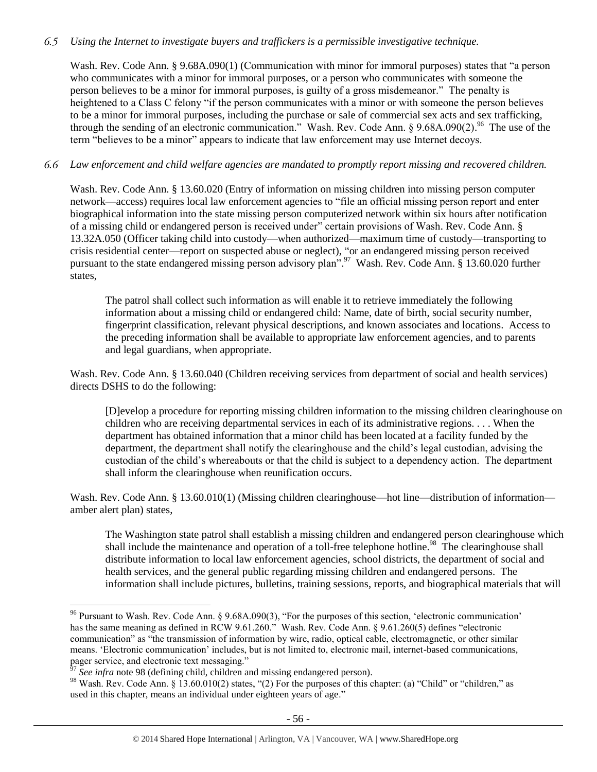*6.5 Using the Internet to investigate buyers and traffickers is a permissible investigative technique.*

Wash. Rev. Code Ann. § 9.68A.090(1) (Communication with minor for immoral purposes) states that "a person who communicates with a minor for immoral purposes, or a person who communicates with someone the person believes to be a minor for immoral purposes, is guilty of a gross misdemeanor." The penalty is heightened to a Class C felony "if the person communicates with a minor or with someone the person believes to be a minor for immoral purposes, including the purchase or sale of commercial sex acts and sex trafficking, through the sending of an electronic communication." Wash. Rev. Code Ann. § 9.68A.090(2).[96] The use of the term "believes to be a minor" appears to indicate that law enforcement may use Internet decoys.

*6.6 Law enforcement and child welfare agencies are mandated to promptly report missing and recovered children.*

Wash. Rev. Code Ann. § 13.60.020 (Entry of information on missing children into missing person computer network—access) requires local law enforcement agencies to "file an official missing person report and enter biographical information into the state missing person computerized network within six hours after notification of a missing child or endangered person is received under" certain provisions of Wash. Rev. Code Ann. § 13.32A.050 (Officer taking child into custody—when authorized—maximum time of custody—transporting to crisis residential center—report on suspected abuse or neglect), "or an endangered missing person received pursuant to the state endangered missing person advisory plan".[97] Wash. Rev. Code Ann. § 13.60.020 further states,

> The patrol shall collect such information as will enable it to retrieve immediately the following information about a missing child or endangered child: Name, date of birth, social security number, fingerprint classification, relevant physical descriptions, and known associates and locations. Access to the preceding information shall be available to appropriate law enforcement agencies, and to parents and legal guardians, when appropriate.

Wash. Rev. Code Ann. § 13.60.040 (Children receiving services from department of social and health services) directs DSHS to do the following:

> [D]evelop a procedure for reporting missing children information to the missing children clearinghouse on children who are receiving departmental services in each of its administrative regions. . . . When the department has obtained information that a minor child has been located at a facility funded by the department, the department shall notify the clearinghouse and the child's legal custodian, advising the custodian of the child's whereabouts or that the child is subject to a dependency action. The department shall inform the clearinghouse when reunification occurs.

Wash. Rev. Code Ann. § 13.60.010(1) (Missing children clearinghouse—hot line—distribution of information—amber alert plan) states,

> The Washington state patrol shall establish a missing children and endangered person clearinghouse which shall include the maintenance and operation of a toll-free telephone hotline.[98] The clearinghouse shall distribute information to local law enforcement agencies, school districts, the department of social and health services, and the general public regarding missing children and endangered persons. The information shall include pictures, bulletins, training sessions, reports, and biographical materials that will

---

[96] Pursuant to Wash. Rev. Code Ann. § 9.68A.090(3), "For the purposes of this section, 'electronic communication' has the same meaning as defined in RCW 9.61.260." Wash. Rev. Code Ann. § 9.61.260(5) defines "electronic communication" as "the transmission of information by wire, radio, optical cable, electromagnetic, or other similar means. 'Electronic communication' includes, but is not limited to, electronic mail, internet-based communications, pager service, and electronic text messaging."

[97] *See infra* note 98 (defining child, children and missing endangered person).

[98] Wash. Rev. Code Ann. § 13.60.010(2) states, "(2) For the purposes of this chapter: (a) "Child" or "children," as used in this chapter, means an individual under eighteen years of age."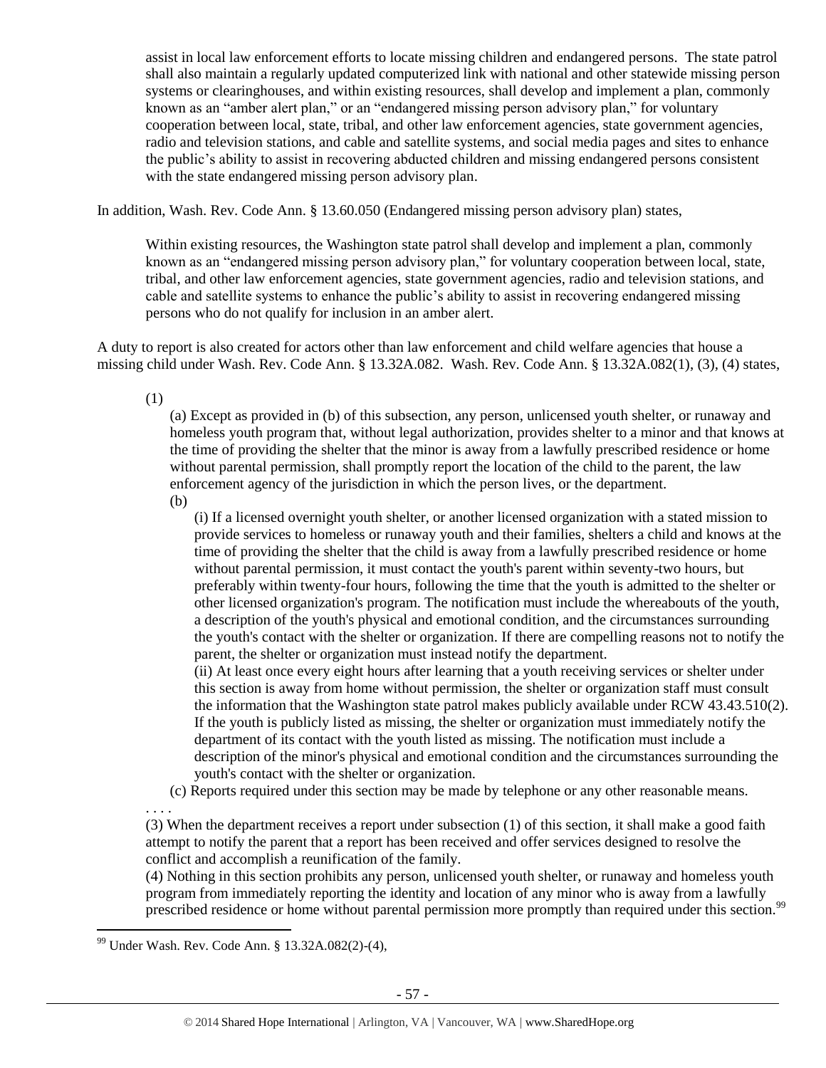assist in local law enforcement efforts to locate missing children and endangered persons. The state patrol shall also maintain a regularly updated computerized link with national and other statewide missing person systems or clearinghouses, and within existing resources, shall develop and implement a plan, commonly known as an "amber alert plan," or an "endangered missing person advisory plan," for voluntary cooperation between local, state, tribal, and other law enforcement agencies, state government agencies, radio and television stations, and cable and satellite systems, and social media pages and sites to enhance the public's ability to assist in recovering abducted children and missing endangered persons consistent with the state endangered missing person advisory plan.

In addition, Wash. Rev. Code Ann. § 13.60.050 (Endangered missing person advisory plan) states,

> Within existing resources, the Washington state patrol shall develop and implement a plan, commonly known as an "endangered missing person advisory plan," for voluntary cooperation between local, state, tribal, and other law enforcement agencies, state government agencies, radio and television stations, and cable and satellite systems to enhance the public's ability to assist in recovering endangered missing persons who do not qualify for inclusion in an amber alert.

A duty to report is also created for actors other than law enforcement and child welfare agencies that house a missing child under Wash. Rev. Code Ann. § 13.32A.082. Wash. Rev. Code Ann. § 13.32A.082(1), (3), (4) states,

> (1)
>
> (a) Except as provided in (b) of this subsection, any person, unlicensed youth shelter, or runaway and homeless youth program that, without legal authorization, provides shelter to a minor and that knows at the time of providing the shelter that the minor is away from a lawfully prescribed residence or home without parental permission, shall promptly report the location of the child to the parent, the law enforcement agency of the jurisdiction in which the person lives, or the department.
>
> (b)
>
> (i) If a licensed overnight youth shelter, or another licensed organization with a stated mission to provide services to homeless or runaway youth and their families, shelters a child and knows at the time of providing the shelter that the child is away from a lawfully prescribed residence or home without parental permission, it must contact the youth's parent within seventy-two hours, but preferably within twenty-four hours, following the time that the youth is admitted to the shelter or other licensed organization's program. The notification must include the whereabouts of the youth, a description of the youth's physical and emotional condition, and the circumstances surrounding the youth's contact with the shelter or organization. If there are compelling reasons not to notify the parent, the shelter or organization must instead notify the department.
>
> (ii) At least once every eight hours after learning that a youth receiving services or shelter under this section is away from home without permission, the shelter or organization staff must consult the information that the Washington state patrol makes publicly available under RCW 43.43.510(2). If the youth is publicly listed as missing, the shelter or organization must immediately notify the department of its contact with the youth listed as missing. The notification must include a description of the minor's physical and emotional condition and the circumstances surrounding the youth's contact with the shelter or organization.
>
> (c) Reports required under this section may be made by telephone or any other reasonable means.
>
> . . . .
>
> (3) When the department receives a report under subsection (1) of this section, it shall make a good faith attempt to notify the parent that a report has been received and offer services designed to resolve the conflict and accomplish a reunification of the family.
>
> (4) Nothing in this section prohibits any person, unlicensed youth shelter, or runaway and homeless youth program from immediately reporting the identity and location of any minor who is away from a lawfully prescribed residence or home without parental permission more promptly than required under this section.[99]

[99] Under Wash. Rev. Code Ann. § 13.32A.082(2)-(4),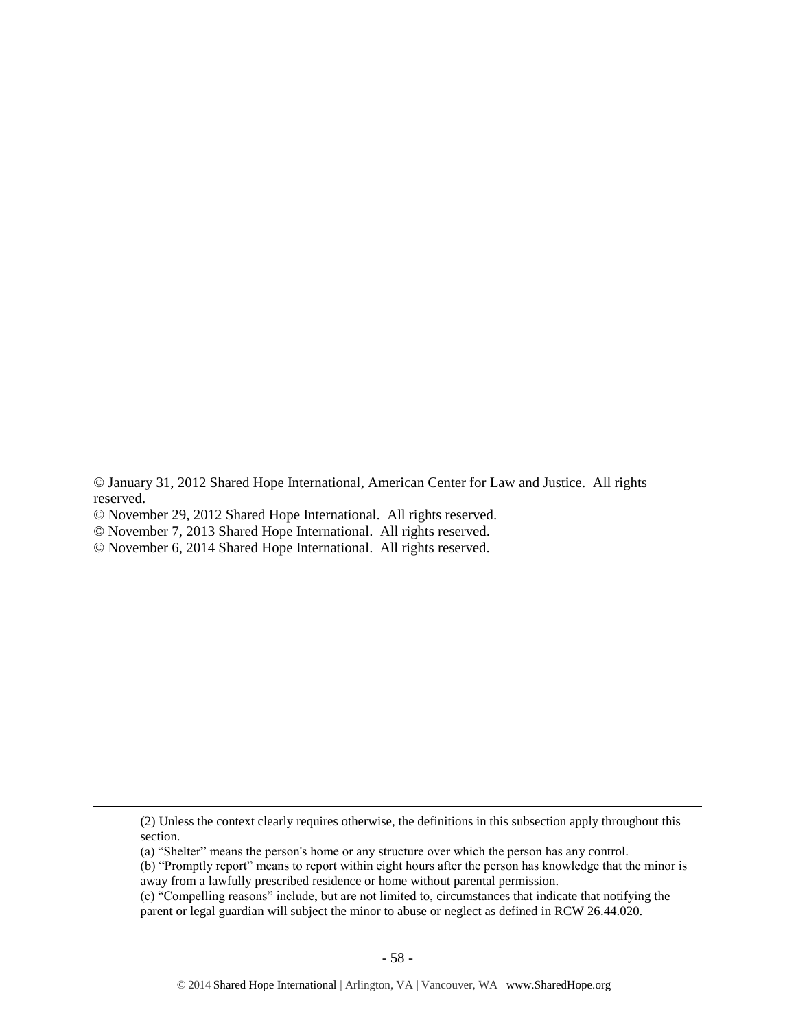© January 31, 2012 Shared Hope International, American Center for Law and Justice. All rights reserved.

© November 29, 2012 Shared Hope International. All rights reserved.

© November 7, 2013 Shared Hope International. All rights reserved.

© November 6, 2014 Shared Hope International. All rights reserved.

---

(2) Unless the context clearly requires otherwise, the definitions in this subsection apply throughout this section.

(a) "Shelter" means the person's home or any structure over which the person has any control.

(b) "Promptly report" means to report within eight hours after the person has knowledge that the minor is away from a lawfully prescribed residence or home without parental permission.

(c) "Compelling reasons" include, but are not limited to, circumstances that indicate that notifying the parent or legal guardian will subject the minor to abuse or neglect as defined in RCW 26.44.020.